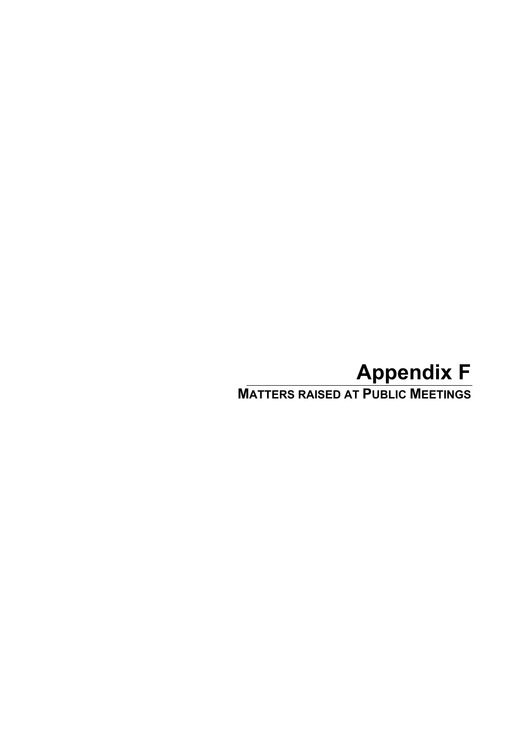# Appendix F

## MATTERS RAISED AT PUBLIC MEETINGS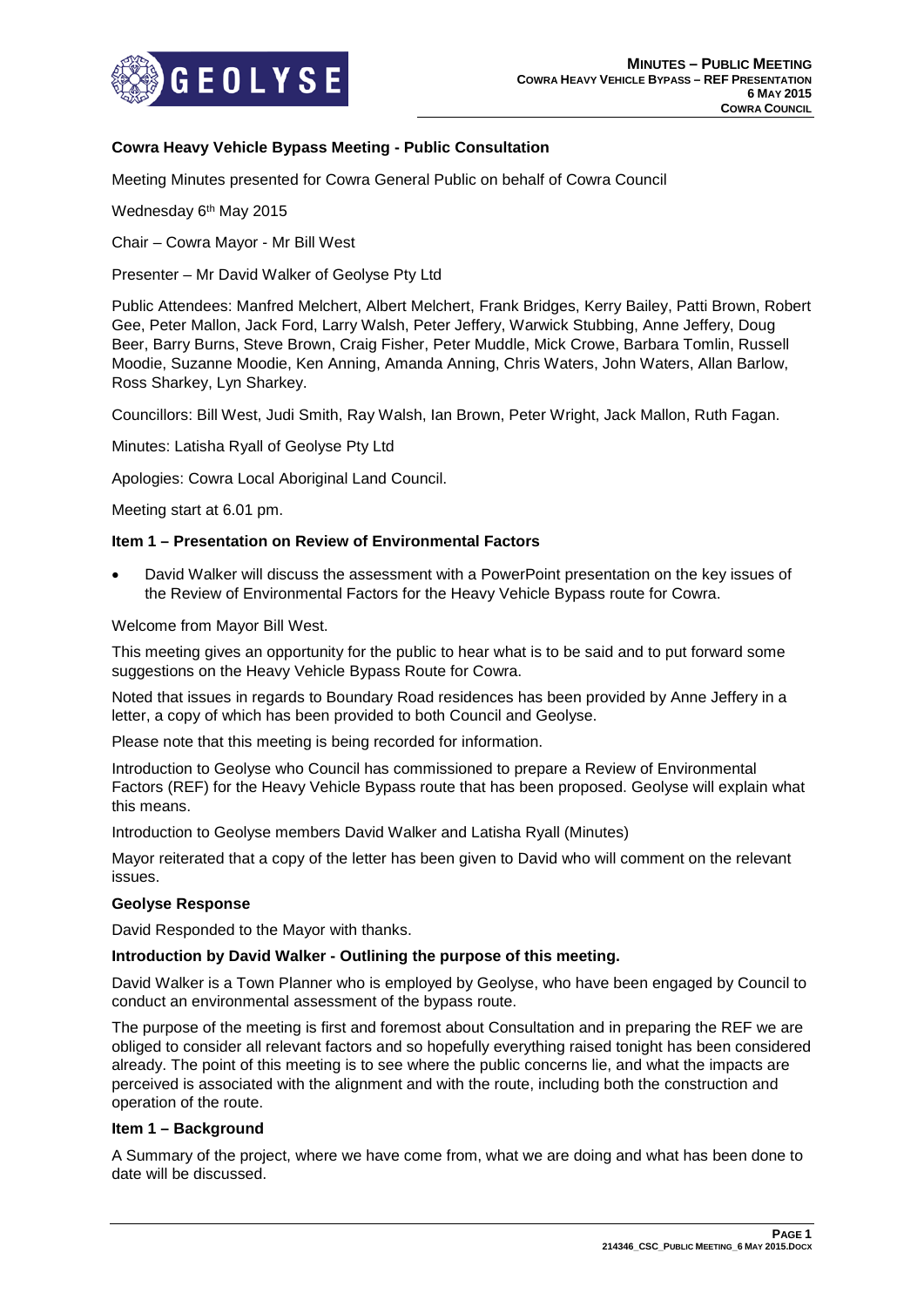**Cowra Heavy Vehicle Bypass Meeting - Public Consultation**

Meeting Minutes presented for Cowra General Public on behalf of Cowra Council

Wednesday 6th May 2015

Chair – Cowra Mayor - Mr Bill West

Presenter – Mr David Walker of Geolyse Pty Ltd

Public Attendees: Manfred Melchert, Albert Melchert, Frank Bridges, Kerry Bailey, Patti Brown, Robert Gee, Peter Mallon, Jack Ford, Larry Walsh, Peter Jeffery, Warwick Stubbing, Anne Jeffery, Doug Beer, Barry Burns, Steve Brown, Craig Fisher, Peter Muddle, Mick Crowe, Barbara Tomlin, Russell Moodie, Suzanne Moodie, Ken Anning, Amanda Anning, Chris Waters, John Waters, Allan Barlow, Ross Sharkey, Lyn Sharkey.

Councillors: Bill West, Judi Smith, Ray Walsh, Ian Brown, Peter Wright, Jack Mallon, Ruth Fagan.

Minutes: Latisha Ryall of Geolyse Pty Ltd

Apologies: Cowra Local Aboriginal Land Council.

Meeting start at 6.01 pm.

**Item 1 – Presentation on Review of Environmental Factors**

- David Walker will discuss the assessment with a PowerPoint presentation on the key issues of the Review of Environmental Factors for the Heavy Vehicle Bypass route for Cowra.

Welcome from Mayor Bill West.

This meeting gives an opportunity for the public to hear what is to be said and to put forward some suggestions on the Heavy Vehicle Bypass Route for Cowra.

Noted that issues in regards to Boundary Road residences has been provided by Anne Jeffery in a letter, a copy of which has been provided to both Council and Geolyse.

Please note that this meeting is being recorded for information.

Introduction to Geolyse who Council has commissioned to prepare a Review of Environmental Factors (REF) for the Heavy Vehicle Bypass route that has been proposed. Geolyse will explain what this means.

Introduction to Geolyse members David Walker and Latisha Ryall (Minutes)

Mayor reiterated that a copy of the letter has been given to David who will comment on the relevant issues.

**Geolyse Response**

David Responded to the Mayor with thanks.

**Introduction by David Walker - Outlining the purpose of this meeting.**

David Walker is a Town Planner who is employed by Geolyse, who have been engaged by Council to conduct an environmental assessment of the bypass route.

The purpose of the meeting is first and foremost about Consultation and in preparing the REF we are obliged to consider all relevant factors and so hopefully everything raised tonight has been considered already. The point of this meeting is to see where the public concerns lie, and what the impacts are perceived is associated with the alignment and with the route, including both the construction and operation of the route.

**Item 1 – Background**

A Summary of the project, where we have come from, what we are doing and what has been done to date will be discussed.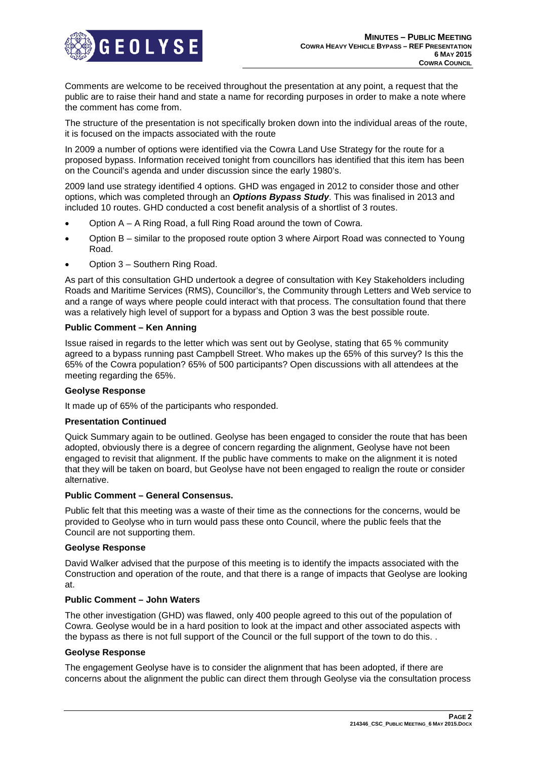Comments are welcome to be received throughout the presentation at any point, a request that the public are to raise their hand and state a name for recording purposes in order to make a note where the comment has come from.

The structure of the presentation is not specifically broken down into the individual areas of the route, it is focused on the impacts associated with the route

In 2009 a number of options were identified via the Cowra Land Use Strategy for the route for a proposed bypass. Information received tonight from councillors has identified that this item has been on the Council's agenda and under discussion since the early 1980's.

2009 land use strategy identified 4 options. GHD was engaged in 2012 to consider those and other options, which was completed through an ***Options Bypass Study***. This was finalised in 2013 and included 10 routes. GHD conducted a cost benefit analysis of a shortlist of 3 routes.

- Option A – A Ring Road, a full Ring Road around the town of Cowra.
- Option B – similar to the proposed route option 3 where Airport Road was connected to Young Road.
- Option 3 – Southern Ring Road.

As part of this consultation GHD undertook a degree of consultation with Key Stakeholders including Roads and Maritime Services (RMS), Councillor's, the Community through Letters and Web service to and a range of ways where people could interact with that process. The consultation found that there was a relatively high level of support for a bypass and Option 3 was the best possible route.

**Public Comment – Ken Anning**

Issue raised in regards to the letter which was sent out by Geolyse, stating that 65 % community agreed to a bypass running past Campbell Street. Who makes up the 65% of this survey? Is this the 65% of the Cowra population? 65% of 500 participants? Open discussions with all attendees at the meeting regarding the 65%.

**Geolyse Response**

It made up of 65% of the participants who responded.

**Presentation Continued**

Quick Summary again to be outlined. Geolyse has been engaged to consider the route that has been adopted, obviously there is a degree of concern regarding the alignment, Geolyse have not been engaged to revisit that alignment. If the public have comments to make on the alignment it is noted that they will be taken on board, but Geolyse have not been engaged to realign the route or consider alternative.

**Public Comment – General Consensus.**

Public felt that this meeting was a waste of their time as the connections for the concerns, would be provided to Geolyse who in turn would pass these onto Council, where the public feels that the Council are not supporting them.

**Geolyse Response**

David Walker advised that the purpose of this meeting is to identify the impacts associated with the Construction and operation of the route, and that there is a range of impacts that Geolyse are looking at.

**Public Comment – John Waters**

The other investigation (GHD) was flawed, only 400 people agreed to this out of the population of Cowra. Geolyse would be in a hard position to look at the impact and other associated aspects with the bypass as there is not full support of the Council or the full support of the town to do this. .

**Geolyse Response**

The engagement Geolyse have is to consider the alignment that has been adopted, if there are concerns about the alignment the public can direct them through Geolyse via the consultation process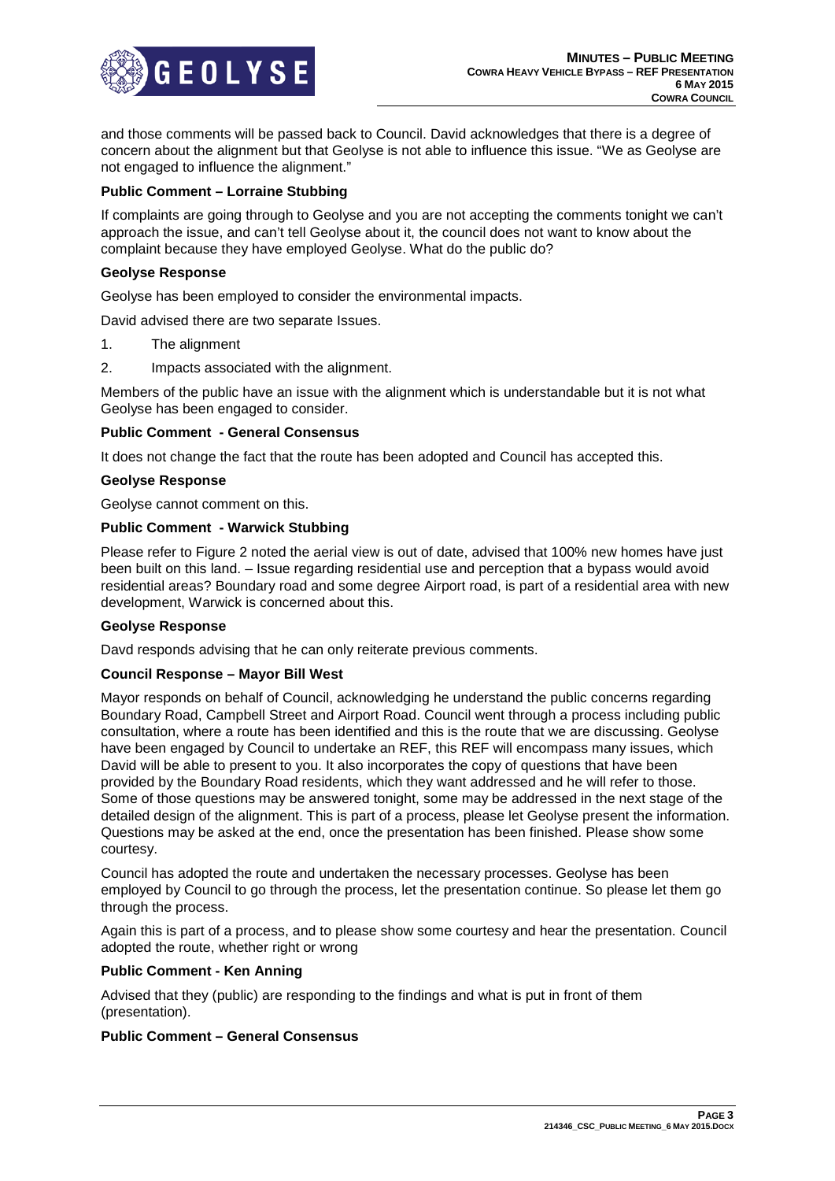and those comments will be passed back to Council. David acknowledges that there is a degree of concern about the alignment but that Geolyse is not able to influence this issue. "We as Geolyse are not engaged to influence the alignment."

**Public Comment – Lorraine Stubbing**

If complaints are going through to Geolyse and you are not accepting the comments tonight we can't approach the issue, and can't tell Geolyse about it, the council does not want to know about the complaint because they have employed Geolyse. What do the public do?

**Geolyse Response**

Geolyse has been employed to consider the environmental impacts.

David advised there are two separate Issues.

1. The alignment
2. Impacts associated with the alignment.

Members of the public have an issue with the alignment which is understandable but it is not what Geolyse has been engaged to consider.

**Public Comment - General Consensus**

It does not change the fact that the route has been adopted and Council has accepted this.

**Geolyse Response**

Geolyse cannot comment on this.

**Public Comment - Warwick Stubbing**

Please refer to Figure 2 noted the aerial view is out of date, advised that 100% new homes have just been built on this land. – Issue regarding residential use and perception that a bypass would avoid residential areas? Boundary road and some degree Airport road, is part of a residential area with new development, Warwick is concerned about this.

**Geolyse Response**

Davd responds advising that he can only reiterate previous comments.

**Council Response – Mayor Bill West**

Mayor responds on behalf of Council, acknowledging he understand the public concerns regarding Boundary Road, Campbell Street and Airport Road. Council went through a process including public consultation, where a route has been identified and this is the route that we are discussing. Geolyse have been engaged by Council to undertake an REF, this REF will encompass many issues, which David will be able to present to you. It also incorporates the copy of questions that have been provided by the Boundary Road residents, which they want addressed and he will refer to those. Some of those questions may be answered tonight, some may be addressed in the next stage of the detailed design of the alignment. This is part of a process, please let Geolyse present the information. Questions may be asked at the end, once the presentation has been finished. Please show some courtesy.

Council has adopted the route and undertaken the necessary processes. Geolyse has been employed by Council to go through the process, let the presentation continue. So please let them go through the process.

Again this is part of a process, and to please show some courtesy and hear the presentation. Council adopted the route, whether right or wrong

**Public Comment - Ken Anning**

Advised that they (public) are responding to the findings and what is put in front of them (presentation).

**Public Comment – General Consensus**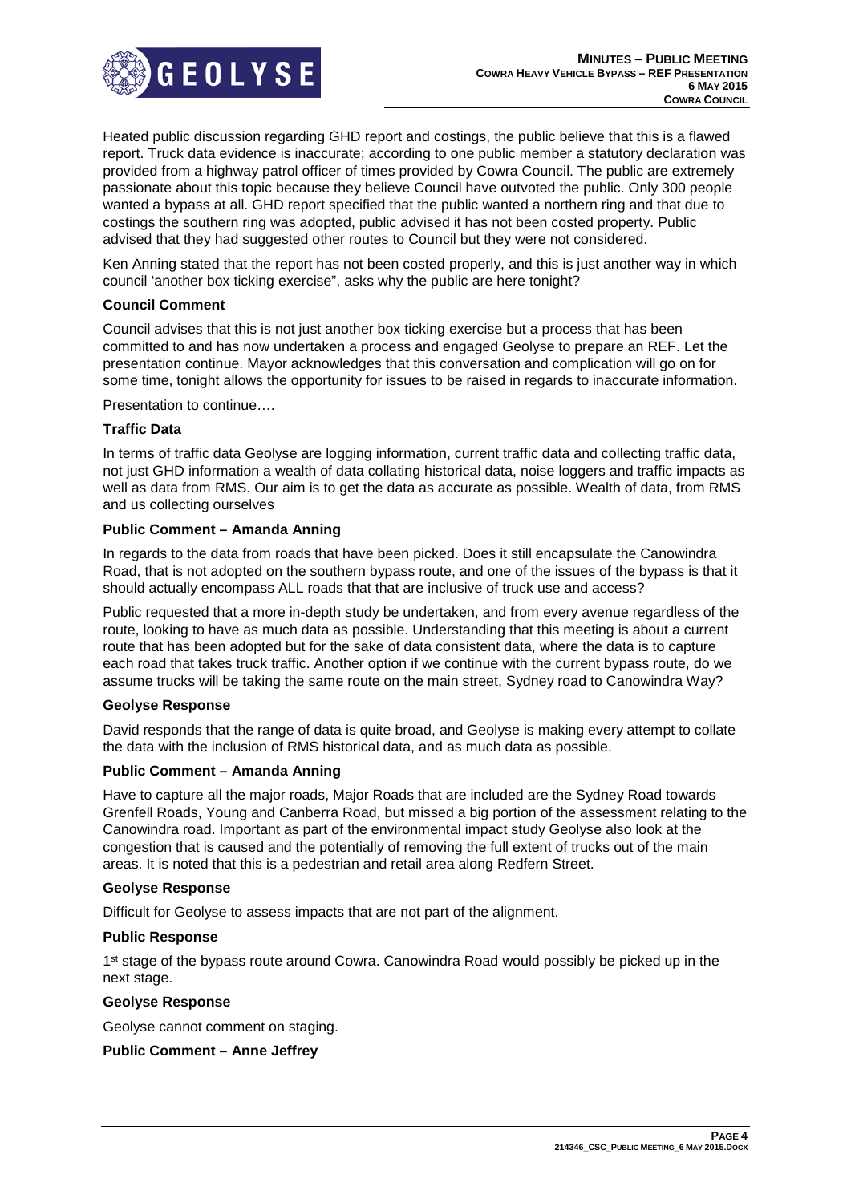Heated public discussion regarding GHD report and costings, the public believe that this is a flawed report. Truck data evidence is inaccurate; according to one public member a statutory declaration was provided from a highway patrol officer of times provided by Cowra Council. The public are extremely passionate about this topic because they believe Council have outvoted the public. Only 300 people wanted a bypass at all. GHD report specified that the public wanted a northern ring and that due to costings the southern ring was adopted, public advised it has not been costed property. Public advised that they had suggested other routes to Council but they were not considered.

Ken Anning stated that the report has not been costed properly, and this is just another way in which council 'another box ticking exercise", asks why the public are here tonight?

**Council Comment**

Council advises that this is not just another box ticking exercise but a process that has been committed to and has now undertaken a process and engaged Geolyse to prepare an REF. Let the presentation continue. Mayor acknowledges that this conversation and complication will go on for some time, tonight allows the opportunity for issues to be raised in regards to inaccurate information.

Presentation to continue….

**Traffic Data**

In terms of traffic data Geolyse are logging information, current traffic data and collecting traffic data, not just GHD information a wealth of data collating historical data, noise loggers and traffic impacts as well as data from RMS. Our aim is to get the data as accurate as possible. Wealth of data, from RMS and us collecting ourselves

**Public Comment – Amanda Anning**

In regards to the data from roads that have been picked. Does it still encapsulate the Canowindra Road, that is not adopted on the southern bypass route, and one of the issues of the bypass is that it should actually encompass ALL roads that that are inclusive of truck use and access?

Public requested that a more in-depth study be undertaken, and from every avenue regardless of the route, looking to have as much data as possible. Understanding that this meeting is about a current route that has been adopted but for the sake of data consistent data, where the data is to capture each road that takes truck traffic. Another option if we continue with the current bypass route, do we assume trucks will be taking the same route on the main street, Sydney road to Canowindra Way?

**Geolyse Response**

David responds that the range of data is quite broad, and Geolyse is making every attempt to collate the data with the inclusion of RMS historical data, and as much data as possible.

**Public Comment – Amanda Anning**

Have to capture all the major roads, Major Roads that are included are the Sydney Road towards Grenfell Roads, Young and Canberra Road, but missed a big portion of the assessment relating to the Canowindra road. Important as part of the environmental impact study Geolyse also look at the congestion that is caused and the potentially of removing the full extent of trucks out of the main areas. It is noted that this is a pedestrian and retail area along Redfern Street.

**Geolyse Response**

Difficult for Geolyse to assess impacts that are not part of the alignment.

**Public Response**

1st stage of the bypass route around Cowra. Canowindra Road would possibly be picked up in the next stage.

**Geolyse Response**

Geolyse cannot comment on staging.

**Public Comment – Anne Jeffrey**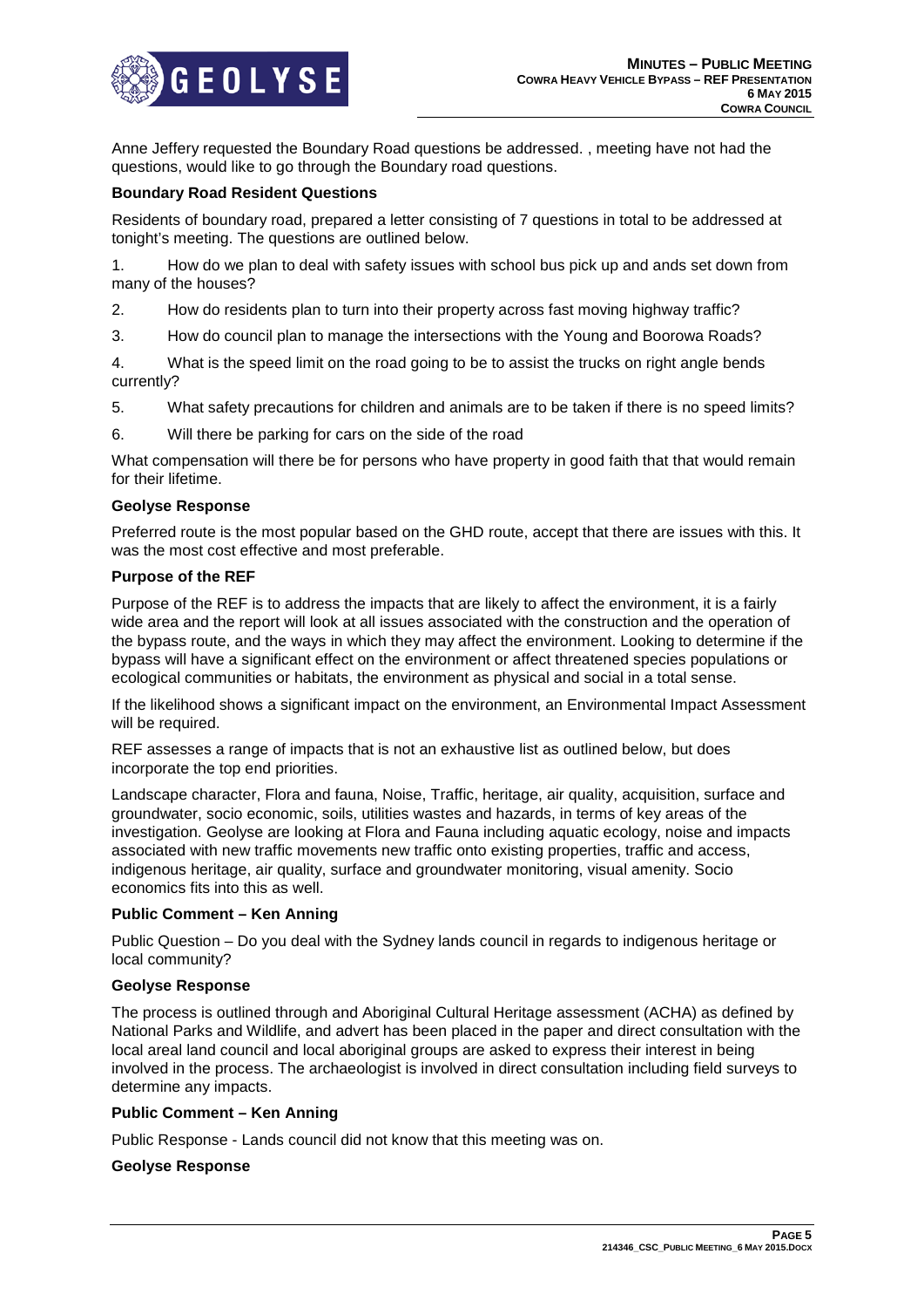Anne Jeffery requested the Boundary Road questions be addressed. , meeting have not had the questions, would like to go through the Boundary road questions.

**Boundary Road Resident Questions**

Residents of boundary road, prepared a letter consisting of 7 questions in total to be addressed at tonight's meeting. The questions are outlined below.

1. How do we plan to deal with safety issues with school bus pick up and ands set down from many of the houses?
2. How do residents plan to turn into their property across fast moving highway traffic?
3. How do council plan to manage the intersections with the Young and Boorowa Roads?
4. What is the speed limit on the road going to be to assist the trucks on right angle bends currently?
5. What safety precautions for children and animals are to be taken if there is no speed limits?
6. Will there be parking for cars on the side of the road

What compensation will there be for persons who have property in good faith that that would remain for their lifetime.

**Geolyse Response**

Preferred route is the most popular based on the GHD route, accept that there are issues with this. It was the most cost effective and most preferable.

**Purpose of the REF**

Purpose of the REF is to address the impacts that are likely to affect the environment, it is a fairly wide area and the report will look at all issues associated with the construction and the operation of the bypass route, and the ways in which they may affect the environment. Looking to determine if the bypass will have a significant effect on the environment or affect threatened species populations or ecological communities or habitats, the environment as physical and social in a total sense.

If the likelihood shows a significant impact on the environment, an Environmental Impact Assessment will be required.

REF assesses a range of impacts that is not an exhaustive list as outlined below, but does incorporate the top end priorities.

Landscape character, Flora and fauna, Noise, Traffic, heritage, air quality, acquisition, surface and groundwater, socio economic, soils, utilities wastes and hazards, in terms of key areas of the investigation. Geolyse are looking at Flora and Fauna including aquatic ecology, noise and impacts associated with new traffic movements new traffic onto existing properties, traffic and access, indigenous heritage, air quality, surface and groundwater monitoring, visual amenity. Socio economics fits into this as well.

**Public Comment – Ken Anning**

Public Question – Do you deal with the Sydney lands council in regards to indigenous heritage or local community?

**Geolyse Response**

The process is outlined through and Aboriginal Cultural Heritage assessment (ACHA) as defined by National Parks and Wildlife, and advert has been placed in the paper and direct consultation with the local areal land council and local aboriginal groups are asked to express their interest in being involved in the process. The archaeologist is involved in direct consultation including field surveys to determine any impacts.

**Public Comment – Ken Anning**

Public Response - Lands council did not know that this meeting was on.

**Geolyse Response**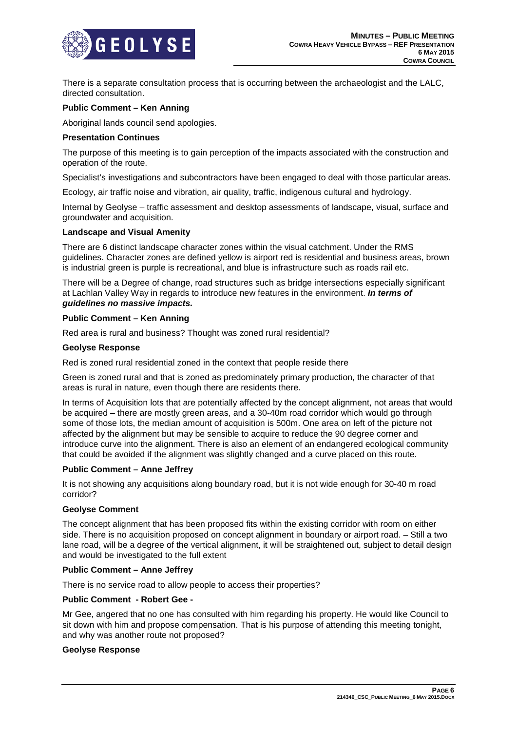There is a separate consultation process that is occurring between the archaeologist and the LALC, directed consultation.

**Public Comment – Ken Anning**

Aboriginal lands council send apologies.

**Presentation Continues**

The purpose of this meeting is to gain perception of the impacts associated with the construction and operation of the route.

Specialist's investigations and subcontractors have been engaged to deal with those particular areas.

Ecology, air traffic noise and vibration, air quality, traffic, indigenous cultural and hydrology.

Internal by Geolyse – traffic assessment and desktop assessments of landscape, visual, surface and groundwater and acquisition.

**Landscape and Visual Amenity**

There are 6 distinct landscape character zones within the visual catchment. Under the RMS guidelines. Character zones are defined yellow is airport red is residential and business areas, brown is industrial green is purple is recreational, and blue is infrastructure such as roads rail etc.

There will be a Degree of change, road structures such as bridge intersections especially significant at Lachlan Valley Way in regards to introduce new features in the environment. ***In terms of guidelines no massive impacts.***

**Public Comment – Ken Anning**

Red area is rural and business? Thought was zoned rural residential?

**Geolyse Response**

Red is zoned rural residential zoned in the context that people reside there

Green is zoned rural and that is zoned as predominately primary production, the character of that areas is rural in nature, even though there are residents there.

In terms of Acquisition lots that are potentially affected by the concept alignment, not areas that would be acquired – there are mostly green areas, and a 30-40m road corridor which would go through some of those lots, the median amount of acquisition is 500m. One area on left of the picture not affected by the alignment but may be sensible to acquire to reduce the 90 degree corner and introduce curve into the alignment. There is also an element of an endangered ecological community that could be avoided if the alignment was slightly changed and a curve placed on this route.

**Public Comment – Anne Jeffrey**

It is not showing any acquisitions along boundary road, but it is not wide enough for 30-40 m road corridor?

**Geolyse Comment**

The concept alignment that has been proposed fits within the existing corridor with room on either side. There is no acquisition proposed on concept alignment in boundary or airport road. – Still a two lane road, will be a degree of the vertical alignment, it will be straightened out, subject to detail design and would be investigated to the full extent

**Public Comment – Anne Jeffrey**

There is no service road to allow people to access their properties?

**Public Comment - Robert Gee -**

Mr Gee, angered that no one has consulted with him regarding his property. He would like Council to sit down with him and propose compensation. That is his purpose of attending this meeting tonight, and why was another route not proposed?

**Geolyse Response**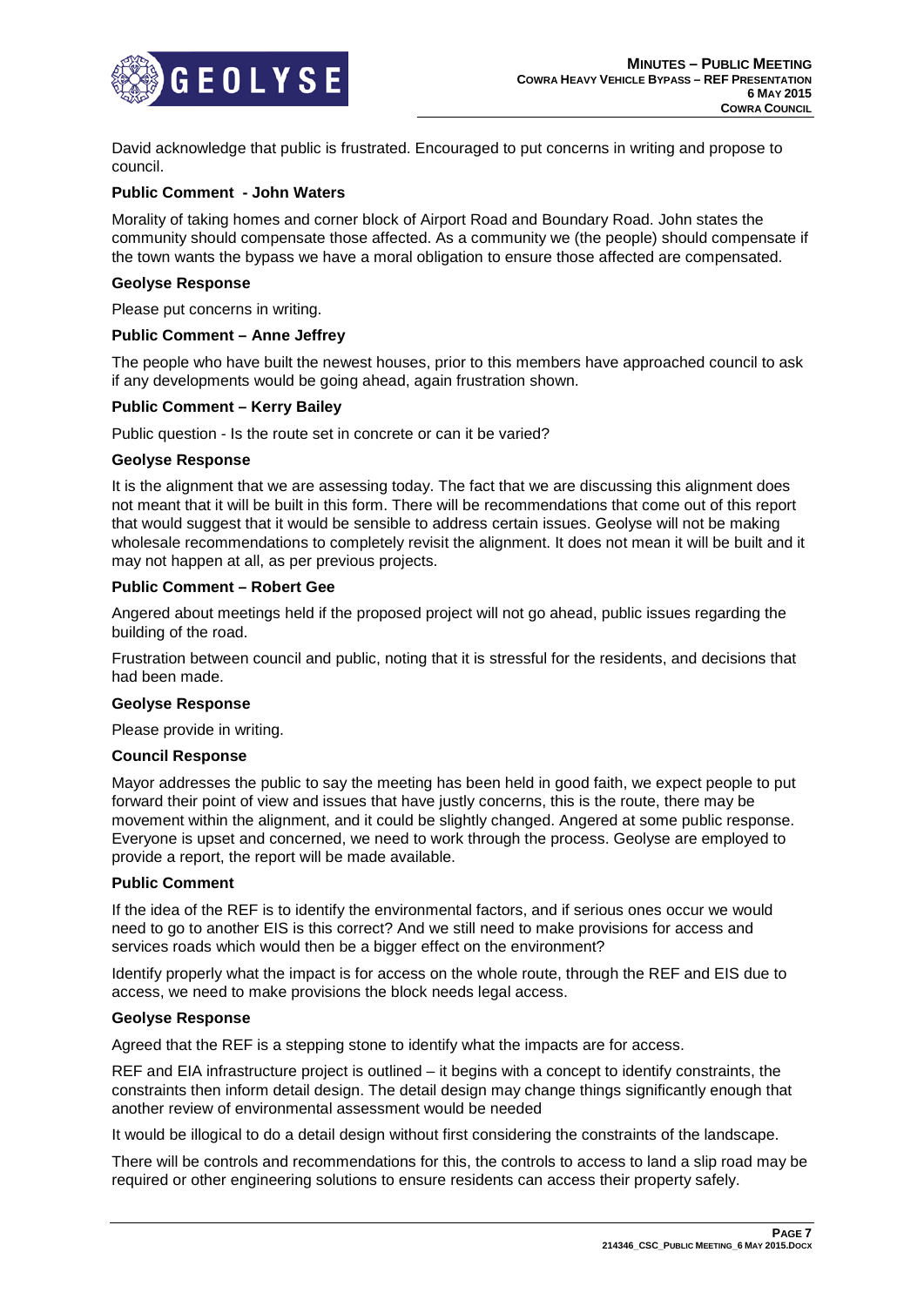David acknowledge that public is frustrated. Encouraged to put concerns in writing and propose to council.

**Public Comment - John Waters**

Morality of taking homes and corner block of Airport Road and Boundary Road. John states the community should compensate those affected. As a community we (the people) should compensate if the town wants the bypass we have a moral obligation to ensure those affected are compensated.

**Geolyse Response**

Please put concerns in writing.

**Public Comment – Anne Jeffrey**

The people who have built the newest houses, prior to this members have approached council to ask if any developments would be going ahead, again frustration shown.

**Public Comment – Kerry Bailey**

Public question - Is the route set in concrete or can it be varied?

**Geolyse Response**

It is the alignment that we are assessing today. The fact that we are discussing this alignment does not meant that it will be built in this form. There will be recommendations that come out of this report that would suggest that it would be sensible to address certain issues. Geolyse will not be making wholesale recommendations to completely revisit the alignment. It does not mean it will be built and it may not happen at all, as per previous projects.

**Public Comment – Robert Gee**

Angered about meetings held if the proposed project will not go ahead, public issues regarding the building of the road.

Frustration between council and public, noting that it is stressful for the residents, and decisions that had been made.

**Geolyse Response**

Please provide in writing.

**Council Response**

Mayor addresses the public to say the meeting has been held in good faith, we expect people to put forward their point of view and issues that have justly concerns, this is the route, there may be movement within the alignment, and it could be slightly changed. Angered at some public response. Everyone is upset and concerned, we need to work through the process. Geolyse are employed to provide a report, the report will be made available.

**Public Comment**

If the idea of the REF is to identify the environmental factors, and if serious ones occur we would need to go to another EIS is this correct? And we still need to make provisions for access and services roads which would then be a bigger effect on the environment?

Identify properly what the impact is for access on the whole route, through the REF and EIS due to access, we need to make provisions the block needs legal access.

**Geolyse Response**

Agreed that the REF is a stepping stone to identify what the impacts are for access.

REF and EIA infrastructure project is outlined – it begins with a concept to identify constraints, the constraints then inform detail design. The detail design may change things significantly enough that another review of environmental assessment would be needed

It would be illogical to do a detail design without first considering the constraints of the landscape.

There will be controls and recommendations for this, the controls to access to land a slip road may be required or other engineering solutions to ensure residents can access their property safely.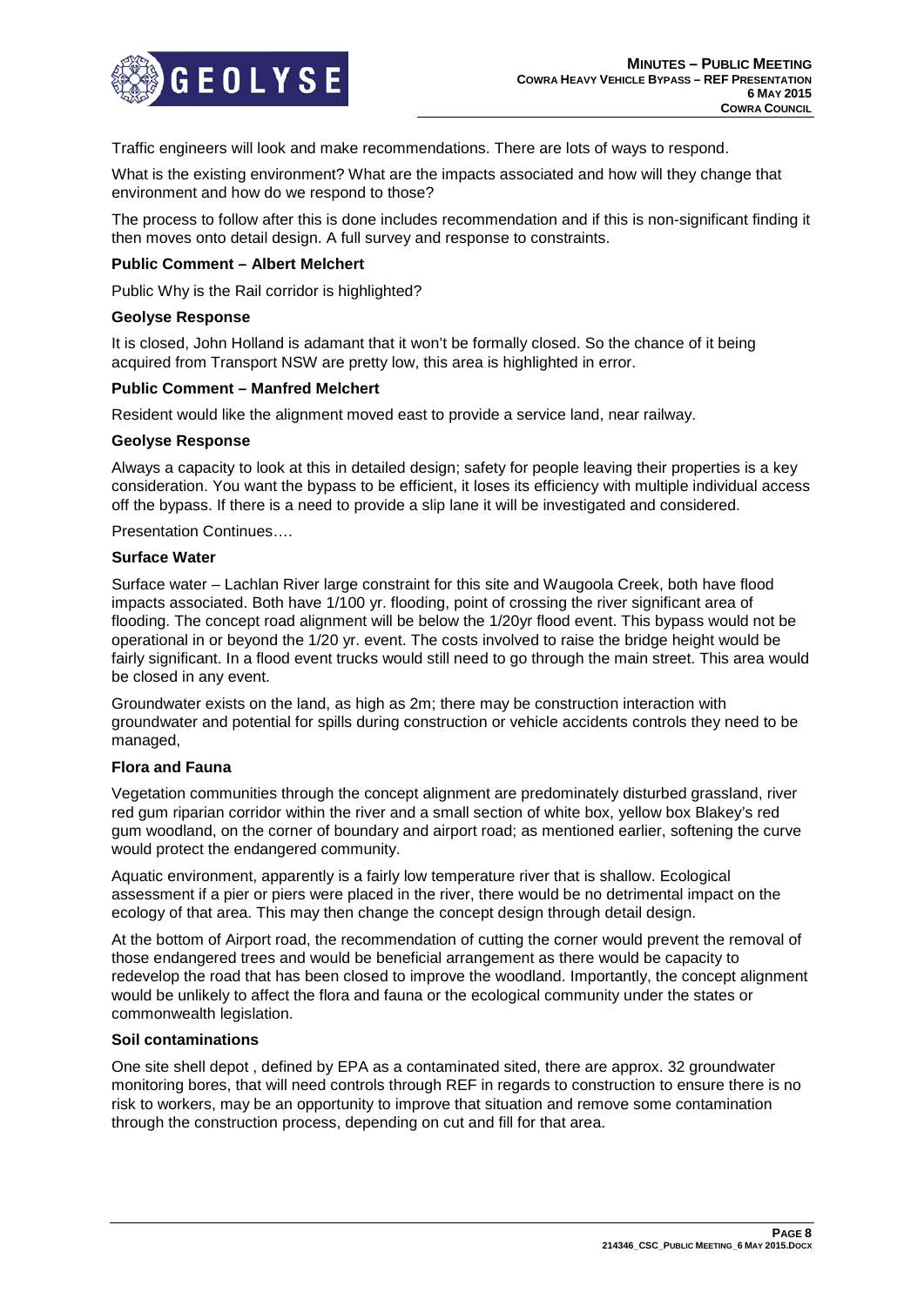Traffic engineers will look and make recommendations. There are lots of ways to respond.

What is the existing environment? What are the impacts associated and how will they change that environment and how do we respond to those?

The process to follow after this is done includes recommendation and if this is non-significant finding it then moves onto detail design. A full survey and response to constraints.

**Public Comment – Albert Melchert**

Public Why is the Rail corridor is highlighted?

**Geolyse Response**

It is closed, John Holland is adamant that it won't be formally closed. So the chance of it being acquired from Transport NSW are pretty low, this area is highlighted in error.

**Public Comment – Manfred Melchert**

Resident would like the alignment moved east to provide a service land, near railway.

**Geolyse Response**

Always a capacity to look at this in detailed design; safety for people leaving their properties is a key consideration. You want the bypass to be efficient, it loses its efficiency with multiple individual access off the bypass. If there is a need to provide a slip lane it will be investigated and considered.

Presentation Continues….

**Surface Water**

Surface water – Lachlan River large constraint for this site and Waugoola Creek, both have flood impacts associated. Both have 1/100 yr. flooding, point of crossing the river significant area of flooding. The concept road alignment will be below the 1/20yr flood event. This bypass would not be operational in or beyond the 1/20 yr. event. The costs involved to raise the bridge height would be fairly significant. In a flood event trucks would still need to go through the main street. This area would be closed in any event.

Groundwater exists on the land, as high as 2m; there may be construction interaction with groundwater and potential for spills during construction or vehicle accidents controls they need to be managed,

**Flora and Fauna**

Vegetation communities through the concept alignment are predominately disturbed grassland, river red gum riparian corridor within the river and a small section of white box, yellow box Blakey's red gum woodland, on the corner of boundary and airport road; as mentioned earlier, softening the curve would protect the endangered community.

Aquatic environment, apparently is a fairly low temperature river that is shallow. Ecological assessment if a pier or piers were placed in the river, there would be no detrimental impact on the ecology of that area. This may then change the concept design through detail design.

At the bottom of Airport road, the recommendation of cutting the corner would prevent the removal of those endangered trees and would be beneficial arrangement as there would be capacity to redevelop the road that has been closed to improve the woodland. Importantly, the concept alignment would be unlikely to affect the flora and fauna or the ecological community under the states or commonwealth legislation.

**Soil contaminations**

One site shell depot , defined by EPA as a contaminated sited, there are approx. 32 groundwater monitoring bores, that will need controls through REF in regards to construction to ensure there is no risk to workers, may be an opportunity to improve that situation and remove some contamination through the construction process, depending on cut and fill for that area.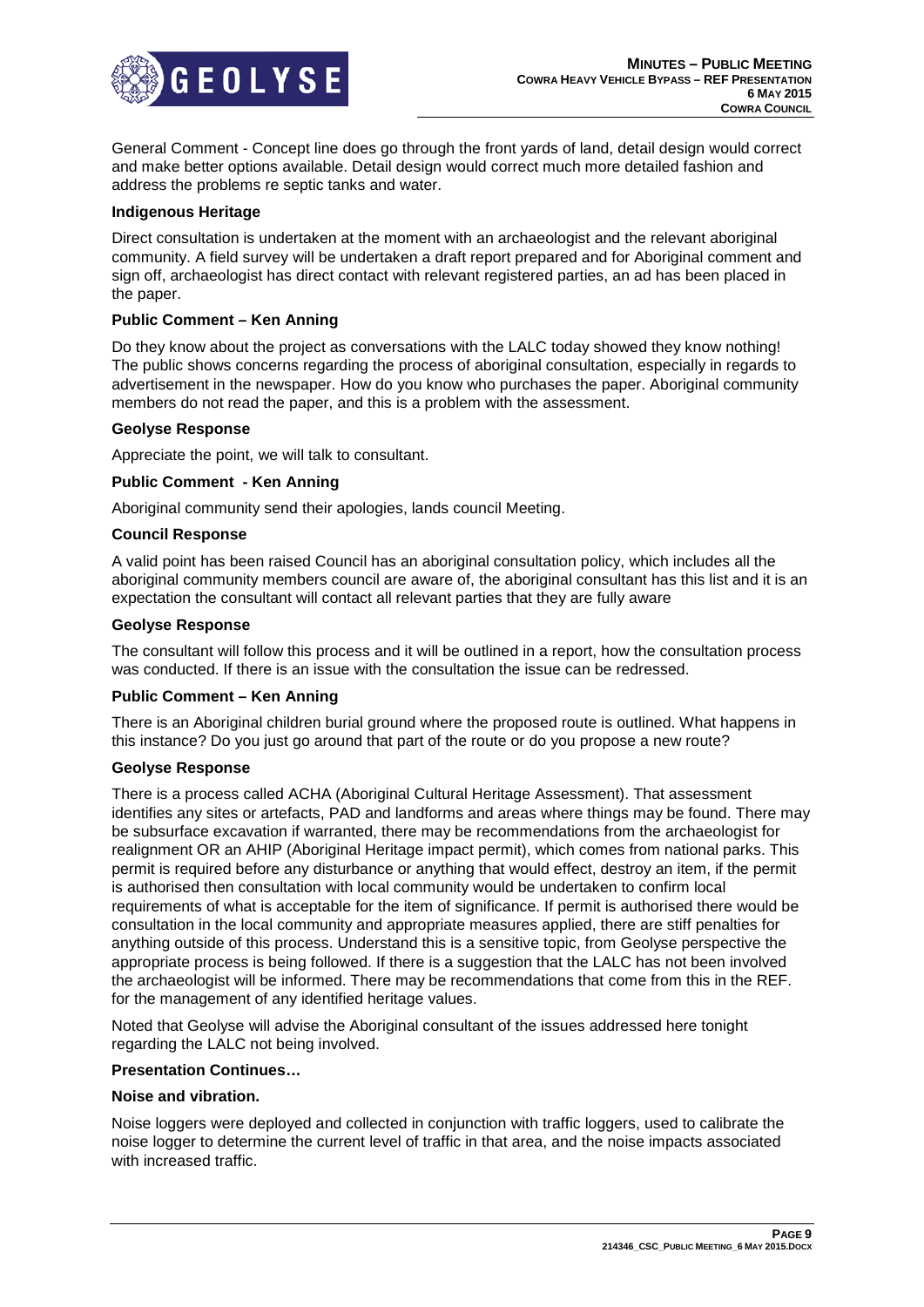General Comment - Concept line does go through the front yards of land, detail design would correct and make better options available. Detail design would correct much more detailed fashion and address the problems re septic tanks and water.

**Indigenous Heritage**

Direct consultation is undertaken at the moment with an archaeologist and the relevant aboriginal community. A field survey will be undertaken a draft report prepared and for Aboriginal comment and sign off, archaeologist has direct contact with relevant registered parties, an ad has been placed in the paper.

**Public Comment – Ken Anning**

Do they know about the project as conversations with the LALC today showed they know nothing! The public shows concerns regarding the process of aboriginal consultation, especially in regards to advertisement in the newspaper. How do you know who purchases the paper. Aboriginal community members do not read the paper, and this is a problem with the assessment.

**Geolyse Response**

Appreciate the point, we will talk to consultant.

**Public Comment - Ken Anning**

Aboriginal community send their apologies, lands council Meeting.

**Council Response**

A valid point has been raised Council has an aboriginal consultation policy, which includes all the aboriginal community members council are aware of, the aboriginal consultant has this list and it is an expectation the consultant will contact all relevant parties that they are fully aware

**Geolyse Response**

The consultant will follow this process and it will be outlined in a report, how the consultation process was conducted. If there is an issue with the consultation the issue can be redressed.

**Public Comment – Ken Anning**

There is an Aboriginal children burial ground where the proposed route is outlined. What happens in this instance? Do you just go around that part of the route or do you propose a new route?

**Geolyse Response**

There is a process called ACHA (Aboriginal Cultural Heritage Assessment). That assessment identifies any sites or artefacts, PAD and landforms and areas where things may be found. There may be subsurface excavation if warranted, there may be recommendations from the archaeologist for realignment OR an AHIP (Aboriginal Heritage impact permit), which comes from national parks. This permit is required before any disturbance or anything that would effect, destroy an item, if the permit is authorised then consultation with local community would be undertaken to confirm local requirements of what is acceptable for the item of significance. If permit is authorised there would be consultation in the local community and appropriate measures applied, there are stiff penalties for anything outside of this process. Understand this is a sensitive topic, from Geolyse perspective the appropriate process is being followed. If there is a suggestion that the LALC has not been involved the archaeologist will be informed. There may be recommendations that come from this in the REF. for the management of any identified heritage values.

Noted that Geolyse will advise the Aboriginal consultant of the issues addressed here tonight regarding the LALC not being involved.

**Presentation Continues…**

**Noise and vibration.**

Noise loggers were deployed and collected in conjunction with traffic loggers, used to calibrate the noise logger to determine the current level of traffic in that area, and the noise impacts associated with increased traffic.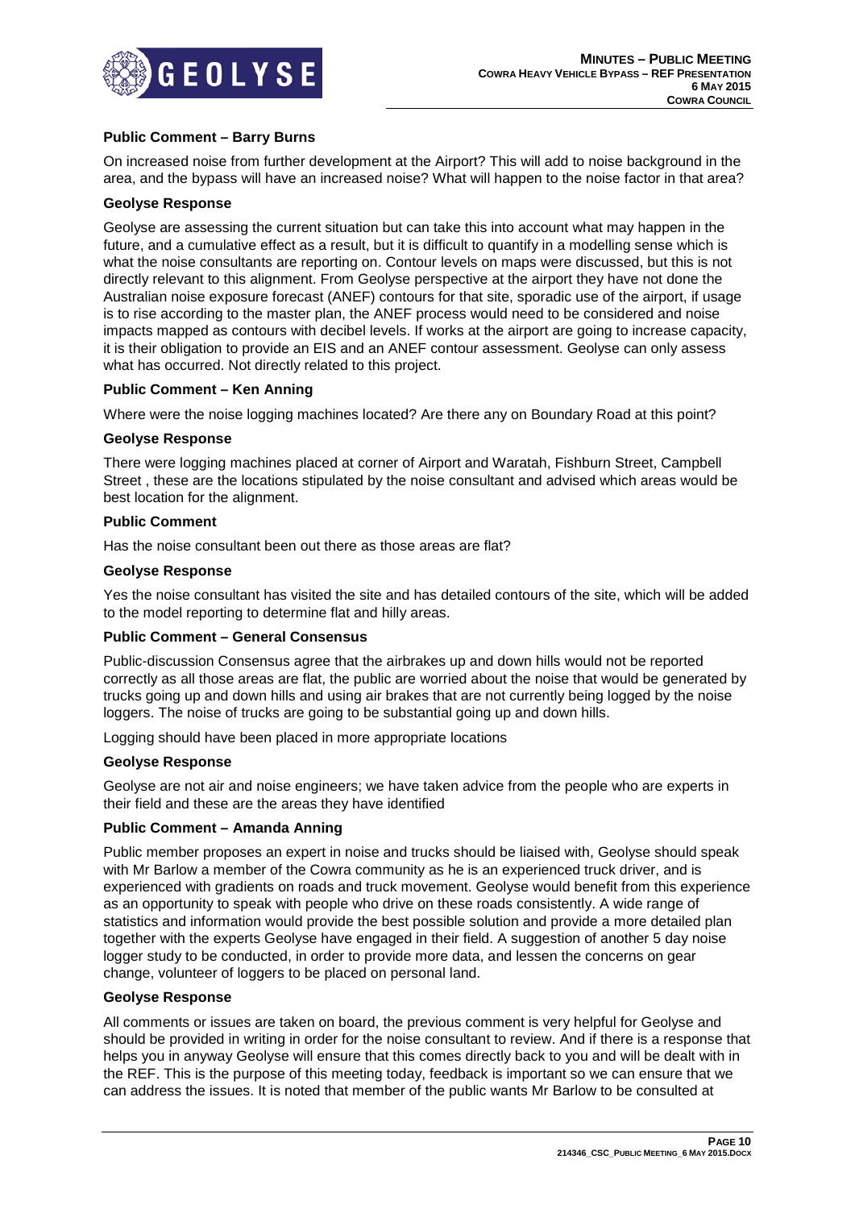**Public Comment – Barry Burns**

On increased noise from further development at the Airport? This will add to noise background in the area, and the bypass will have an increased noise? What will happen to the noise factor in that area?

**Geolyse Response**

Geolyse are assessing the current situation but can take this into account what may happen in the future, and a cumulative effect as a result, but it is difficult to quantify in a modelling sense which is what the noise consultants are reporting on. Contour levels on maps were discussed, but this is not directly relevant to this alignment. From Geolyse perspective at the airport they have not done the Australian noise exposure forecast (ANEF) contours for that site, sporadic use of the airport, if usage is to rise according to the master plan, the ANEF process would need to be considered and noise impacts mapped as contours with decibel levels. If works at the airport are going to increase capacity, it is their obligation to provide an EIS and an ANEF contour assessment. Geolyse can only assess what has occurred. Not directly related to this project.

**Public Comment – Ken Anning**

Where were the noise logging machines located? Are there any on Boundary Road at this point?

**Geolyse Response**

There were logging machines placed at corner of Airport and Waratah, Fishburn Street, Campbell Street , these are the locations stipulated by the noise consultant and advised which areas would be best location for the alignment.

**Public Comment**

Has the noise consultant been out there as those areas are flat?

**Geolyse Response**

Yes the noise consultant has visited the site and has detailed contours of the site, which will be added to the model reporting to determine flat and hilly areas.

**Public Comment – General Consensus**

Public-discussion Consensus agree that the airbrakes up and down hills would not be reported correctly as all those areas are flat, the public are worried about the noise that would be generated by trucks going up and down hills and using air brakes that are not currently being logged by the noise loggers. The noise of trucks are going to be substantial going up and down hills.

Logging should have been placed in more appropriate locations

**Geolyse Response**

Geolyse are not air and noise engineers; we have taken advice from the people who are experts in their field and these are the areas they have identified

**Public Comment – Amanda Anning**

Public member proposes an expert in noise and trucks should be liaised with, Geolyse should speak with Mr Barlow a member of the Cowra community as he is an experienced truck driver, and is experienced with gradients on roads and truck movement. Geolyse would benefit from this experience as an opportunity to speak with people who drive on these roads consistently. A wide range of statistics and information would provide the best possible solution and provide a more detailed plan together with the experts Geolyse have engaged in their field. A suggestion of another 5 day noise logger study to be conducted, in order to provide more data, and lessen the concerns on gear change, volunteer of loggers to be placed on personal land.

**Geolyse Response**

All comments or issues are taken on board, the previous comment is very helpful for Geolyse and should be provided in writing in order for the noise consultant to review. And if there is a response that helps you in anyway Geolyse will ensure that this comes directly back to you and will be dealt with in the REF. This is the purpose of this meeting today, feedback is important so we can ensure that we can address the issues. It is noted that member of the public wants Mr Barlow to be consulted at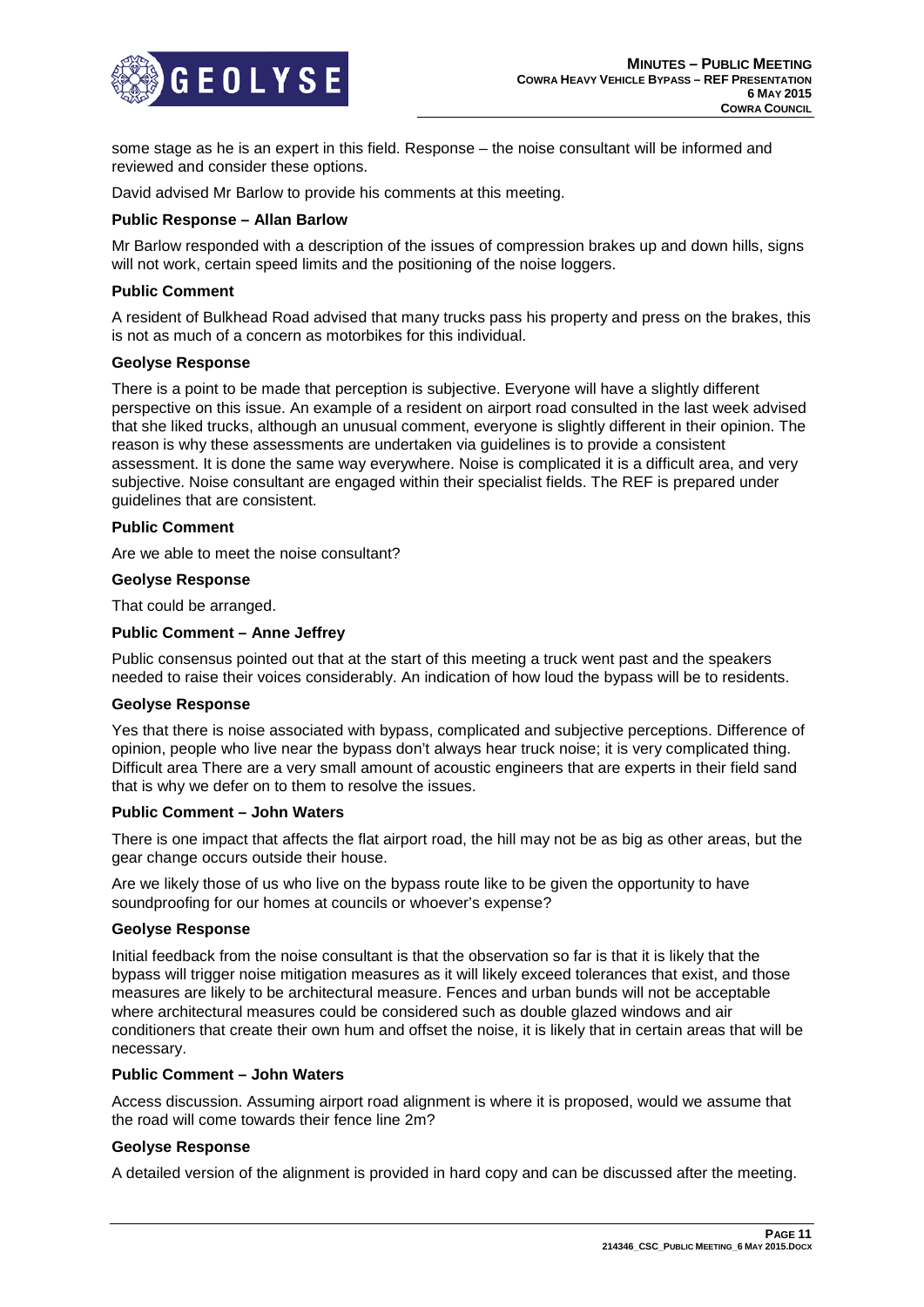some stage as he is an expert in this field. Response – the noise consultant will be informed and reviewed and consider these options.

David advised Mr Barlow to provide his comments at this meeting.

**Public Response – Allan Barlow**

Mr Barlow responded with a description of the issues of compression brakes up and down hills, signs will not work, certain speed limits and the positioning of the noise loggers.

**Public Comment**

A resident of Bulkhead Road advised that many trucks pass his property and press on the brakes, this is not as much of a concern as motorbikes for this individual.

**Geolyse Response**

There is a point to be made that perception is subjective. Everyone will have a slightly different perspective on this issue. An example of a resident on airport road consulted in the last week advised that she liked trucks, although an unusual comment, everyone is slightly different in their opinion. The reason is why these assessments are undertaken via guidelines is to provide a consistent assessment. It is done the same way everywhere. Noise is complicated it is a difficult area, and very subjective. Noise consultant are engaged within their specialist fields. The REF is prepared under guidelines that are consistent.

**Public Comment**

Are we able to meet the noise consultant?

**Geolyse Response**

That could be arranged.

**Public Comment – Anne Jeffrey**

Public consensus pointed out that at the start of this meeting a truck went past and the speakers needed to raise their voices considerably. An indication of how loud the bypass will be to residents.

**Geolyse Response**

Yes that there is noise associated with bypass, complicated and subjective perceptions. Difference of opinion, people who live near the bypass don't always hear truck noise; it is very complicated thing. Difficult area There are a very small amount of acoustic engineers that are experts in their field sand that is why we defer on to them to resolve the issues.

**Public Comment – John Waters**

There is one impact that affects the flat airport road, the hill may not be as big as other areas, but the gear change occurs outside their house.

Are we likely those of us who live on the bypass route like to be given the opportunity to have soundproofing for our homes at councils or whoever's expense?

**Geolyse Response**

Initial feedback from the noise consultant is that the observation so far is that it is likely that the bypass will trigger noise mitigation measures as it will likely exceed tolerances that exist, and those measures are likely to be architectural measure. Fences and urban bunds will not be acceptable where architectural measures could be considered such as double glazed windows and air conditioners that create their own hum and offset the noise, it is likely that in certain areas that will be necessary.

**Public Comment – John Waters**

Access discussion. Assuming airport road alignment is where it is proposed, would we assume that the road will come towards their fence line 2m?

**Geolyse Response**

A detailed version of the alignment is provided in hard copy and can be discussed after the meeting.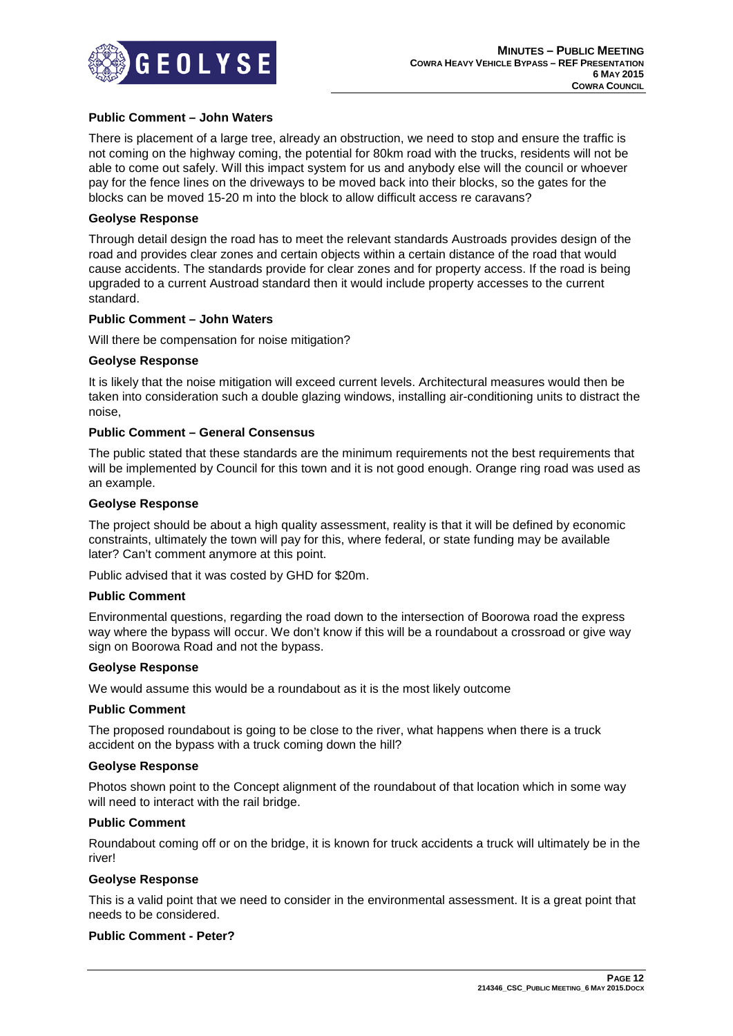**Public Comment – John Waters**

There is placement of a large tree, already an obstruction, we need to stop and ensure the traffic is not coming on the highway coming, the potential for 80km road with the trucks, residents will not be able to come out safely. Will this impact system for us and anybody else will the council or whoever pay for the fence lines on the driveways to be moved back into their blocks, so the gates for the blocks can be moved 15-20 m into the block to allow difficult access re caravans?

**Geolyse Response**

Through detail design the road has to meet the relevant standards Austroads provides design of the road and provides clear zones and certain objects within a certain distance of the road that would cause accidents. The standards provide for clear zones and for property access. If the road is being upgraded to a current Austroad standard then it would include property accesses to the current standard.

**Public Comment – John Waters**

Will there be compensation for noise mitigation?

**Geolyse Response**

It is likely that the noise mitigation will exceed current levels. Architectural measures would then be taken into consideration such a double glazing windows, installing air-conditioning units to distract the noise,

**Public Comment – General Consensus**

The public stated that these standards are the minimum requirements not the best requirements that will be implemented by Council for this town and it is not good enough. Orange ring road was used as an example.

**Geolyse Response**

The project should be about a high quality assessment, reality is that it will be defined by economic constraints, ultimately the town will pay for this, where federal, or state funding may be available later? Can't comment anymore at this point.

Public advised that it was costed by GHD for $20m.

**Public Comment**

Environmental questions, regarding the road down to the intersection of Boorowa road the express way where the bypass will occur. We don't know if this will be a roundabout a crossroad or give way sign on Boorowa Road and not the bypass.

**Geolyse Response**

We would assume this would be a roundabout as it is the most likely outcome

**Public Comment**

The proposed roundabout is going to be close to the river, what happens when there is a truck accident on the bypass with a truck coming down the hill?

**Geolyse Response**

Photos shown point to the Concept alignment of the roundabout of that location which in some way will need to interact with the rail bridge.

**Public Comment**

Roundabout coming off or on the bridge, it is known for truck accidents a truck will ultimately be in the river!

**Geolyse Response**

This is a valid point that we need to consider in the environmental assessment. It is a great point that needs to be considered.

**Public Comment - Peter?**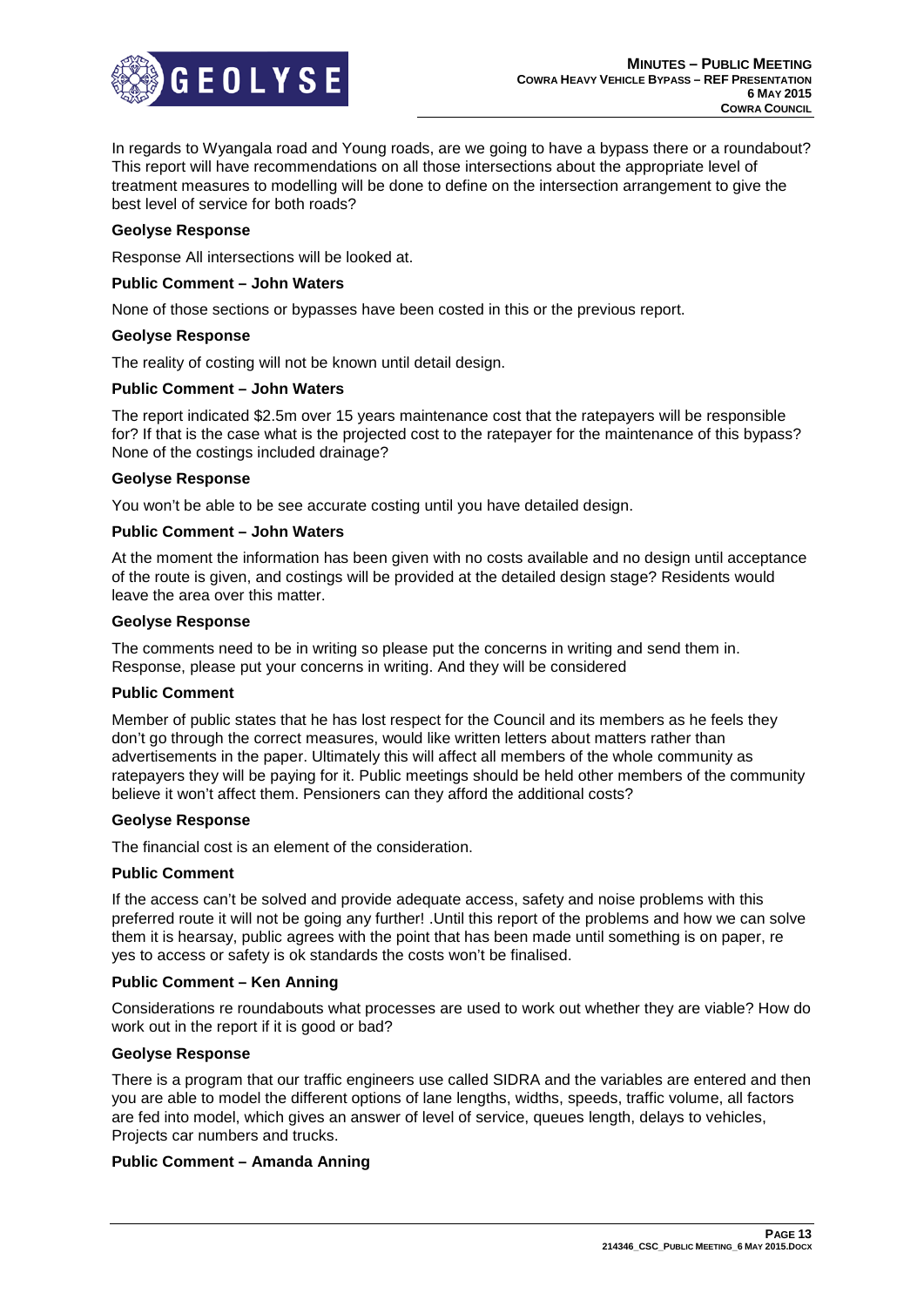In regards to Wyangala road and Young roads, are we going to have a bypass there or a roundabout? This report will have recommendations on all those intersections about the appropriate level of treatment measures to modelling will be done to define on the intersection arrangement to give the best level of service for both roads?

**Geolyse Response**

Response All intersections will be looked at.

**Public Comment – John Waters**

None of those sections or bypasses have been costed in this or the previous report.

**Geolyse Response**

The reality of costing will not be known until detail design.

**Public Comment – John Waters**

The report indicated $2.5m over 15 years maintenance cost that the ratepayers will be responsible for? If that is the case what is the projected cost to the ratepayer for the maintenance of this bypass? None of the costings included drainage?

**Geolyse Response**

You won't be able to be see accurate costing until you have detailed design.

**Public Comment – John Waters**

At the moment the information has been given with no costs available and no design until acceptance of the route is given, and costings will be provided at the detailed design stage? Residents would leave the area over this matter.

**Geolyse Response**

The comments need to be in writing so please put the concerns in writing and send them in. Response, please put your concerns in writing. And they will be considered

**Public Comment**

Member of public states that he has lost respect for the Council and its members as he feels they don't go through the correct measures, would like written letters about matters rather than advertisements in the paper. Ultimately this will affect all members of the whole community as ratepayers they will be paying for it. Public meetings should be held other members of the community believe it won't affect them. Pensioners can they afford the additional costs?

**Geolyse Response**

The financial cost is an element of the consideration.

**Public Comment**

If the access can't be solved and provide adequate access, safety and noise problems with this preferred route it will not be going any further! .Until this report of the problems and how we can solve them it is hearsay, public agrees with the point that has been made until something is on paper, re yes to access or safety is ok standards the costs won't be finalised.

**Public Comment – Ken Anning**

Considerations re roundabouts what processes are used to work out whether they are viable? How do work out in the report if it is good or bad?

**Geolyse Response**

There is a program that our traffic engineers use called SIDRA and the variables are entered and then you are able to model the different options of lane lengths, widths, speeds, traffic volume, all factors are fed into model, which gives an answer of level of service, queues length, delays to vehicles, Projects car numbers and trucks.

**Public Comment – Amanda Anning**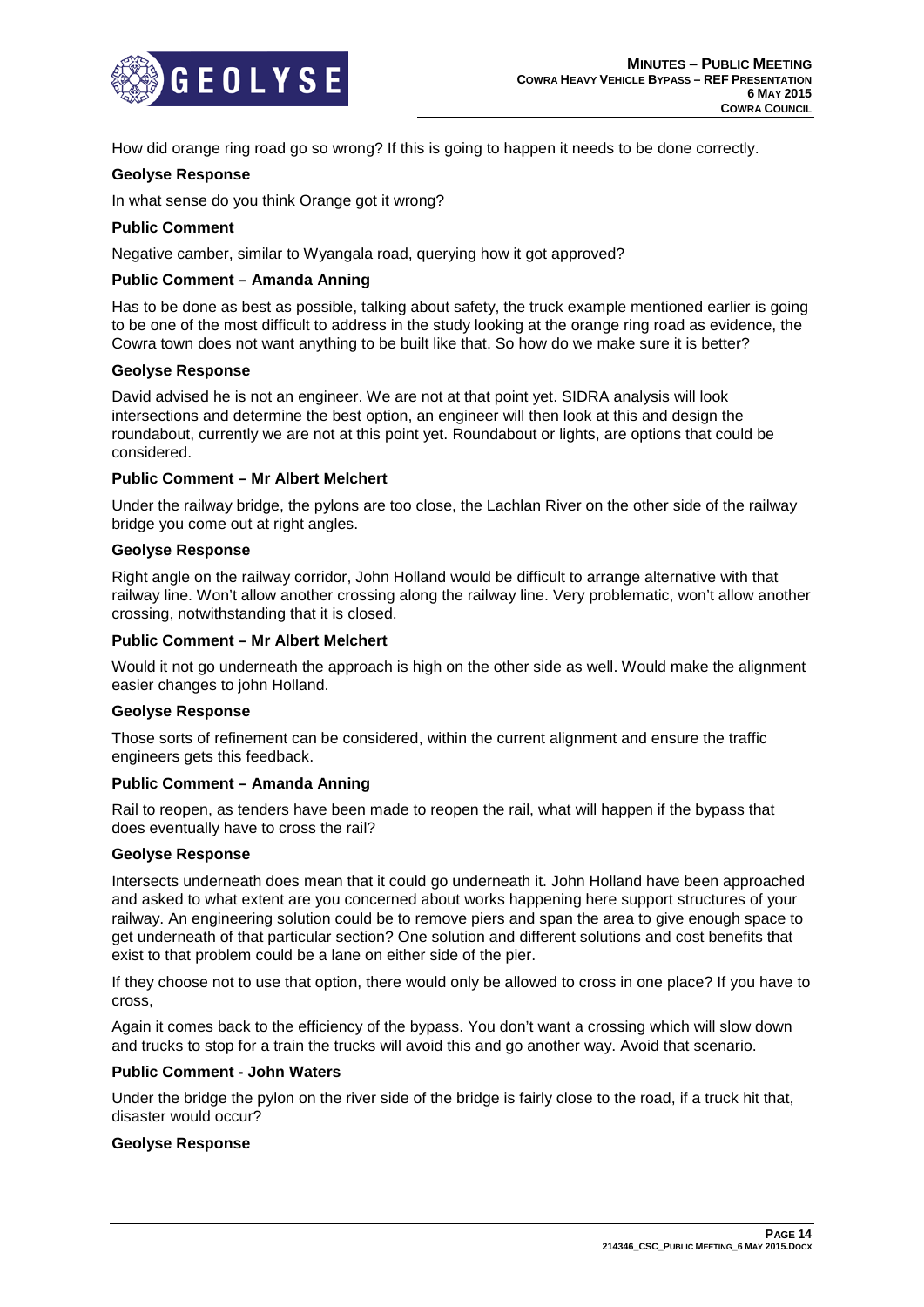How did orange ring road go so wrong? If this is going to happen it needs to be done correctly.

**Geolyse Response**

In what sense do you think Orange got it wrong?

**Public Comment**

Negative camber, similar to Wyangala road, querying how it got approved?

**Public Comment – Amanda Anning**

Has to be done as best as possible, talking about safety, the truck example mentioned earlier is going to be one of the most difficult to address in the study looking at the orange ring road as evidence, the Cowra town does not want anything to be built like that. So how do we make sure it is better?

**Geolyse Response**

David advised he is not an engineer. We are not at that point yet. SIDRA analysis will look intersections and determine the best option, an engineer will then look at this and design the roundabout, currently we are not at this point yet. Roundabout or lights, are options that could be considered.

**Public Comment – Mr Albert Melchert**

Under the railway bridge, the pylons are too close, the Lachlan River on the other side of the railway bridge you come out at right angles.

**Geolyse Response**

Right angle on the railway corridor, John Holland would be difficult to arrange alternative with that railway line. Won't allow another crossing along the railway line. Very problematic, won't allow another crossing, notwithstanding that it is closed.

**Public Comment – Mr Albert Melchert**

Would it not go underneath the approach is high on the other side as well. Would make the alignment easier changes to john Holland.

**Geolyse Response**

Those sorts of refinement can be considered, within the current alignment and ensure the traffic engineers gets this feedback.

**Public Comment – Amanda Anning**

Rail to reopen, as tenders have been made to reopen the rail, what will happen if the bypass that does eventually have to cross the rail?

**Geolyse Response**

Intersects underneath does mean that it could go underneath it. John Holland have been approached and asked to what extent are you concerned about works happening here support structures of your railway. An engineering solution could be to remove piers and span the area to give enough space to get underneath of that particular section? One solution and different solutions and cost benefits that exist to that problem could be a lane on either side of the pier.

If they choose not to use that option, there would only be allowed to cross in one place? If you have to cross,

Again it comes back to the efficiency of the bypass. You don't want a crossing which will slow down and trucks to stop for a train the trucks will avoid this and go another way. Avoid that scenario.

**Public Comment - John Waters**

Under the bridge the pylon on the river side of the bridge is fairly close to the road, if a truck hit that, disaster would occur?

**Geolyse Response**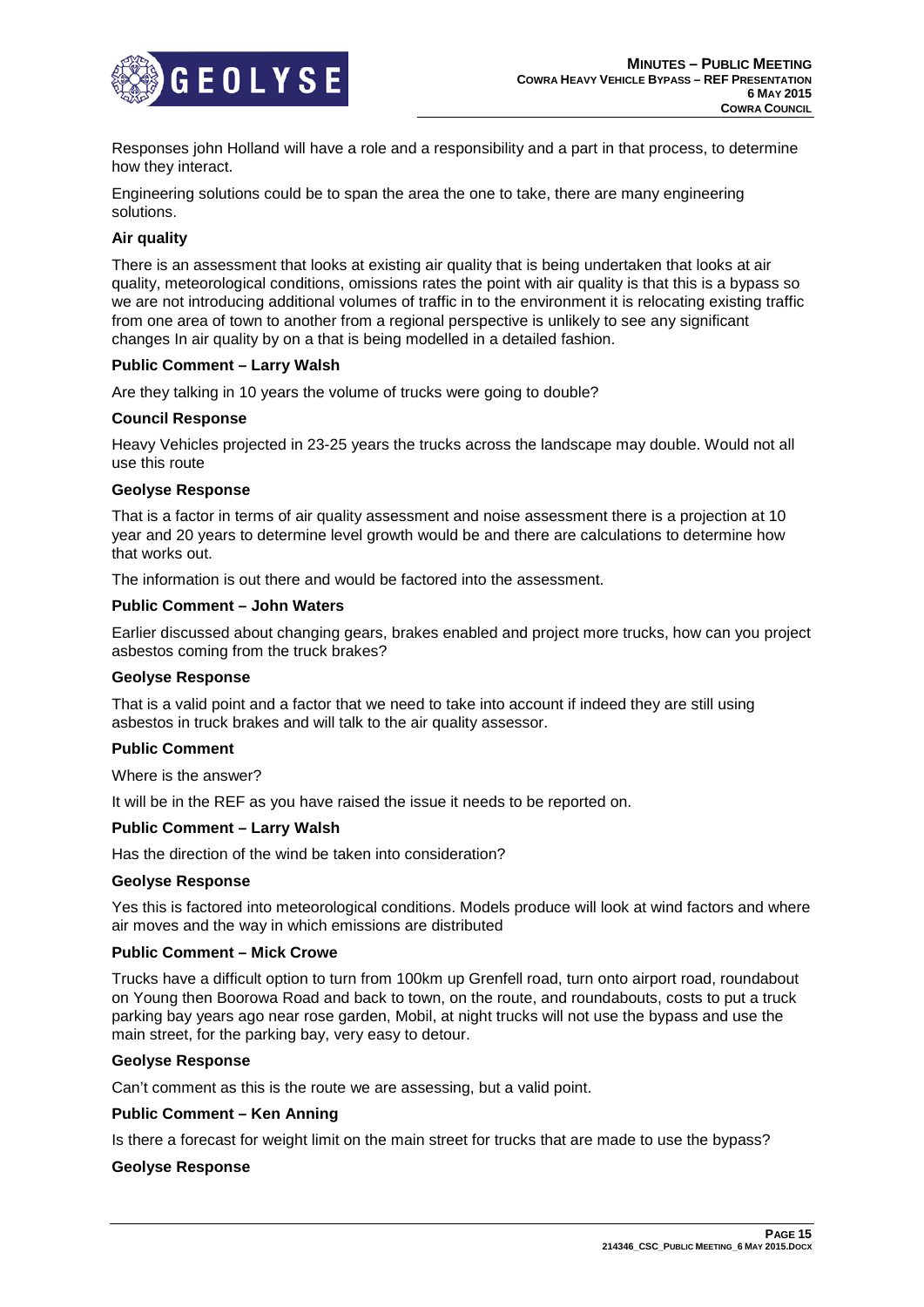Responses john Holland will have a role and a responsibility and a part in that process, to determine how they interact.

Engineering solutions could be to span the area the one to take, there are many engineering solutions.

**Air quality**

There is an assessment that looks at existing air quality that is being undertaken that looks at air quality, meteorological conditions, omissions rates the point with air quality is that this is a bypass so we are not introducing additional volumes of traffic in to the environment it is relocating existing traffic from one area of town to another from a regional perspective is unlikely to see any significant changes In air quality by on a that is being modelled in a detailed fashion.

**Public Comment – Larry Walsh**

Are they talking in 10 years the volume of trucks were going to double?

**Council Response**

Heavy Vehicles projected in 23-25 years the trucks across the landscape may double. Would not all use this route

**Geolyse Response**

That is a factor in terms of air quality assessment and noise assessment there is a projection at 10 year and 20 years to determine level growth would be and there are calculations to determine how that works out.

The information is out there and would be factored into the assessment.

**Public Comment – John Waters**

Earlier discussed about changing gears, brakes enabled and project more trucks, how can you project asbestos coming from the truck brakes?

**Geolyse Response**

That is a valid point and a factor that we need to take into account if indeed they are still using asbestos in truck brakes and will talk to the air quality assessor.

**Public Comment**

Where is the answer?

It will be in the REF as you have raised the issue it needs to be reported on.

**Public Comment – Larry Walsh**

Has the direction of the wind be taken into consideration?

**Geolyse Response**

Yes this is factored into meteorological conditions. Models produce will look at wind factors and where air moves and the way in which emissions are distributed

**Public Comment – Mick Crowe**

Trucks have a difficult option to turn from 100km up Grenfell road, turn onto airport road, roundabout on Young then Boorowa Road and back to town, on the route, and roundabouts, costs to put a truck parking bay years ago near rose garden, Mobil, at night trucks will not use the bypass and use the main street, for the parking bay, very easy to detour.

**Geolyse Response**

Can't comment as this is the route we are assessing, but a valid point.

**Public Comment – Ken Anning**

Is there a forecast for weight limit on the main street for trucks that are made to use the bypass?

**Geolyse Response**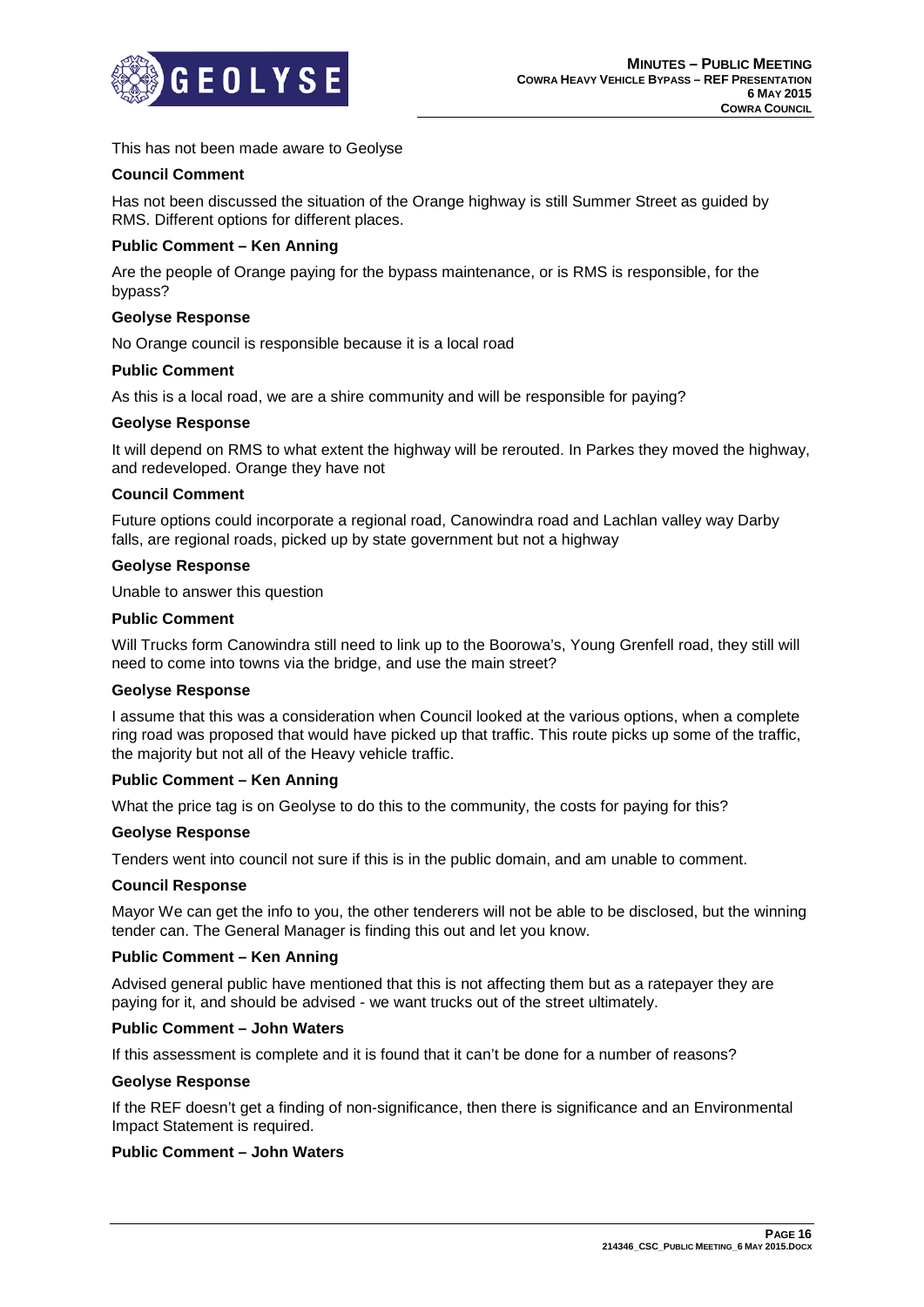This has not been made aware to Geolyse

**Council Comment**

Has not been discussed the situation of the Orange highway is still Summer Street as guided by RMS. Different options for different places.

**Public Comment – Ken Anning**

Are the people of Orange paying for the bypass maintenance, or is RMS is responsible, for the bypass?

**Geolyse Response**

No Orange council is responsible because it is a local road

**Public Comment**

As this is a local road, we are a shire community and will be responsible for paying?

**Geolyse Response**

It will depend on RMS to what extent the highway will be rerouted. In Parkes they moved the highway, and redeveloped. Orange they have not

**Council Comment**

Future options could incorporate a regional road, Canowindra road and Lachlan valley way Darby falls, are regional roads, picked up by state government but not a highway

**Geolyse Response**

Unable to answer this question

**Public Comment**

Will Trucks form Canowindra still need to link up to the Boorowa's, Young Grenfell road, they still will need to come into towns via the bridge, and use the main street?

**Geolyse Response**

I assume that this was a consideration when Council looked at the various options, when a complete ring road was proposed that would have picked up that traffic. This route picks up some of the traffic, the majority but not all of the Heavy vehicle traffic.

**Public Comment – Ken Anning**

What the price tag is on Geolyse to do this to the community, the costs for paying for this?

**Geolyse Response**

Tenders went into council not sure if this is in the public domain, and am unable to comment.

**Council Response**

Mayor We can get the info to you, the other tenderers will not be able to be disclosed, but the winning tender can. The General Manager is finding this out and let you know.

**Public Comment – Ken Anning**

Advised general public have mentioned that this is not affecting them but as a ratepayer they are paying for it, and should be advised - we want trucks out of the street ultimately.

**Public Comment – John Waters**

If this assessment is complete and it is found that it can't be done for a number of reasons?

**Geolyse Response**

If the REF doesn't get a finding of non-significance, then there is significance and an Environmental Impact Statement is required.

**Public Comment – John Waters**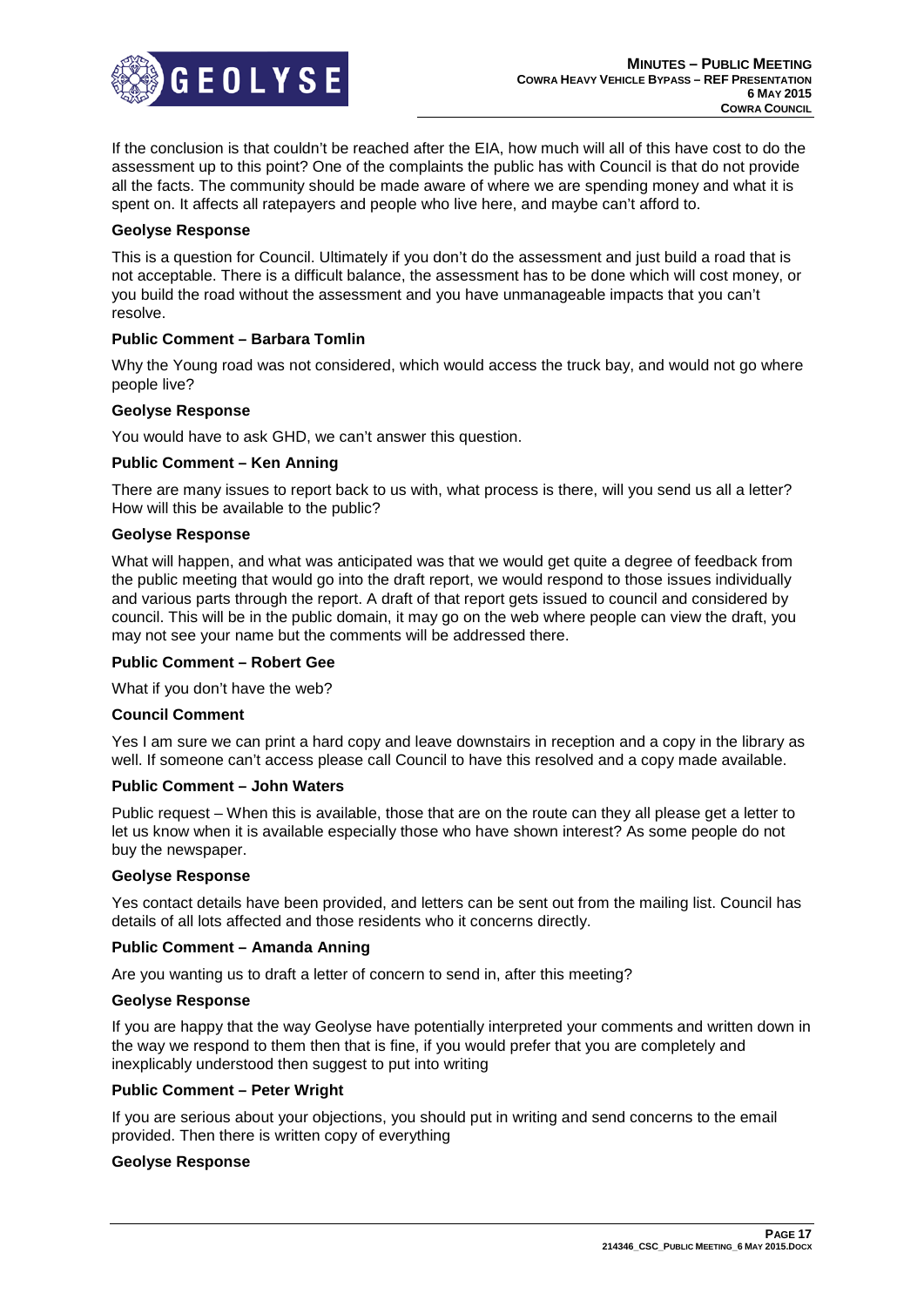If the conclusion is that couldn't be reached after the EIA, how much will all of this have cost to do the assessment up to this point? One of the complaints the public has with Council is that do not provide all the facts. The community should be made aware of where we are spending money and what it is spent on. It affects all ratepayers and people who live here, and maybe can't afford to.

**Geolyse Response**

This is a question for Council. Ultimately if you don't do the assessment and just build a road that is not acceptable. There is a difficult balance, the assessment has to be done which will cost money, or you build the road without the assessment and you have unmanageable impacts that you can't resolve.

**Public Comment – Barbara Tomlin**

Why the Young road was not considered, which would access the truck bay, and would not go where people live?

**Geolyse Response**

You would have to ask GHD, we can't answer this question.

**Public Comment – Ken Anning**

There are many issues to report back to us with, what process is there, will you send us all a letter? How will this be available to the public?

**Geolyse Response**

What will happen, and what was anticipated was that we would get quite a degree of feedback from the public meeting that would go into the draft report, we would respond to those issues individually and various parts through the report. A draft of that report gets issued to council and considered by council. This will be in the public domain, it may go on the web where people can view the draft, you may not see your name but the comments will be addressed there.

**Public Comment – Robert Gee**

What if you don't have the web?

**Council Comment**

Yes I am sure we can print a hard copy and leave downstairs in reception and a copy in the library as well. If someone can't access please call Council to have this resolved and a copy made available.

**Public Comment – John Waters**

Public request – When this is available, those that are on the route can they all please get a letter to let us know when it is available especially those who have shown interest? As some people do not buy the newspaper.

**Geolyse Response**

Yes contact details have been provided, and letters can be sent out from the mailing list. Council has details of all lots affected and those residents who it concerns directly.

**Public Comment – Amanda Anning**

Are you wanting us to draft a letter of concern to send in, after this meeting?

**Geolyse Response**

If you are happy that the way Geolyse have potentially interpreted your comments and written down in the way we respond to them then that is fine, if you would prefer that you are completely and inexplicably understood then suggest to put into writing

**Public Comment – Peter Wright**

If you are serious about your objections, you should put in writing and send concerns to the email provided. Then there is written copy of everything

**Geolyse Response**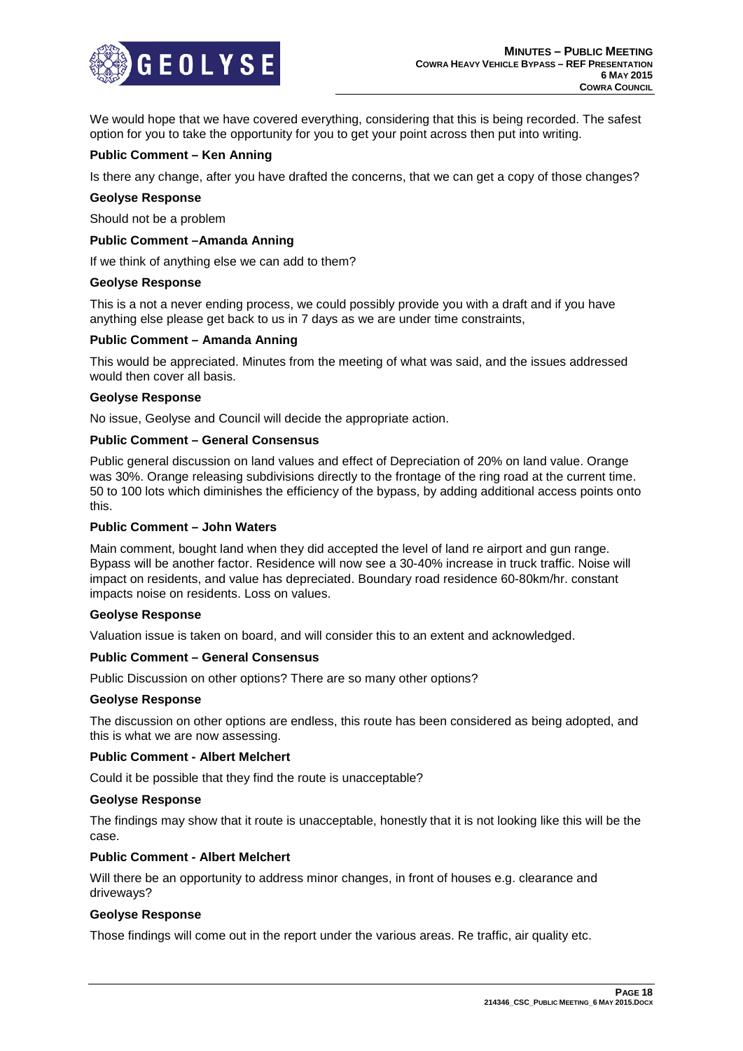We would hope that we have covered everything, considering that this is being recorded. The safest option for you to take the opportunity for you to get your point across then put into writing.

**Public Comment – Ken Anning**

Is there any change, after you have drafted the concerns, that we can get a copy of those changes?

**Geolyse Response**

Should not be a problem

**Public Comment –Amanda Anning**

If we think of anything else we can add to them?

**Geolyse Response**

This is a not a never ending process, we could possibly provide you with a draft and if you have anything else please get back to us in 7 days as we are under time constraints,

**Public Comment – Amanda Anning**

This would be appreciated. Minutes from the meeting of what was said, and the issues addressed would then cover all basis.

**Geolyse Response**

No issue, Geolyse and Council will decide the appropriate action.

**Public Comment – General Consensus**

Public general discussion on land values and effect of Depreciation of 20% on land value. Orange was 30%. Orange releasing subdivisions directly to the frontage of the ring road at the current time. 50 to 100 lots which diminishes the efficiency of the bypass, by adding additional access points onto this.

**Public Comment – John Waters**

Main comment, bought land when they did accepted the level of land re airport and gun range. Bypass will be another factor. Residence will now see a 30-40% increase in truck traffic. Noise will impact on residents, and value has depreciated. Boundary road residence 60-80km/hr. constant impacts noise on residents. Loss on values.

**Geolyse Response**

Valuation issue is taken on board, and will consider this to an extent and acknowledged.

**Public Comment – General Consensus**

Public Discussion on other options? There are so many other options?

**Geolyse Response**

The discussion on other options are endless, this route has been considered as being adopted, and this is what we are now assessing.

**Public Comment - Albert Melchert**

Could it be possible that they find the route is unacceptable?

**Geolyse Response**

The findings may show that it route is unacceptable, honestly that it is not looking like this will be the case.

**Public Comment - Albert Melchert**

Will there be an opportunity to address minor changes, in front of houses e.g. clearance and driveways?

**Geolyse Response**

Those findings will come out in the report under the various areas. Re traffic, air quality etc.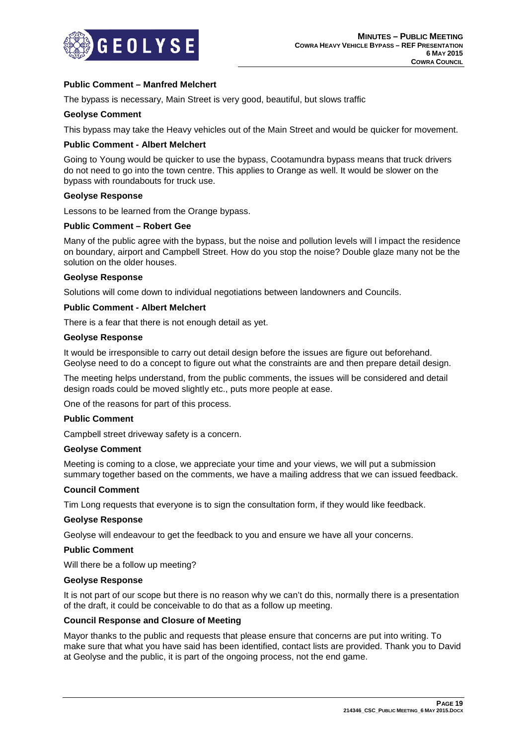**Public Comment – Manfred Melchert**

The bypass is necessary, Main Street is very good, beautiful, but slows traffic

**Geolyse Comment**

This bypass may take the Heavy vehicles out of the Main Street and would be quicker for movement.

**Public Comment - Albert Melchert**

Going to Young would be quicker to use the bypass, Cootamundra bypass means that truck drivers do not need to go into the town centre. This applies to Orange as well. It would be slower on the bypass with roundabouts for truck use.

**Geolyse Response**

Lessons to be learned from the Orange bypass.

**Public Comment – Robert Gee**

Many of the public agree with the bypass, but the noise and pollution levels will l impact the residence on boundary, airport and Campbell Street. How do you stop the noise? Double glaze many not be the solution on the older houses.

**Geolyse Response**

Solutions will come down to individual negotiations between landowners and Councils.

**Public Comment - Albert Melchert**

There is a fear that there is not enough detail as yet.

**Geolyse Response**

It would be irresponsible to carry out detail design before the issues are figure out beforehand. Geolyse need to do a concept to figure out what the constraints are and then prepare detail design.

The meeting helps understand, from the public comments, the issues will be considered and detail design roads could be moved slightly etc., puts more people at ease.

One of the reasons for part of this process.

**Public Comment**

Campbell street driveway safety is a concern.

**Geolyse Comment**

Meeting is coming to a close, we appreciate your time and your views, we will put a submission summary together based on the comments, we have a mailing address that we can issued feedback.

**Council Comment**

Tim Long requests that everyone is to sign the consultation form, if they would like feedback.

**Geolyse Response**

Geolyse will endeavour to get the feedback to you and ensure we have all your concerns.

**Public Comment**

Will there be a follow up meeting?

**Geolyse Response**

It is not part of our scope but there is no reason why we can't do this, normally there is a presentation of the draft, it could be conceivable to do that as a follow up meeting.

**Council Response and Closure of Meeting**

Mayor thanks to the public and requests that please ensure that concerns are put into writing. To make sure that what you have said has been identified, contact lists are provided. Thank you to David at Geolyse and the public, it is part of the ongoing process, not the end game.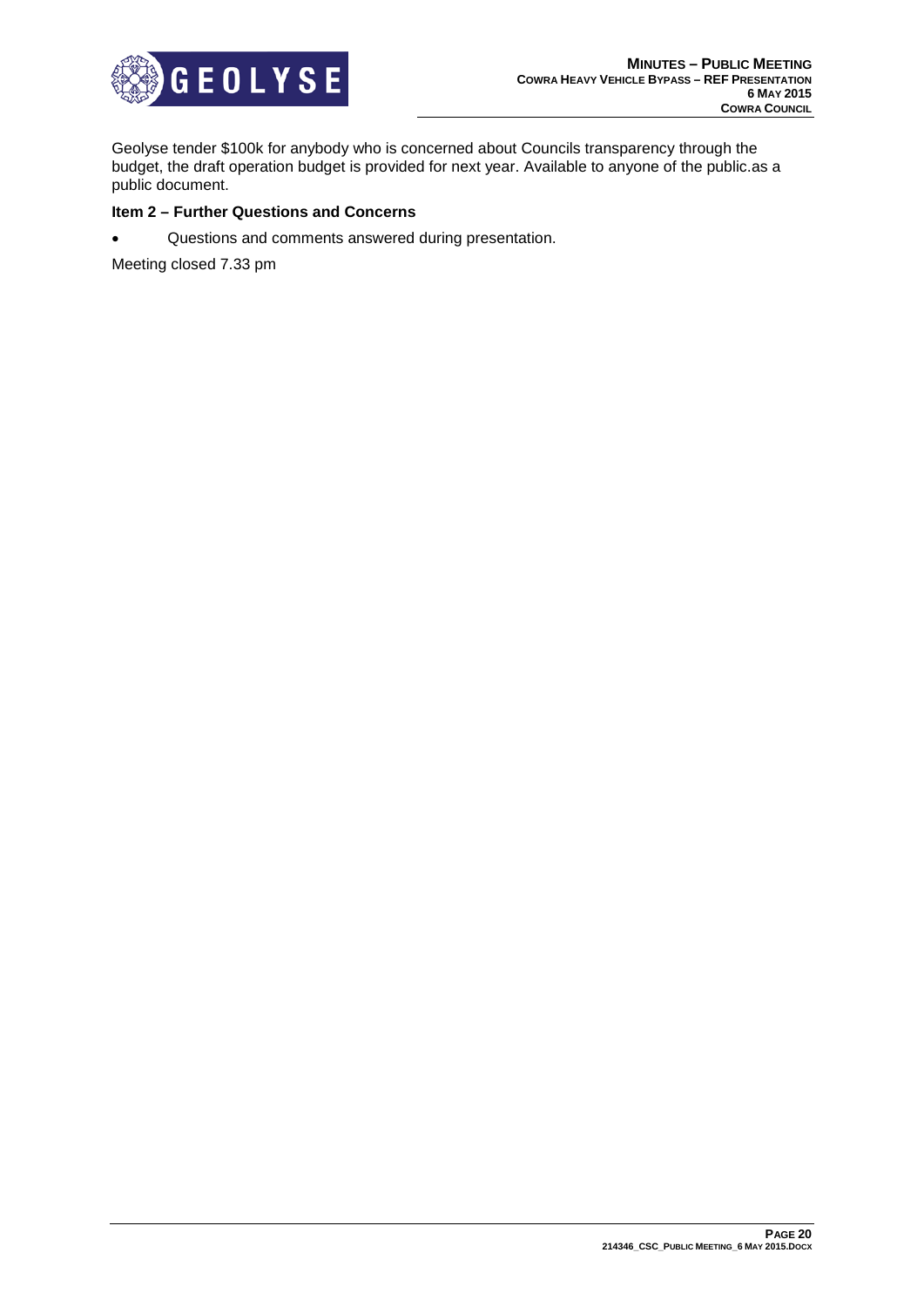Geolyse tender $100k for anybody who is concerned about Councils transparency through the budget, the draft operation budget is provided for next year. Available to anyone of the public.as a public document.

**Item 2 – Further Questions and Concerns**

- Questions and comments answered during presentation.

Meeting closed 7.33 pm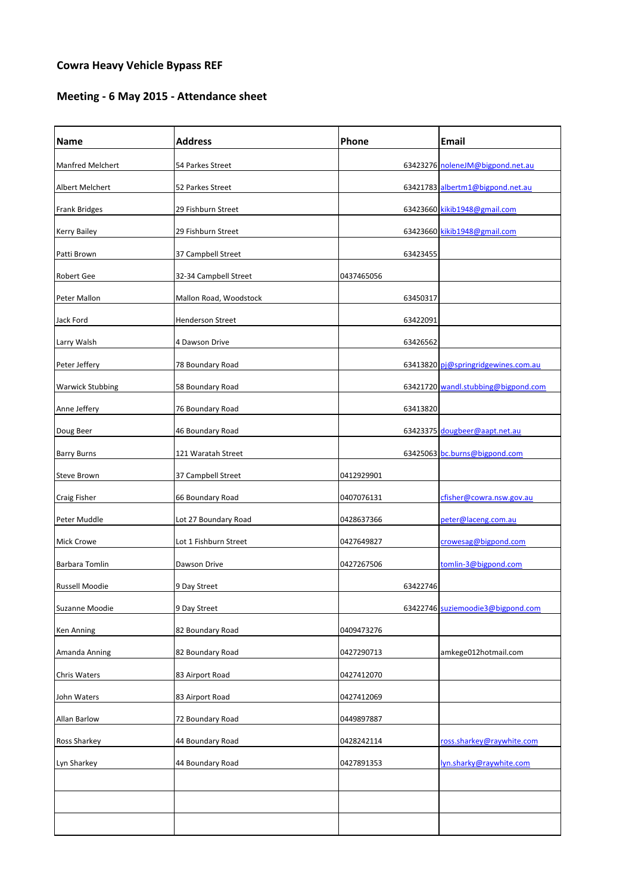## Cowra Heavy Vehicle Bypass REF

## Meeting - 6 May 2015 - Attendance sheet

| Name | Address | Phone | Email |
|---|---|---|---|
| Manfred Melchert | 54 Parkes Street | 63423276 | noleneJM@bigpond.net.au |
| Albert Melchert | 52 Parkes Street | 63421783 | albertm1@bigpond.net.au |
| Frank Bridges | 29 Fishburn Street | 63423660 | kikib1948@gmail.com |
| Kerry Bailey | 29 Fishburn Street | 63423660 | kikib1948@gmail.com |
| Patti Brown | 37 Campbell Street | 63423455 | |
| Robert Gee | 32-34 Campbell Street | 0437465056 | |
| Peter Mallon | Mallon Road, Woodstock | 63450317 | |
| Jack Ford | Henderson Street | 63422091 | |
| Larry Walsh | 4 Dawson Drive | 63426562 | |
| Peter Jeffery | 78 Boundary Road | 63413820 | pj@springridgewines.com.au |
| Warwick Stubbing | 58 Boundary Road | 63421720 | wandl.stubbing@bigpond.com |
| Anne Jeffery | 76 Boundary Road | 63413820 | |
| Doug Beer | 46 Boundary Road | 63423375 | dougbeer@aapt.net.au |
| Barry Burns | 121 Waratah Street | 63425063 | bc.burns@bigpond.com |
| Steve Brown | 37 Campbell Street | 0412929901 | |
| Craig Fisher | 66 Boundary Road | 0407076131 | cfisher@cowra.nsw.gov.au |
| Peter Muddle | Lot 27 Boundary Road | 0428637366 | peter@laceng.com.au |
| Mick Crowe | Lot 1 Fishburn Street | 0427649827 | crowesag@bigpond.com |
| Barbara Tomlin | Dawson Drive | 0427267506 | tomlin-3@bigpond.com |
| Russell Moodie | 9 Day Street | 63422746 | |
| Suzanne Moodie | 9 Day Street | 63422746 | suziemoodie3@bigpond.com |
| Ken Anning | 82 Boundary Road | 0409473276 | |
| Amanda Anning | 82 Boundary Road | 0427290713 | amkege012hotmail.com |
| Chris Waters | 83 Airport Road | 0427412070 | |
| John Waters | 83 Airport Road | 0427412069 | |
| Allan Barlow | 72 Boundary Road | 0449897887 | |
| Ross Sharkey | 44 Boundary Road | 0428242114 | ross.sharkey@raywhite.com |
| Lyn Sharkey | 44 Boundary Road | 0427891353 | lyn.sharky@raywhite.com |
| | | | |
| | | | |
| | | | |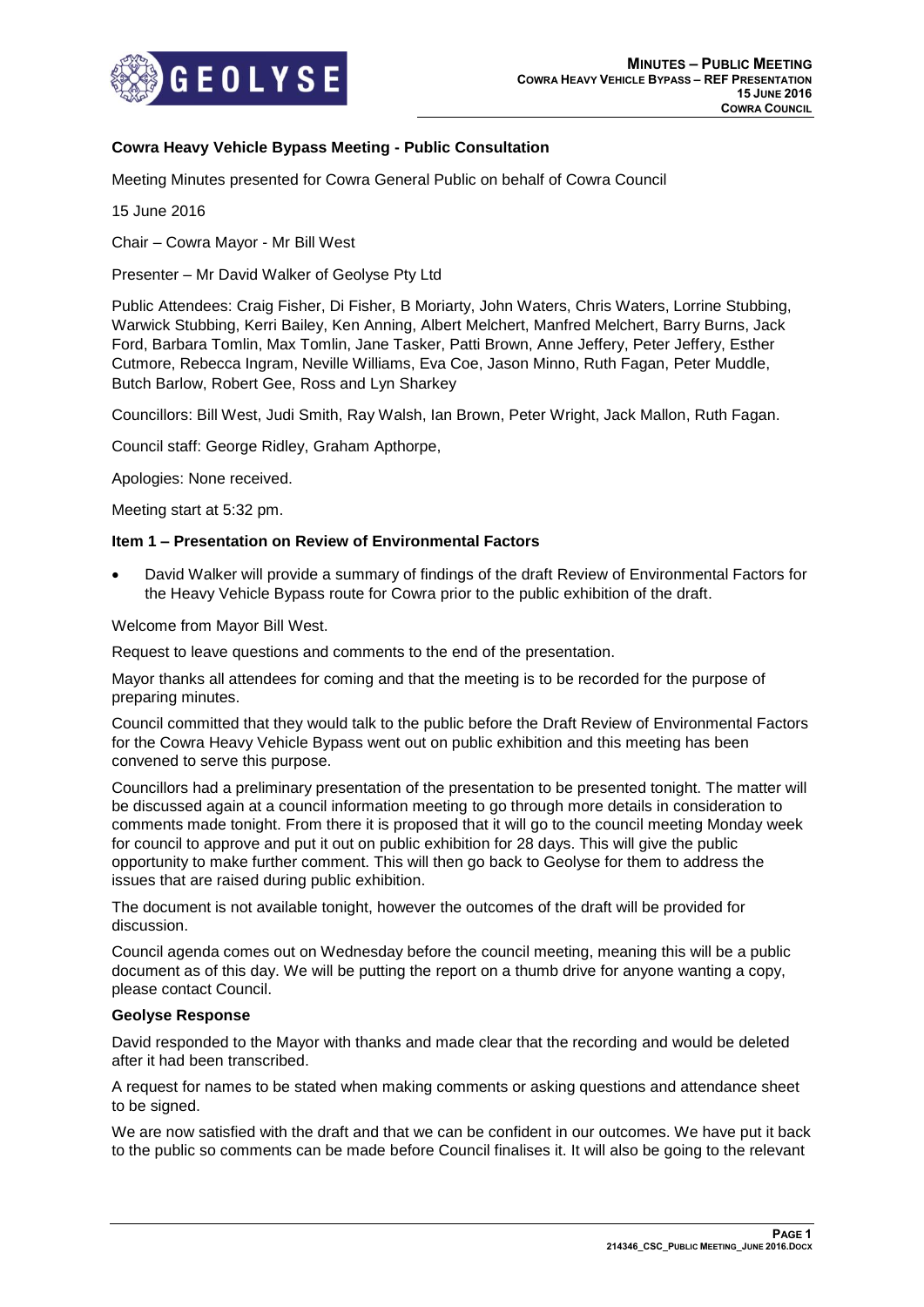**Cowra Heavy Vehicle Bypass Meeting - Public Consultation**

Meeting Minutes presented for Cowra General Public on behalf of Cowra Council

15 June 2016

Chair – Cowra Mayor - Mr Bill West

Presenter – Mr David Walker of Geolyse Pty Ltd

Public Attendees: Craig Fisher, Di Fisher, B Moriarty, John Waters, Chris Waters, Lorrine Stubbing, Warwick Stubbing, Kerri Bailey, Ken Anning, Albert Melchert, Manfred Melchert, Barry Burns, Jack Ford, Barbara Tomlin, Max Tomlin, Jane Tasker, Patti Brown, Anne Jeffery, Peter Jeffery, Esther Cutmore, Rebecca Ingram, Neville Williams, Eva Coe, Jason Minno, Ruth Fagan, Peter Muddle, Butch Barlow, Robert Gee, Ross and Lyn Sharkey

Councillors: Bill West, Judi Smith, Ray Walsh, Ian Brown, Peter Wright, Jack Mallon, Ruth Fagan.

Council staff: George Ridley, Graham Apthorpe,

Apologies: None received.

Meeting start at 5:32 pm.

**Item 1 – Presentation on Review of Environmental Factors**

- David Walker will provide a summary of findings of the draft Review of Environmental Factors for the Heavy Vehicle Bypass route for Cowra prior to the public exhibition of the draft.

Welcome from Mayor Bill West.

Request to leave questions and comments to the end of the presentation.

Mayor thanks all attendees for coming and that the meeting is to be recorded for the purpose of preparing minutes.

Council committed that they would talk to the public before the Draft Review of Environmental Factors for the Cowra Heavy Vehicle Bypass went out on public exhibition and this meeting has been convened to serve this purpose.

Councillors had a preliminary presentation of the presentation to be presented tonight. The matter will be discussed again at a council information meeting to go through more details in consideration to comments made tonight. From there it is proposed that it will go to the council meeting Monday week for council to approve and put it out on public exhibition for 28 days. This will give the public opportunity to make further comment. This will then go back to Geolyse for them to address the issues that are raised during public exhibition.

The document is not available tonight, however the outcomes of the draft will be provided for discussion.

Council agenda comes out on Wednesday before the council meeting, meaning this will be a public document as of this day. We will be putting the report on a thumb drive for anyone wanting a copy, please contact Council.

**Geolyse Response**

David responded to the Mayor with thanks and made clear that the recording and would be deleted after it had been transcribed.

A request for names to be stated when making comments or asking questions and attendance sheet to be signed.

We are now satisfied with the draft and that we can be confident in our outcomes. We have put it back to the public so comments can be made before Council finalises it. It will also be going to the relevant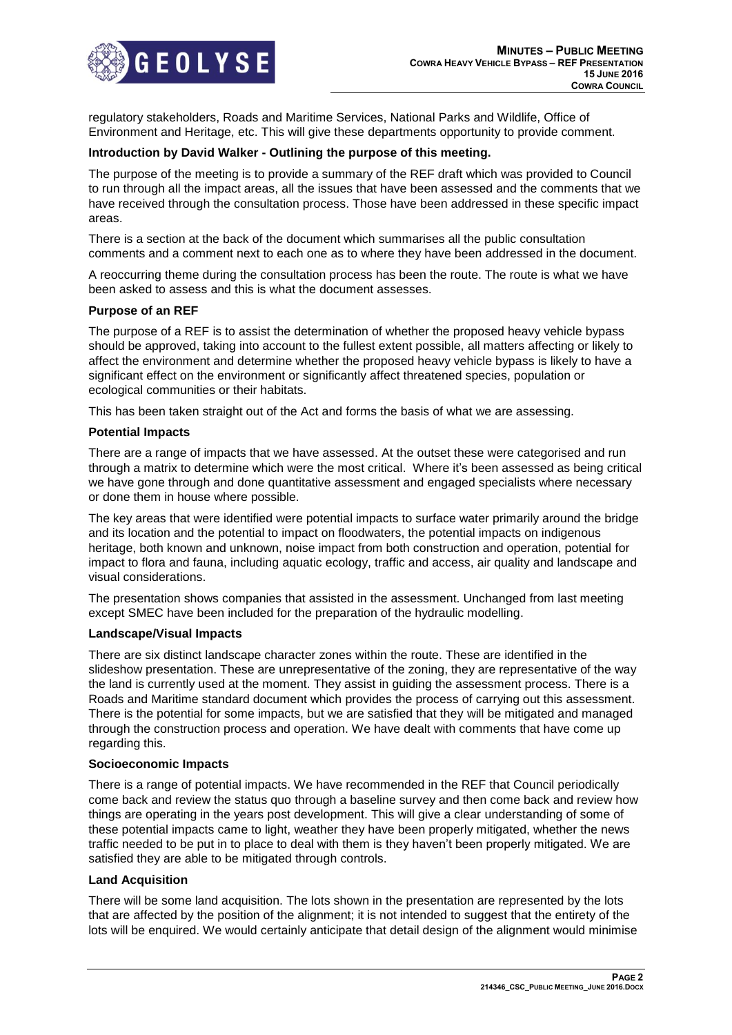regulatory stakeholders, Roads and Maritime Services, National Parks and Wildlife, Office of Environment and Heritage, etc. This will give these departments opportunity to provide comment.

**Introduction by David Walker - Outlining the purpose of this meeting.**

The purpose of the meeting is to provide a summary of the REF draft which was provided to Council to run through all the impact areas, all the issues that have been assessed and the comments that we have received through the consultation process. Those have been addressed in these specific impact areas.

There is a section at the back of the document which summarises all the public consultation comments and a comment next to each one as to where they have been addressed in the document.

A reoccurring theme during the consultation process has been the route. The route is what we have been asked to assess and this is what the document assesses.

**Purpose of an REF**

The purpose of a REF is to assist the determination of whether the proposed heavy vehicle bypass should be approved, taking into account to the fullest extent possible, all matters affecting or likely to affect the environment and determine whether the proposed heavy vehicle bypass is likely to have a significant effect on the environment or significantly affect threatened species, population or ecological communities or their habitats.

This has been taken straight out of the Act and forms the basis of what we are assessing.

**Potential Impacts**

There are a range of impacts that we have assessed. At the outset these were categorised and run through a matrix to determine which were the most critical. Where it's been assessed as being critical we have gone through and done quantitative assessment and engaged specialists where necessary or done them in house where possible.

The key areas that were identified were potential impacts to surface water primarily around the bridge and its location and the potential to impact on floodwaters, the potential impacts on indigenous heritage, both known and unknown, noise impact from both construction and operation, potential for impact to flora and fauna, including aquatic ecology, traffic and access, air quality and landscape and visual considerations.

The presentation shows companies that assisted in the assessment. Unchanged from last meeting except SMEC have been included for the preparation of the hydraulic modelling.

**Landscape/Visual Impacts**

There are six distinct landscape character zones within the route. These are identified in the slideshow presentation. These are unrepresentative of the zoning, they are representative of the way the land is currently used at the moment. They assist in guiding the assessment process. There is a Roads and Maritime standard document which provides the process of carrying out this assessment. There is the potential for some impacts, but we are satisfied that they will be mitigated and managed through the construction process and operation. We have dealt with comments that have come up regarding this.

**Socioeconomic Impacts**

There is a range of potential impacts. We have recommended in the REF that Council periodically come back and review the status quo through a baseline survey and then come back and review how things are operating in the years post development. This will give a clear understanding of some of these potential impacts came to light, weather they have been properly mitigated, whether the news traffic needed to be put in to place to deal with them is they haven't been properly mitigated. We are satisfied they are able to be mitigated through controls.

**Land Acquisition**

There will be some land acquisition. The lots shown in the presentation are represented by the lots that are affected by the position of the alignment; it is not intended to suggest that the entirety of the lots will be enquired. We would certainly anticipate that detail design of the alignment would minimise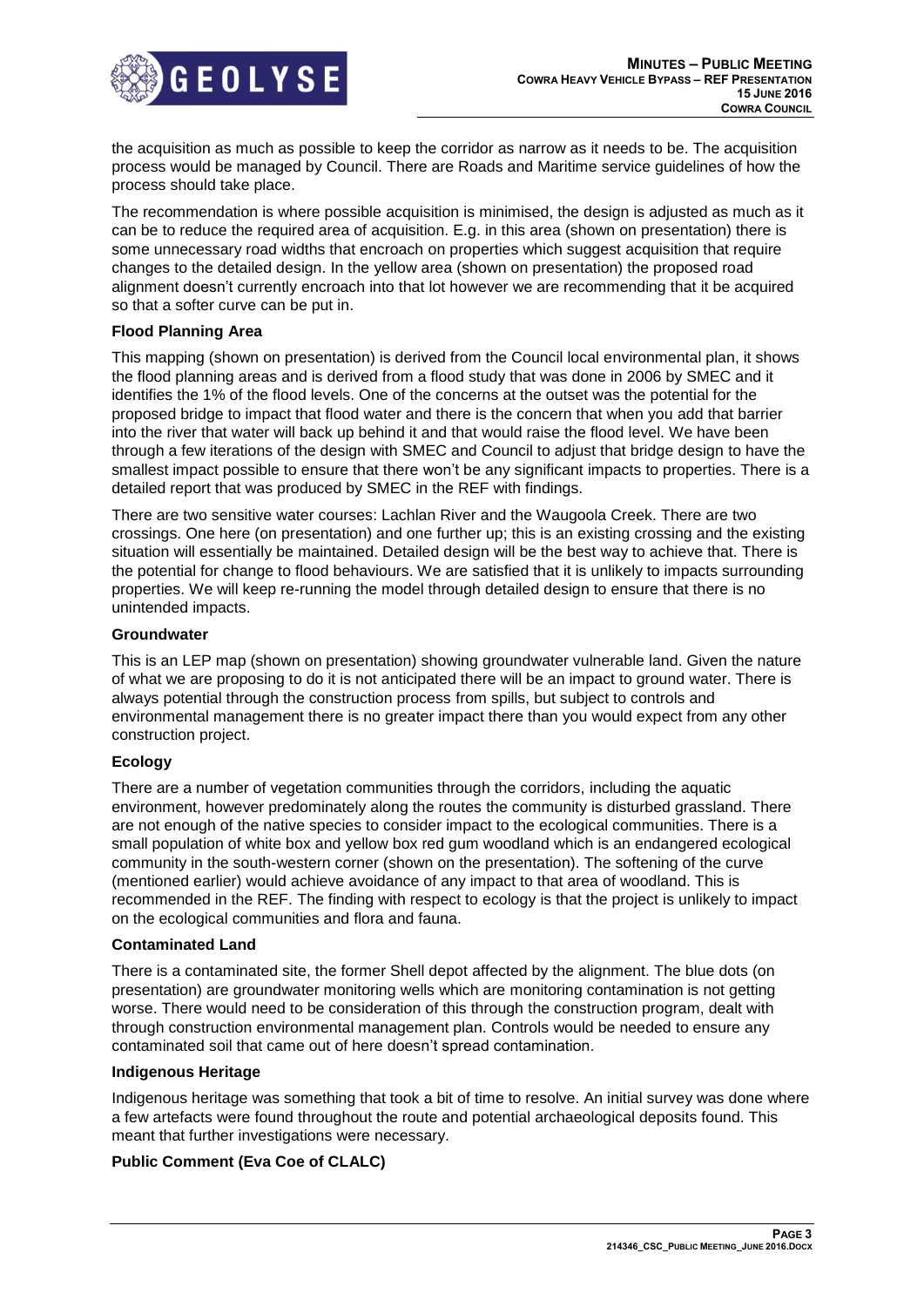the acquisition as much as possible to keep the corridor as narrow as it needs to be. The acquisition process would be managed by Council. There are Roads and Maritime service guidelines of how the process should take place.

The recommendation is where possible acquisition is minimised, the design is adjusted as much as it can be to reduce the required area of acquisition. E.g. in this area (shown on presentation) there is some unnecessary road widths that encroach on properties which suggest acquisition that require changes to the detailed design. In the yellow area (shown on presentation) the proposed road alignment doesn't currently encroach into that lot however we are recommending that it be acquired so that a softer curve can be put in.

**Flood Planning Area**

This mapping (shown on presentation) is derived from the Council local environmental plan, it shows the flood planning areas and is derived from a flood study that was done in 2006 by SMEC and it identifies the 1% of the flood levels. One of the concerns at the outset was the potential for the proposed bridge to impact that flood water and there is the concern that when you add that barrier into the river that water will back up behind it and that would raise the flood level. We have been through a few iterations of the design with SMEC and Council to adjust that bridge design to have the smallest impact possible to ensure that there won't be any significant impacts to properties. There is a detailed report that was produced by SMEC in the REF with findings.

There are two sensitive water courses: Lachlan River and the Waugoola Creek. There are two crossings. One here (on presentation) and one further up; this is an existing crossing and the existing situation will essentially be maintained. Detailed design will be the best way to achieve that. There is the potential for change to flood behaviours. We are satisfied that it is unlikely to impacts surrounding properties. We will keep re-running the model through detailed design to ensure that there is no unintended impacts.

**Groundwater**

This is an LEP map (shown on presentation) showing groundwater vulnerable land. Given the nature of what we are proposing to do it is not anticipated there will be an impact to ground water. There is always potential through the construction process from spills, but subject to controls and environmental management there is no greater impact there than you would expect from any other construction project.

**Ecology**

There are a number of vegetation communities through the corridors, including the aquatic environment, however predominately along the routes the community is disturbed grassland. There are not enough of the native species to consider impact to the ecological communities. There is a small population of white box and yellow box red gum woodland which is an endangered ecological community in the south-western corner (shown on the presentation). The softening of the curve (mentioned earlier) would achieve avoidance of any impact to that area of woodland. This is recommended in the REF. The finding with respect to ecology is that the project is unlikely to impact on the ecological communities and flora and fauna.

**Contaminated Land**

There is a contaminated site, the former Shell depot affected by the alignment. The blue dots (on presentation) are groundwater monitoring wells which are monitoring contamination is not getting worse. There would need to be consideration of this through the construction program, dealt with through construction environmental management plan. Controls would be needed to ensure any contaminated soil that came out of here doesn't spread contamination.

**Indigenous Heritage**

Indigenous heritage was something that took a bit of time to resolve. An initial survey was done where a few artefacts were found throughout the route and potential archaeological deposits found. This meant that further investigations were necessary.

**Public Comment (Eva Coe of CLALC)**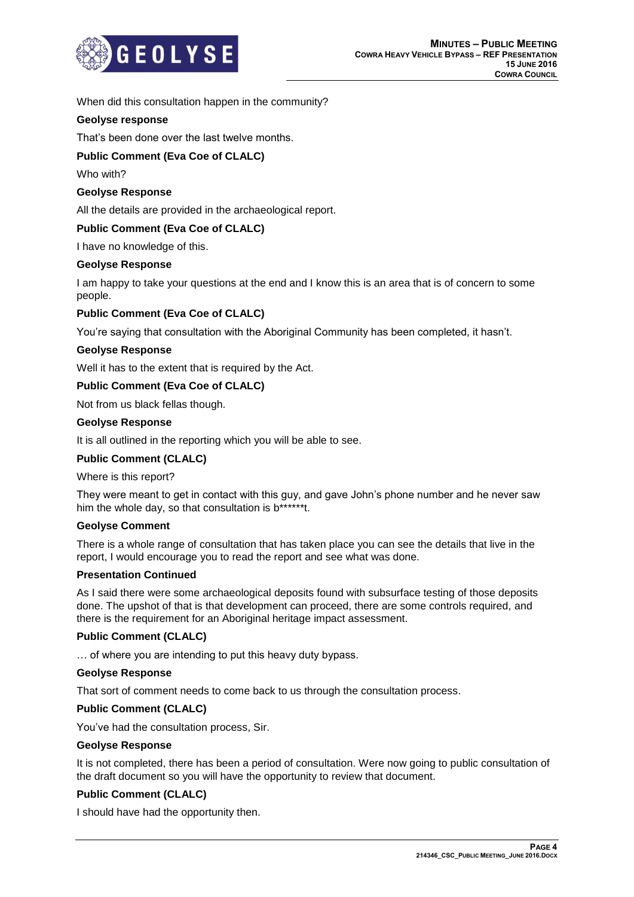When did this consultation happen in the community?

**Geolyse response**

That's been done over the last twelve months.

**Public Comment (Eva Coe of CLALC)**

Who with?

**Geolyse Response**

All the details are provided in the archaeological report.

**Public Comment (Eva Coe of CLALC)**

I have no knowledge of this.

**Geolyse Response**

I am happy to take your questions at the end and I know this is an area that is of concern to some people.

**Public Comment (Eva Coe of CLALC)**

You're saying that consultation with the Aboriginal Community has been completed, it hasn't.

**Geolyse Response**

Well it has to the extent that is required by the Act.

**Public Comment (Eva Coe of CLALC)**

Not from us black fellas though.

**Geolyse Response**

It is all outlined in the reporting which you will be able to see.

**Public Comment (CLALC)**

Where is this report?

They were meant to get in contact with this guy, and gave John's phone number and he never saw him the whole day, so that consultation is b******t.

**Geolyse Comment**

There is a whole range of consultation that has taken place you can see the details that live in the report, I would encourage you to read the report and see what was done.

**Presentation Continued**

As I said there were some archaeological deposits found with subsurface testing of those deposits done. The upshot of that is that development can proceed, there are some controls required, and there is the requirement for an Aboriginal heritage impact assessment.

**Public Comment (CLALC)**

… of where you are intending to put this heavy duty bypass.

**Geolyse Response**

That sort of comment needs to come back to us through the consultation process.

**Public Comment (CLALC)**

You've had the consultation process, Sir.

**Geolyse Response**

It is not completed, there has been a period of consultation. Were now going to public consultation of the draft document so you will have the opportunity to review that document.

**Public Comment (CLALC)**

I should have had the opportunity then.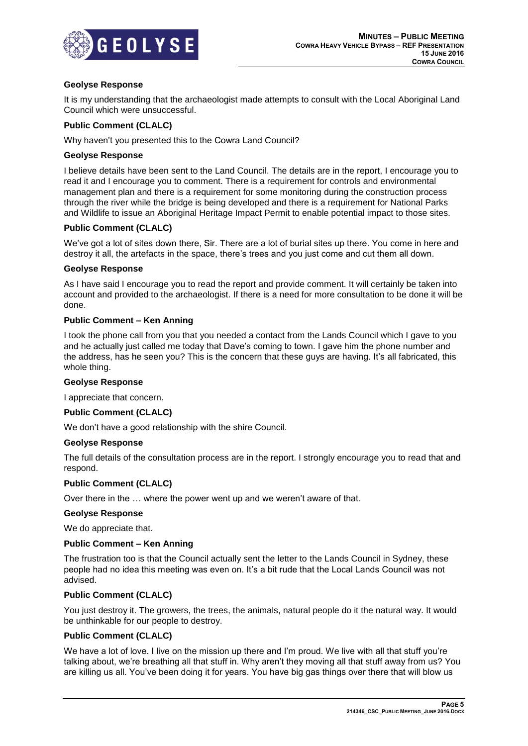**Geolyse Response**

It is my understanding that the archaeologist made attempts to consult with the Local Aboriginal Land Council which were unsuccessful.

**Public Comment (CLALC)**

Why haven't you presented this to the Cowra Land Council?

**Geolyse Response**

I believe details have been sent to the Land Council. The details are in the report, I encourage you to read it and I encourage you to comment. There is a requirement for controls and environmental management plan and there is a requirement for some monitoring during the construction process through the river while the bridge is being developed and there is a requirement for National Parks and Wildlife to issue an Aboriginal Heritage Impact Permit to enable potential impact to those sites.

**Public Comment (CLALC)**

We've got a lot of sites down there, Sir. There are a lot of burial sites up there. You come in here and destroy it all, the artefacts in the space, there's trees and you just come and cut them all down.

**Geolyse Response**

As I have said I encourage you to read the report and provide comment. It will certainly be taken into account and provided to the archaeologist. If there is a need for more consultation to be done it will be done.

**Public Comment – Ken Anning**

I took the phone call from you that you needed a contact from the Lands Council which I gave to you and he actually just called me today that Dave's coming to town. I gave him the phone number and the address, has he seen you? This is the concern that these guys are having. It's all fabricated, this whole thing.

**Geolyse Response**

I appreciate that concern.

**Public Comment (CLALC)**

We don't have a good relationship with the shire Council.

**Geolyse Response**

The full details of the consultation process are in the report. I strongly encourage you to read that and respond.

**Public Comment (CLALC)**

Over there in the … where the power went up and we weren't aware of that.

**Geolyse Response**

We do appreciate that.

**Public Comment – Ken Anning**

The frustration too is that the Council actually sent the letter to the Lands Council in Sydney, these people had no idea this meeting was even on. It's a bit rude that the Local Lands Council was not advised.

**Public Comment (CLALC)**

You just destroy it. The growers, the trees, the animals, natural people do it the natural way. It would be unthinkable for our people to destroy.

**Public Comment (CLALC)**

We have a lot of love. I live on the mission up there and I'm proud. We live with all that stuff you're talking about, we're breathing all that stuff in. Why aren't they moving all that stuff away from us? You are killing us all. You've been doing it for years. You have big gas things over there that will blow us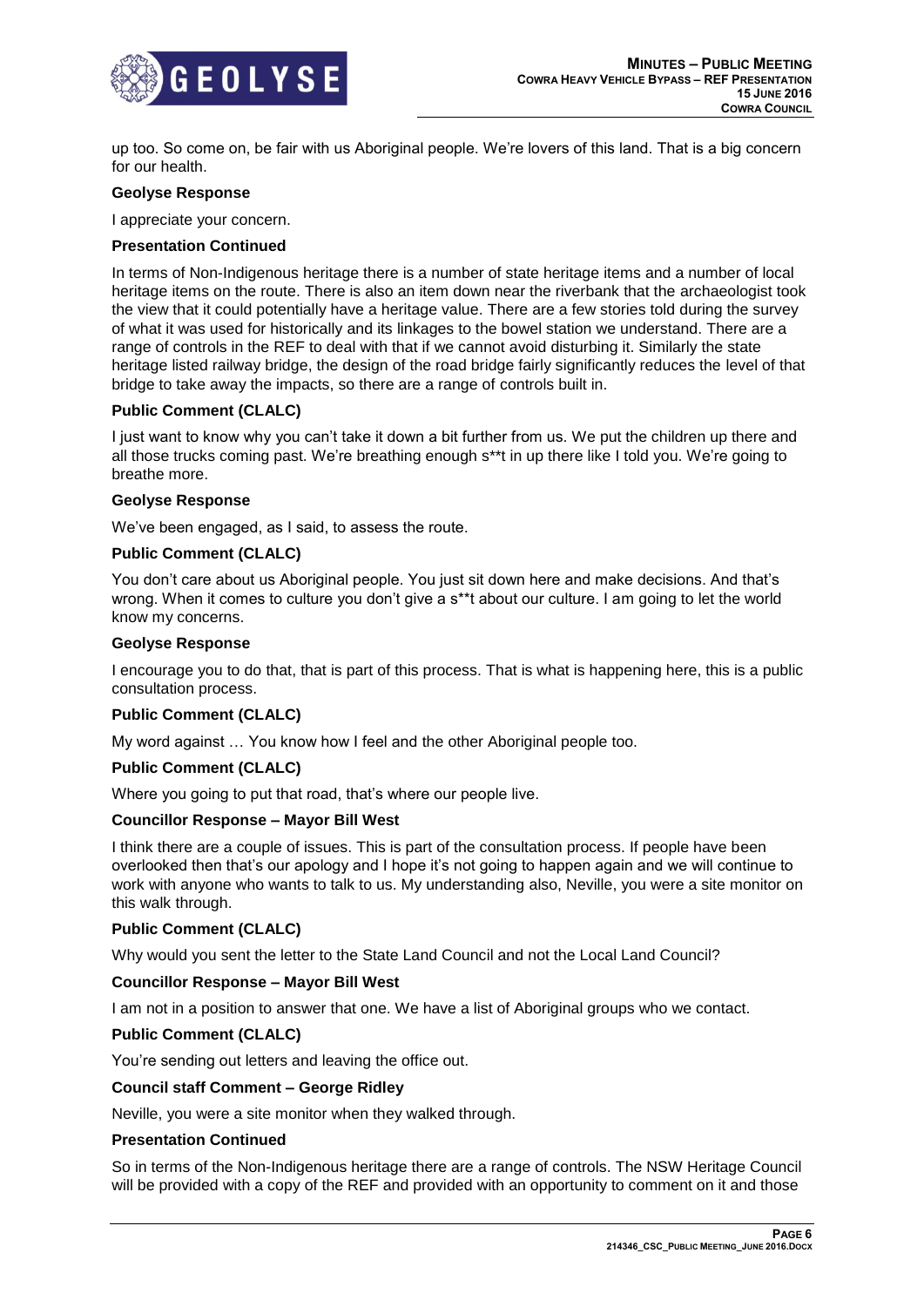up too. So come on, be fair with us Aboriginal people. We're lovers of this land. That is a big concern for our health.

**Geolyse Response**

I appreciate your concern.

**Presentation Continued**

In terms of Non-Indigenous heritage there is a number of state heritage items and a number of local heritage items on the route. There is also an item down near the riverbank that the archaeologist took the view that it could potentially have a heritage value. There are a few stories told during the survey of what it was used for historically and its linkages to the bowel station we understand. There are a range of controls in the REF to deal with that if we cannot avoid disturbing it. Similarly the state heritage listed railway bridge, the design of the road bridge fairly significantly reduces the level of that bridge to take away the impacts, so there are a range of controls built in.

**Public Comment (CLALC)**

I just want to know why you can't take it down a bit further from us. We put the children up there and all those trucks coming past. We're breathing enough s**t in up there like I told you. We're going to breathe more.

**Geolyse Response**

We've been engaged, as I said, to assess the route.

**Public Comment (CLALC)**

You don't care about us Aboriginal people. You just sit down here and make decisions. And that's wrong. When it comes to culture you don't give a s**t about our culture. I am going to let the world know my concerns.

**Geolyse Response**

I encourage you to do that, that is part of this process. That is what is happening here, this is a public consultation process.

**Public Comment (CLALC)**

My word against … You know how I feel and the other Aboriginal people too.

**Public Comment (CLALC)**

Where you going to put that road, that's where our people live.

**Councillor Response – Mayor Bill West**

I think there are a couple of issues. This is part of the consultation process. If people have been overlooked then that's our apology and I hope it's not going to happen again and we will continue to work with anyone who wants to talk to us. My understanding also, Neville, you were a site monitor on this walk through.

**Public Comment (CLALC)**

Why would you sent the letter to the State Land Council and not the Local Land Council?

**Councillor Response – Mayor Bill West**

I am not in a position to answer that one. We have a list of Aboriginal groups who we contact.

**Public Comment (CLALC)**

You're sending out letters and leaving the office out.

**Council staff Comment – George Ridley**

Neville, you were a site monitor when they walked through.

**Presentation Continued**

So in terms of the Non-Indigenous heritage there are a range of controls. The NSW Heritage Council will be provided with a copy of the REF and provided with an opportunity to comment on it and those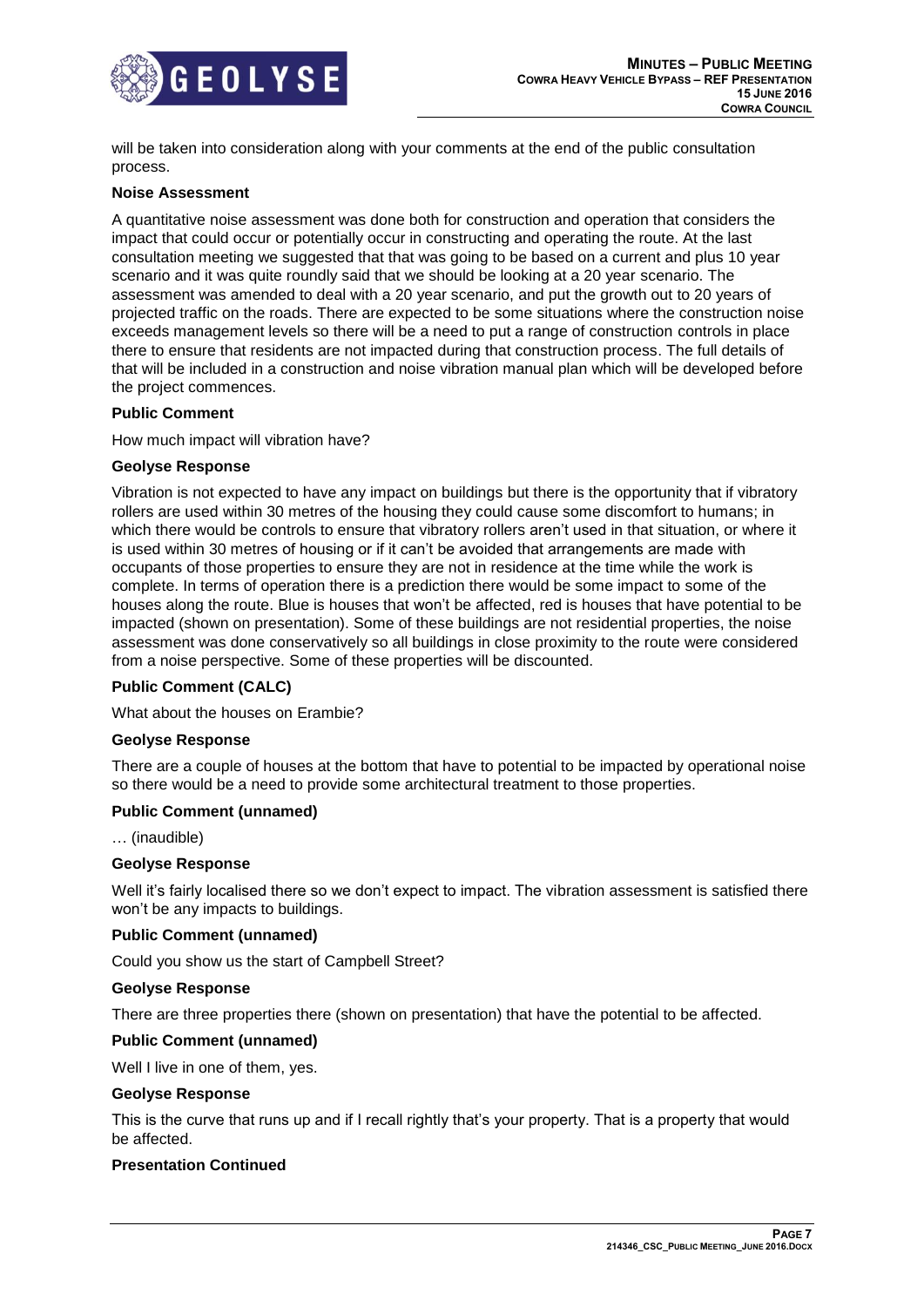will be taken into consideration along with your comments at the end of the public consultation process.

**Noise Assessment**

A quantitative noise assessment was done both for construction and operation that considers the impact that could occur or potentially occur in constructing and operating the route. At the last consultation meeting we suggested that that was going to be based on a current and plus 10 year scenario and it was quite roundly said that we should be looking at a 20 year scenario. The assessment was amended to deal with a 20 year scenario, and put the growth out to 20 years of projected traffic on the roads. There are expected to be some situations where the construction noise exceeds management levels so there will be a need to put a range of construction controls in place there to ensure that residents are not impacted during that construction process. The full details of that will be included in a construction and noise vibration manual plan which will be developed before the project commences.

**Public Comment**

How much impact will vibration have?

**Geolyse Response**

Vibration is not expected to have any impact on buildings but there is the opportunity that if vibratory rollers are used within 30 metres of the housing they could cause some discomfort to humans; in which there would be controls to ensure that vibratory rollers aren't used in that situation, or where it is used within 30 metres of housing or if it can't be avoided that arrangements are made with occupants of those properties to ensure they are not in residence at the time while the work is complete. In terms of operation there is a prediction there would be some impact to some of the houses along the route. Blue is houses that won't be affected, red is houses that have potential to be impacted (shown on presentation). Some of these buildings are not residential properties, the noise assessment was done conservatively so all buildings in close proximity to the route were considered from a noise perspective. Some of these properties will be discounted.

**Public Comment (CALC)**

What about the houses on Erambie?

**Geolyse Response**

There are a couple of houses at the bottom that have to potential to be impacted by operational noise so there would be a need to provide some architectural treatment to those properties.

**Public Comment (unnamed)**

… (inaudible)

**Geolyse Response**

Well it's fairly localised there so we don't expect to impact. The vibration assessment is satisfied there won't be any impacts to buildings.

**Public Comment (unnamed)**

Could you show us the start of Campbell Street?

**Geolyse Response**

There are three properties there (shown on presentation) that have the potential to be affected.

**Public Comment (unnamed)**

Well I live in one of them, yes.

**Geolyse Response**

This is the curve that runs up and if I recall rightly that's your property. That is a property that would be affected.

**Presentation Continued**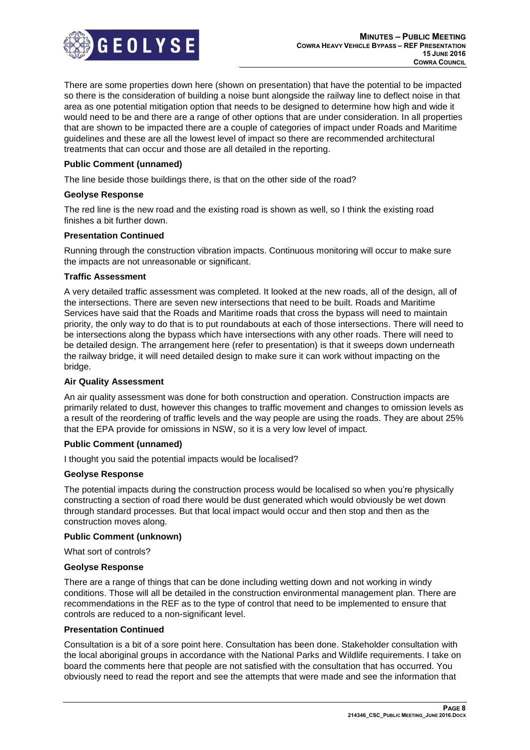There are some properties down here (shown on presentation) that have the potential to be impacted so there is the consideration of building a noise bunt alongside the railway line to deflect noise in that area as one potential mitigation option that needs to be designed to determine how high and wide it would need to be and there are a range of other options that are under consideration. In all properties that are shown to be impacted there are a couple of categories of impact under Roads and Maritime guidelines and these are all the lowest level of impact so there are recommended architectural treatments that can occur and those are all detailed in the reporting.

**Public Comment (unnamed)**

The line beside those buildings there, is that on the other side of the road?

**Geolyse Response**

The red line is the new road and the existing road is shown as well, so I think the existing road finishes a bit further down.

**Presentation Continued**

Running through the construction vibration impacts. Continuous monitoring will occur to make sure the impacts are not unreasonable or significant.

**Traffic Assessment**

A very detailed traffic assessment was completed. It looked at the new roads, all of the design, all of the intersections. There are seven new intersections that need to be built. Roads and Maritime Services have said that the Roads and Maritime roads that cross the bypass will need to maintain priority, the only way to do that is to put roundabouts at each of those intersections. There will need to be intersections along the bypass which have intersections with any other roads. There will need to be detailed design. The arrangement here (refer to presentation) is that it sweeps down underneath the railway bridge, it will need detailed design to make sure it can work without impacting on the bridge.

**Air Quality Assessment**

An air quality assessment was done for both construction and operation. Construction impacts are primarily related to dust, however this changes to traffic movement and changes to omission levels as a result of the reordering of traffic levels and the way people are using the roads. They are about 25% that the EPA provide for omissions in NSW, so it is a very low level of impact.

**Public Comment (unnamed)**

I thought you said the potential impacts would be localised?

**Geolyse Response**

The potential impacts during the construction process would be localised so when you're physically constructing a section of road there would be dust generated which would obviously be wet down through standard processes. But that local impact would occur and then stop and then as the construction moves along.

**Public Comment (unknown)**

What sort of controls?

**Geolyse Response**

There are a range of things that can be done including wetting down and not working in windy conditions. Those will all be detailed in the construction environmental management plan. There are recommendations in the REF as to the type of control that need to be implemented to ensure that controls are reduced to a non-significant level.

**Presentation Continued**

Consultation is a bit of a sore point here. Consultation has been done. Stakeholder consultation with the local aboriginal groups in accordance with the National Parks and Wildlife requirements. I take on board the comments here that people are not satisfied with the consultation that has occurred. You obviously need to read the report and see the attempts that were made and see the information that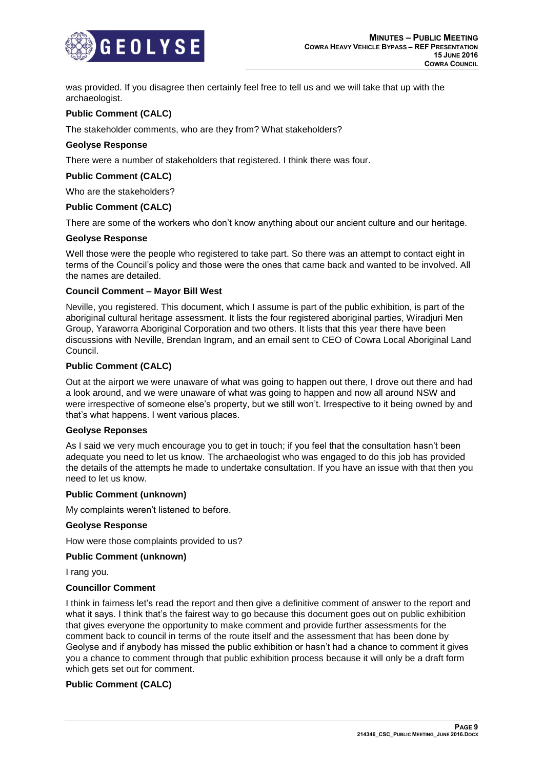was provided. If you disagree then certainly feel free to tell us and we will take that up with the archaeologist.

**Public Comment (CALC)**

The stakeholder comments, who are they from? What stakeholders?

**Geolyse Response**

There were a number of stakeholders that registered. I think there was four.

**Public Comment (CALC)**

Who are the stakeholders?

**Public Comment (CALC)**

There are some of the workers who don't know anything about our ancient culture and our heritage.

**Geolyse Response**

Well those were the people who registered to take part. So there was an attempt to contact eight in terms of the Council's policy and those were the ones that came back and wanted to be involved. All the names are detailed.

**Council Comment – Mayor Bill West**

Neville, you registered. This document, which I assume is part of the public exhibition, is part of the aboriginal cultural heritage assessment. It lists the four registered aboriginal parties, Wiradjuri Men Group, Yaraworra Aboriginal Corporation and two others. It lists that this year there have been discussions with Neville, Brendan Ingram, and an email sent to CEO of Cowra Local Aboriginal Land Council.

**Public Comment (CALC)**

Out at the airport we were unaware of what was going to happen out there, I drove out there and had a look around, and we were unaware of what was going to happen and now all around NSW and were irrespective of someone else's property, but we still won't. Irrespective to it being owned by and that's what happens. I went various places.

**Geolyse Reponses**

As I said we very much encourage you to get in touch; if you feel that the consultation hasn't been adequate you need to let us know. The archaeologist who was engaged to do this job has provided the details of the attempts he made to undertake consultation. If you have an issue with that then you need to let us know.

**Public Comment (unknown)**

My complaints weren't listened to before.

**Geolyse Response**

How were those complaints provided to us?

**Public Comment (unknown)**

I rang you.

**Councillor Comment**

I think in fairness let's read the report and then give a definitive comment of answer to the report and what it says. I think that's the fairest way to go because this document goes out on public exhibition that gives everyone the opportunity to make comment and provide further assessments for the comment back to council in terms of the route itself and the assessment that has been done by Geolyse and if anybody has missed the public exhibition or hasn't had a chance to comment it gives you a chance to comment through that public exhibition process because it will only be a draft form which gets set out for comment.

**Public Comment (CALC)**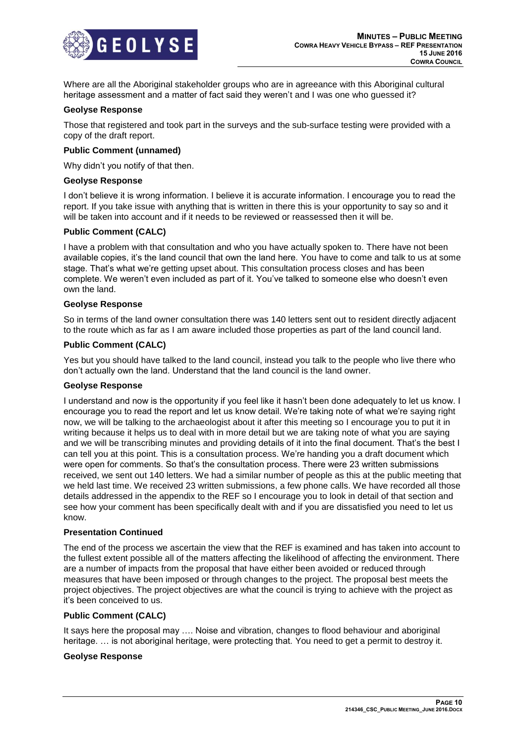Where are all the Aboriginal stakeholder groups who are in agreeance with this Aboriginal cultural heritage assessment and a matter of fact said they weren't and I was one who guessed it?

**Geolyse Response**

Those that registered and took part in the surveys and the sub-surface testing were provided with a copy of the draft report.

**Public Comment (unnamed)**

Why didn't you notify of that then.

**Geolyse Response**

I don't believe it is wrong information. I believe it is accurate information. I encourage you to read the report. If you take issue with anything that is written in there this is your opportunity to say so and it will be taken into account and if it needs to be reviewed or reassessed then it will be.

**Public Comment (CALC)**

I have a problem with that consultation and who you have actually spoken to. There have not been available copies, it's the land council that own the land here. You have to come and talk to us at some stage. That's what we're getting upset about. This consultation process closes and has been complete. We weren't even included as part of it. You've talked to someone else who doesn't even own the land.

**Geolyse Response**

So in terms of the land owner consultation there was 140 letters sent out to resident directly adjacent to the route which as far as I am aware included those properties as part of the land council land.

**Public Comment (CALC)**

Yes but you should have talked to the land council, instead you talk to the people who live there who don't actually own the land. Understand that the land council is the land owner.

**Geolyse Response**

I understand and now is the opportunity if you feel like it hasn't been done adequately to let us know. I encourage you to read the report and let us know detail. We're taking note of what we're saying right now, we will be talking to the archaeologist about it after this meeting so I encourage you to put it in writing because it helps us to deal with in more detail but we are taking note of what you are saying and we will be transcribing minutes and providing details of it into the final document. That's the best I can tell you at this point. This is a consultation process. We're handing you a draft document which were open for comments. So that's the consultation process. There were 23 written submissions received, we sent out 140 letters. We had a similar number of people as this at the public meeting that we held last time. We received 23 written submissions, a few phone calls. We have recorded all those details addressed in the appendix to the REF so I encourage you to look in detail of that section and see how your comment has been specifically dealt with and if you are dissatisfied you need to let us know.

**Presentation Continued**

The end of the process we ascertain the view that the REF is examined and has taken into account to the fullest extent possible all of the matters affecting the likelihood of affecting the environment. There are a number of impacts from the proposal that have either been avoided or reduced through measures that have been imposed or through changes to the project. The proposal best meets the project objectives. The project objectives are what the council is trying to achieve with the project as it's been conceived to us.

**Public Comment (CALC)**

It says here the proposal may …. Noise and vibration, changes to flood behaviour and aboriginal heritage. … is not aboriginal heritage, were protecting that. You need to get a permit to destroy it.

**Geolyse Response**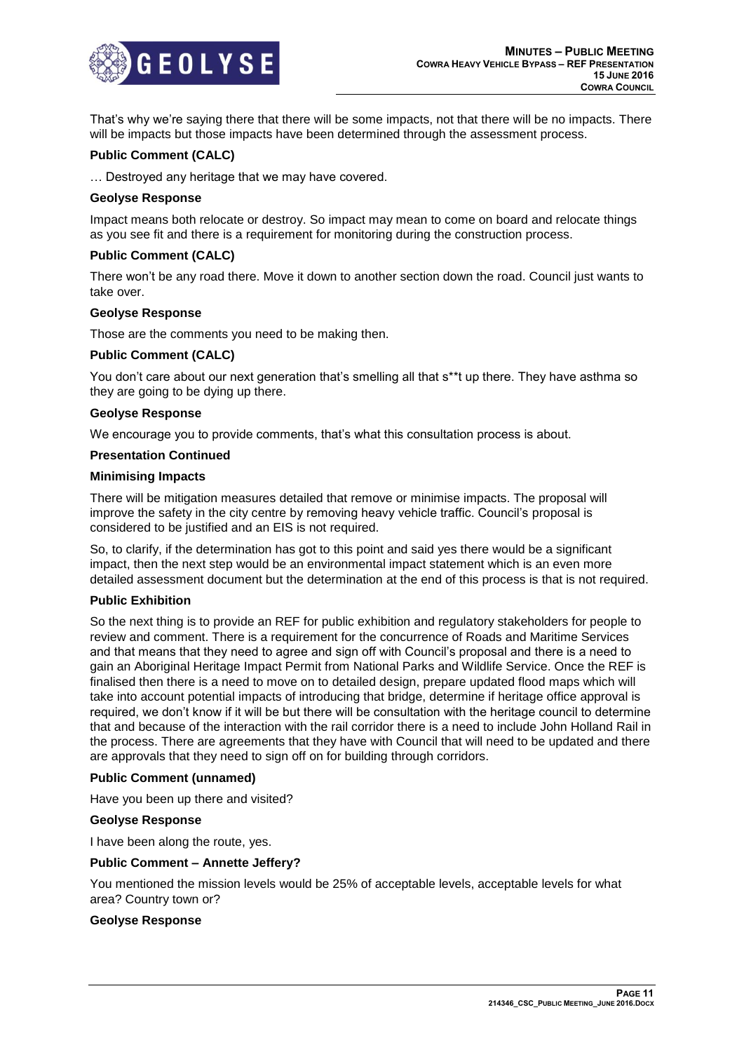That's why we're saying there that there will be some impacts, not that there will be no impacts. There will be impacts but those impacts have been determined through the assessment process.

**Public Comment (CALC)**

… Destroyed any heritage that we may have covered.

**Geolyse Response**

Impact means both relocate or destroy. So impact may mean to come on board and relocate things as you see fit and there is a requirement for monitoring during the construction process.

**Public Comment (CALC)**

There won't be any road there. Move it down to another section down the road. Council just wants to take over.

**Geolyse Response**

Those are the comments you need to be making then.

**Public Comment (CALC)**

You don't care about our next generation that's smelling all that s**t up there. They have asthma so they are going to be dying up there.

**Geolyse Response**

We encourage you to provide comments, that's what this consultation process is about.

**Presentation Continued**

**Minimising Impacts**

There will be mitigation measures detailed that remove or minimise impacts. The proposal will improve the safety in the city centre by removing heavy vehicle traffic. Council's proposal is considered to be justified and an EIS is not required.

So, to clarify, if the determination has got to this point and said yes there would be a significant impact, then the next step would be an environmental impact statement which is an even more detailed assessment document but the determination at the end of this process is that is not required.

**Public Exhibition**

So the next thing is to provide an REF for public exhibition and regulatory stakeholders for people to review and comment. There is a requirement for the concurrence of Roads and Maritime Services and that means that they need to agree and sign off with Council's proposal and there is a need to gain an Aboriginal Heritage Impact Permit from National Parks and Wildlife Service. Once the REF is finalised then there is a need to move on to detailed design, prepare updated flood maps which will take into account potential impacts of introducing that bridge, determine if heritage office approval is required, we don't know if it will be but there will be consultation with the heritage council to determine that and because of the interaction with the rail corridor there is a need to include John Holland Rail in the process. There are agreements that they have with Council that will need to be updated and there are approvals that they need to sign off on for building through corridors.

**Public Comment (unnamed)**

Have you been up there and visited?

**Geolyse Response**

I have been along the route, yes.

**Public Comment – Annette Jeffery?**

You mentioned the mission levels would be 25% of acceptable levels, acceptable levels for what area? Country town or?

**Geolyse Response**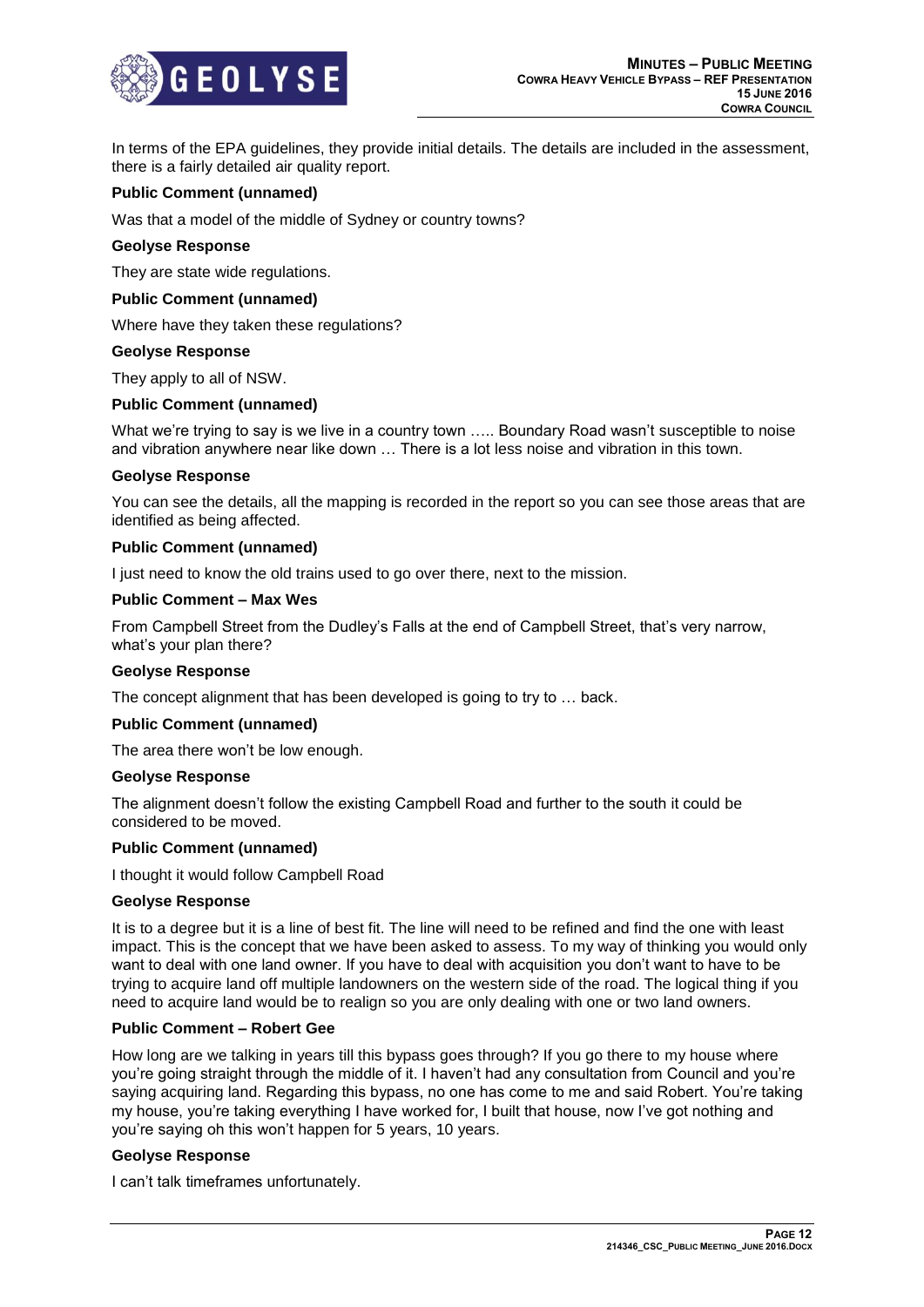In terms of the EPA guidelines, they provide initial details. The details are included in the assessment, there is a fairly detailed air quality report.

**Public Comment (unnamed)**

Was that a model of the middle of Sydney or country towns?

**Geolyse Response**

They are state wide regulations.

**Public Comment (unnamed)**

Where have they taken these regulations?

**Geolyse Response**

They apply to all of NSW.

**Public Comment (unnamed)**

What we're trying to say is we live in a country town ….. Boundary Road wasn't susceptible to noise and vibration anywhere near like down … There is a lot less noise and vibration in this town.

**Geolyse Response**

You can see the details, all the mapping is recorded in the report so you can see those areas that are identified as being affected.

**Public Comment (unnamed)**

I just need to know the old trains used to go over there, next to the mission.

**Public Comment – Max Wes**

From Campbell Street from the Dudley's Falls at the end of Campbell Street, that's very narrow, what's your plan there?

**Geolyse Response**

The concept alignment that has been developed is going to try to … back.

**Public Comment (unnamed)**

The area there won't be low enough.

**Geolyse Response**

The alignment doesn't follow the existing Campbell Road and further to the south it could be considered to be moved.

**Public Comment (unnamed)**

I thought it would follow Campbell Road

**Geolyse Response**

It is to a degree but it is a line of best fit. The line will need to be refined and find the one with least impact. This is the concept that we have been asked to assess. To my way of thinking you would only want to deal with one land owner. If you have to deal with acquisition you don't want to have to be trying to acquire land off multiple landowners on the western side of the road. The logical thing if you need to acquire land would be to realign so you are only dealing with one or two land owners.

**Public Comment – Robert Gee**

How long are we talking in years till this bypass goes through? If you go there to my house where you're going straight through the middle of it. I haven't had any consultation from Council and you're saying acquiring land. Regarding this bypass, no one has come to me and said Robert. You're taking my house, you're taking everything I have worked for, I built that house, now I've got nothing and you're saying oh this won't happen for 5 years, 10 years.

**Geolyse Response**

I can't talk timeframes unfortunately.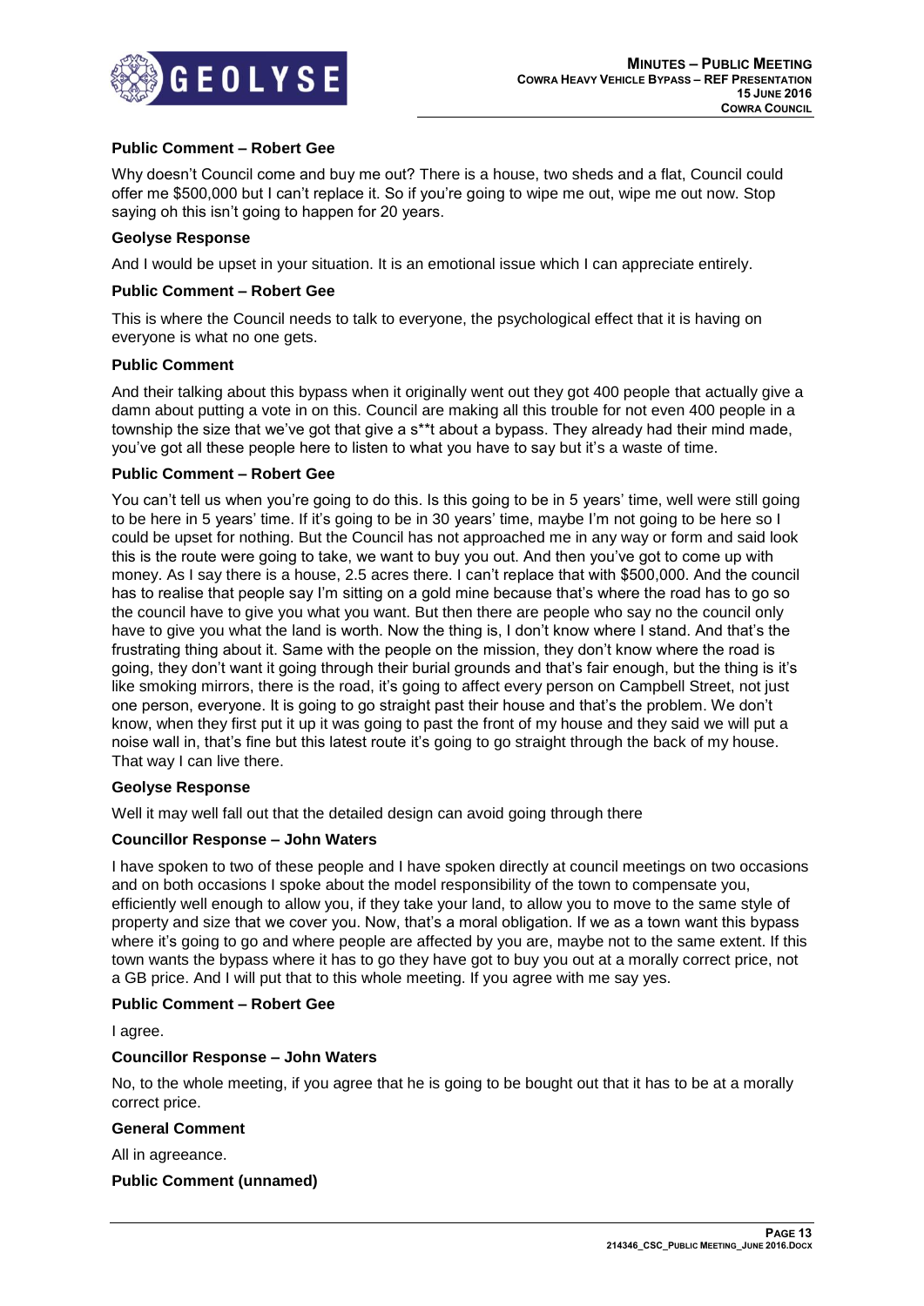**Public Comment – Robert Gee**

Why doesn't Council come and buy me out? There is a house, two sheds and a flat, Council could offer me $500,000 but I can't replace it. So if you're going to wipe me out, wipe me out now. Stop saying oh this isn't going to happen for 20 years.

**Geolyse Response**

And I would be upset in your situation. It is an emotional issue which I can appreciate entirely.

**Public Comment – Robert Gee**

This is where the Council needs to talk to everyone, the psychological effect that it is having on everyone is what no one gets.

**Public Comment**

And their talking about this bypass when it originally went out they got 400 people that actually give a damn about putting a vote in on this. Council are making all this trouble for not even 400 people in a township the size that we've got that give a s**t about a bypass. They already had their mind made, you've got all these people here to listen to what you have to say but it's a waste of time.

**Public Comment – Robert Gee**

You can't tell us when you're going to do this. Is this going to be in 5 years' time, well were still going to be here in 5 years' time. If it's going to be in 30 years' time, maybe I'm not going to be here so I could be upset for nothing. But the Council has not approached me in any way or form and said look this is the route were going to take, we want to buy you out. And then you've got to come up with money. As I say there is a house, 2.5 acres there. I can't replace that with $500,000. And the council has to realise that people say I'm sitting on a gold mine because that's where the road has to go so the council have to give you what you want. But then there are people who say no the council only have to give you what the land is worth. Now the thing is, I don't know where I stand. And that's the frustrating thing about it. Same with the people on the mission, they don't know where the road is going, they don't want it going through their burial grounds and that's fair enough, but the thing is it's like smoking mirrors, there is the road, it's going to affect every person on Campbell Street, not just one person, everyone. It is going to go straight past their house and that's the problem. We don't know, when they first put it up it was going to past the front of my house and they said we will put a noise wall in, that's fine but this latest route it's going to go straight through the back of my house. That way I can live there.

**Geolyse Response**

Well it may well fall out that the detailed design can avoid going through there

**Councillor Response – John Waters**

I have spoken to two of these people and I have spoken directly at council meetings on two occasions and on both occasions I spoke about the model responsibility of the town to compensate you, efficiently well enough to allow you, if they take your land, to allow you to move to the same style of property and size that we cover you. Now, that's a moral obligation. If we as a town want this bypass where it's going to go and where people are affected by you are, maybe not to the same extent. If this town wants the bypass where it has to go they have got to buy you out at a morally correct price, not a GB price. And I will put that to this whole meeting. If you agree with me say yes.

**Public Comment – Robert Gee**

I agree.

**Councillor Response – John Waters**

No, to the whole meeting, if you agree that he is going to be bought out that it has to be at a morally correct price.

**General Comment**

All in agreeance.

**Public Comment (unnamed)**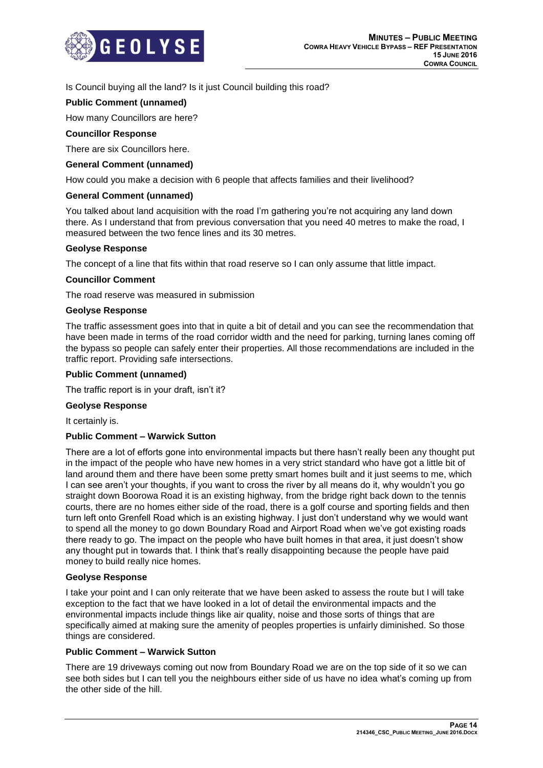Is Council buying all the land? Is it just Council building this road?

**Public Comment (unnamed)**

How many Councillors are here?

**Councillor Response**

There are six Councillors here.

**General Comment (unnamed)**

How could you make a decision with 6 people that affects families and their livelihood?

**General Comment (unnamed)**

You talked about land acquisition with the road I'm gathering you're not acquiring any land down there. As I understand that from previous conversation that you need 40 metres to make the road, I measured between the two fence lines and its 30 metres.

**Geolyse Response**

The concept of a line that fits within that road reserve so I can only assume that little impact.

**Councillor Comment**

The road reserve was measured in submission

**Geolyse Response**

The traffic assessment goes into that in quite a bit of detail and you can see the recommendation that have been made in terms of the road corridor width and the need for parking, turning lanes coming off the bypass so people can safely enter their properties. All those recommendations are included in the traffic report. Providing safe intersections.

**Public Comment (unnamed)**

The traffic report is in your draft, isn't it?

**Geolyse Response**

It certainly is.

**Public Comment – Warwick Sutton**

There are a lot of efforts gone into environmental impacts but there hasn't really been any thought put in the impact of the people who have new homes in a very strict standard who have got a little bit of land around them and there have been some pretty smart homes built and it just seems to me, which I can see aren't your thoughts, if you want to cross the river by all means do it, why wouldn't you go straight down Boorowa Road it is an existing highway, from the bridge right back down to the tennis courts, there are no homes either side of the road, there is a golf course and sporting fields and then turn left onto Grenfell Road which is an existing highway. I just don't understand why we would want to spend all the money to go down Boundary Road and Airport Road when we've got existing roads there ready to go. The impact on the people who have built homes in that area, it just doesn't show any thought put in towards that. I think that's really disappointing because the people have paid money to build really nice homes.

**Geolyse Response**

I take your point and I can only reiterate that we have been asked to assess the route but I will take exception to the fact that we have looked in a lot of detail the environmental impacts and the environmental impacts include things like air quality, noise and those sorts of things that are specifically aimed at making sure the amenity of peoples properties is unfairly diminished. So those things are considered.

**Public Comment – Warwick Sutton**

There are 19 driveways coming out now from Boundary Road we are on the top side of it so we can see both sides but I can tell you the neighbours either side of us have no idea what's coming up from the other side of the hill.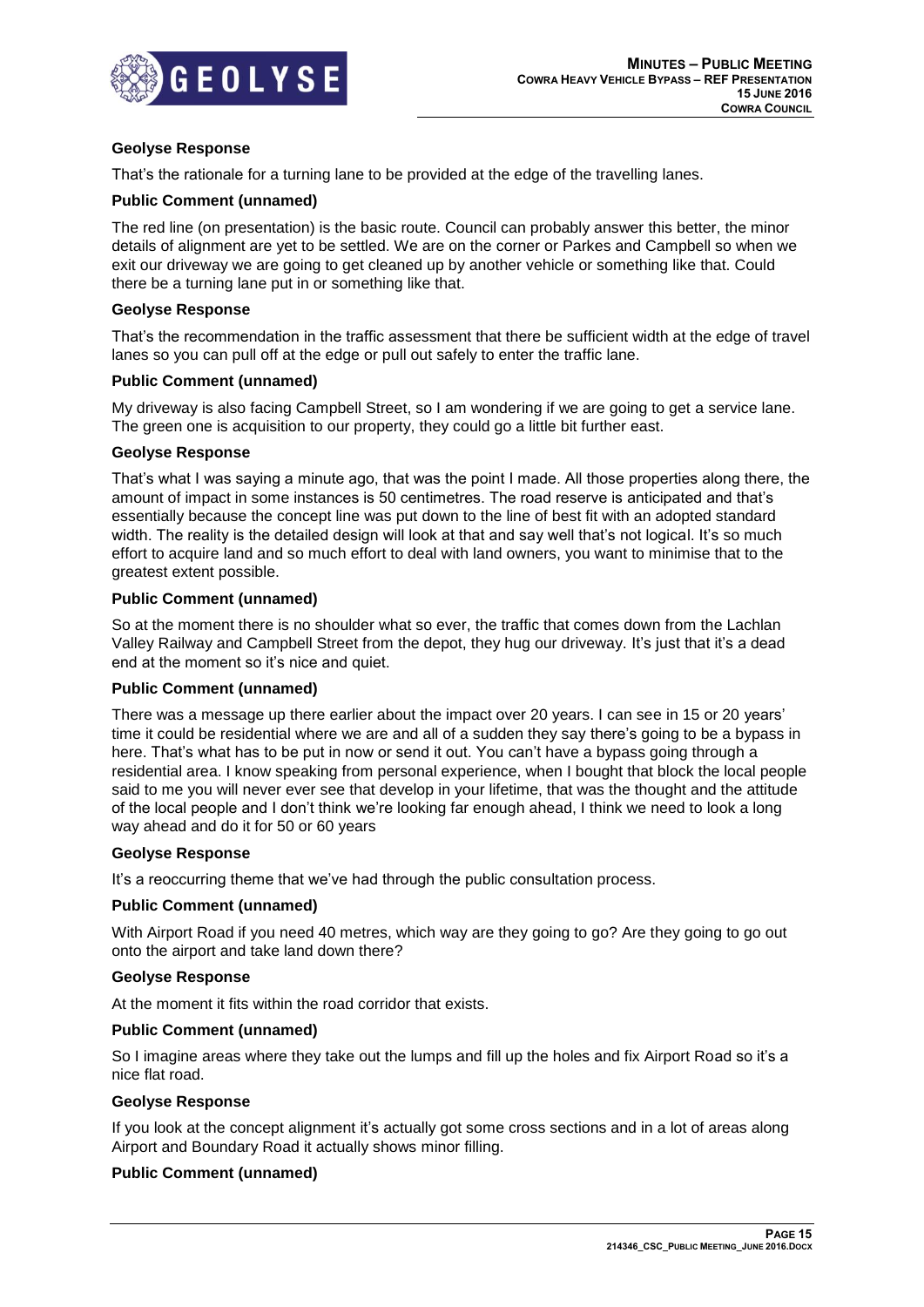**Geolyse Response**

That's the rationale for a turning lane to be provided at the edge of the travelling lanes.

**Public Comment (unnamed)**

The red line (on presentation) is the basic route. Council can probably answer this better, the minor details of alignment are yet to be settled. We are on the corner or Parkes and Campbell so when we exit our driveway we are going to get cleaned up by another vehicle or something like that. Could there be a turning lane put in or something like that.

**Geolyse Response**

That's the recommendation in the traffic assessment that there be sufficient width at the edge of travel lanes so you can pull off at the edge or pull out safely to enter the traffic lane.

**Public Comment (unnamed)**

My driveway is also facing Campbell Street, so I am wondering if we are going to get a service lane. The green one is acquisition to our property, they could go a little bit further east.

**Geolyse Response**

That's what I was saying a minute ago, that was the point I made. All those properties along there, the amount of impact in some instances is 50 centimetres. The road reserve is anticipated and that's essentially because the concept line was put down to the line of best fit with an adopted standard width. The reality is the detailed design will look at that and say well that's not logical. It's so much effort to acquire land and so much effort to deal with land owners, you want to minimise that to the greatest extent possible.

**Public Comment (unnamed)**

So at the moment there is no shoulder what so ever, the traffic that comes down from the Lachlan Valley Railway and Campbell Street from the depot, they hug our driveway. It's just that it's a dead end at the moment so it's nice and quiet.

**Public Comment (unnamed)**

There was a message up there earlier about the impact over 20 years. I can see in 15 or 20 years' time it could be residential where we are and all of a sudden they say there's going to be a bypass in here. That's what has to be put in now or send it out. You can't have a bypass going through a residential area. I know speaking from personal experience, when I bought that block the local people said to me you will never ever see that develop in your lifetime, that was the thought and the attitude of the local people and I don't think we're looking far enough ahead, I think we need to look a long way ahead and do it for 50 or 60 years

**Geolyse Response**

It's a reoccurring theme that we've had through the public consultation process.

**Public Comment (unnamed)**

With Airport Road if you need 40 metres, which way are they going to go? Are they going to go out onto the airport and take land down there?

**Geolyse Response**

At the moment it fits within the road corridor that exists.

**Public Comment (unnamed)**

So I imagine areas where they take out the lumps and fill up the holes and fix Airport Road so it's a nice flat road.

**Geolyse Response**

If you look at the concept alignment it's actually got some cross sections and in a lot of areas along Airport and Boundary Road it actually shows minor filling.

**Public Comment (unnamed)**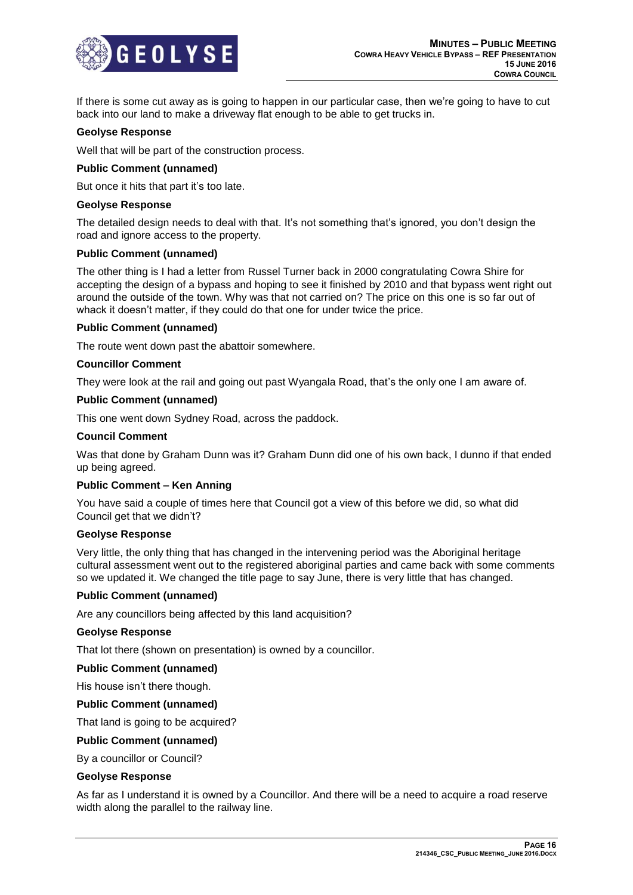If there is some cut away as is going to happen in our particular case, then we're going to have to cut back into our land to make a driveway flat enough to be able to get trucks in.

**Geolyse Response**

Well that will be part of the construction process.

**Public Comment (unnamed)**

But once it hits that part it's too late.

**Geolyse Response**

The detailed design needs to deal with that. It's not something that's ignored, you don't design the road and ignore access to the property.

**Public Comment (unnamed)**

The other thing is I had a letter from Russel Turner back in 2000 congratulating Cowra Shire for accepting the design of a bypass and hoping to see it finished by 2010 and that bypass went right out around the outside of the town. Why was that not carried on? The price on this one is so far out of whack it doesn't matter, if they could do that one for under twice the price.

**Public Comment (unnamed)**

The route went down past the abattoir somewhere.

**Councillor Comment**

They were look at the rail and going out past Wyangala Road, that's the only one I am aware of.

**Public Comment (unnamed)**

This one went down Sydney Road, across the paddock.

**Council Comment**

Was that done by Graham Dunn was it? Graham Dunn did one of his own back, I dunno if that ended up being agreed.

**Public Comment – Ken Anning**

You have said a couple of times here that Council got a view of this before we did, so what did Council get that we didn't?

**Geolyse Response**

Very little, the only thing that has changed in the intervening period was the Aboriginal heritage cultural assessment went out to the registered aboriginal parties and came back with some comments so we updated it. We changed the title page to say June, there is very little that has changed.

**Public Comment (unnamed)**

Are any councillors being affected by this land acquisition?

**Geolyse Response**

That lot there (shown on presentation) is owned by a councillor.

**Public Comment (unnamed)**

His house isn't there though.

**Public Comment (unnamed)**

That land is going to be acquired?

**Public Comment (unnamed)**

By a councillor or Council?

**Geolyse Response**

As far as I understand it is owned by a Councillor. And there will be a need to acquire a road reserve width along the parallel to the railway line.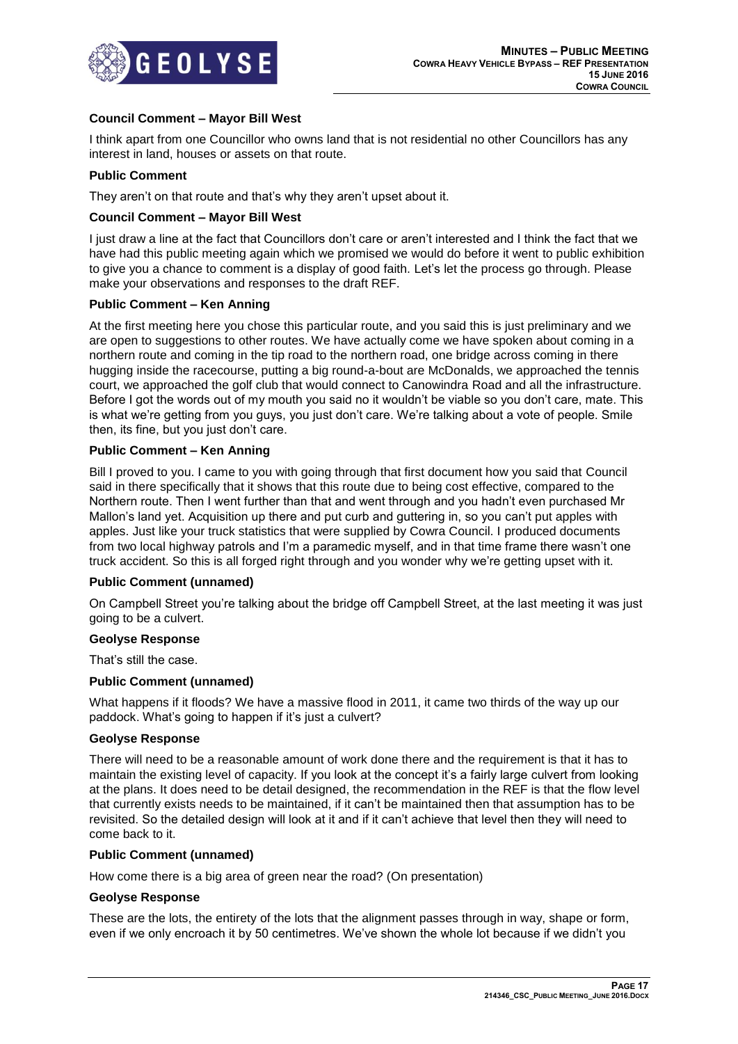**Council Comment – Mayor Bill West**

I think apart from one Councillor who owns land that is not residential no other Councillors has any interest in land, houses or assets on that route.

**Public Comment**

They aren't on that route and that's why they aren't upset about it.

**Council Comment – Mayor Bill West**

I just draw a line at the fact that Councillors don't care or aren't interested and I think the fact that we have had this public meeting again which we promised we would do before it went to public exhibition to give you a chance to comment is a display of good faith. Let's let the process go through. Please make your observations and responses to the draft REF.

**Public Comment – Ken Anning**

At the first meeting here you chose this particular route, and you said this is just preliminary and we are open to suggestions to other routes. We have actually come we have spoken about coming in a northern route and coming in the tip road to the northern road, one bridge across coming in there hugging inside the racecourse, putting a big round-a-bout are McDonalds, we approached the tennis court, we approached the golf club that would connect to Canowindra Road and all the infrastructure. Before I got the words out of my mouth you said no it wouldn't be viable so you don't care, mate. This is what we're getting from you guys, you just don't care. We're talking about a vote of people. Smile then, its fine, but you just don't care.

**Public Comment – Ken Anning**

Bill I proved to you. I came to you with going through that first document how you said that Council said in there specifically that it shows that this route due to being cost effective, compared to the Northern route. Then I went further than that and went through and you hadn't even purchased Mr Mallon's land yet. Acquisition up there and put curb and guttering in, so you can't put apples with apples. Just like your truck statistics that were supplied by Cowra Council. I produced documents from two local highway patrols and I'm a paramedic myself, and in that time frame there wasn't one truck accident. So this is all forged right through and you wonder why we're getting upset with it.

**Public Comment (unnamed)**

On Campbell Street you're talking about the bridge off Campbell Street, at the last meeting it was just going to be a culvert.

**Geolyse Response**

That's still the case.

**Public Comment (unnamed)**

What happens if it floods? We have a massive flood in 2011, it came two thirds of the way up our paddock. What's going to happen if it's just a culvert?

**Geolyse Response**

There will need to be a reasonable amount of work done there and the requirement is that it has to maintain the existing level of capacity. If you look at the concept it's a fairly large culvert from looking at the plans. It does need to be detail designed, the recommendation in the REF is that the flow level that currently exists needs to be maintained, if it can't be maintained then that assumption has to be revisited. So the detailed design will look at it and if it can't achieve that level then they will need to come back to it.

**Public Comment (unnamed)**

How come there is a big area of green near the road? (On presentation)

**Geolyse Response**

These are the lots, the entirety of the lots that the alignment passes through in way, shape or form, even if we only encroach it by 50 centimetres. We've shown the whole lot because if we didn't you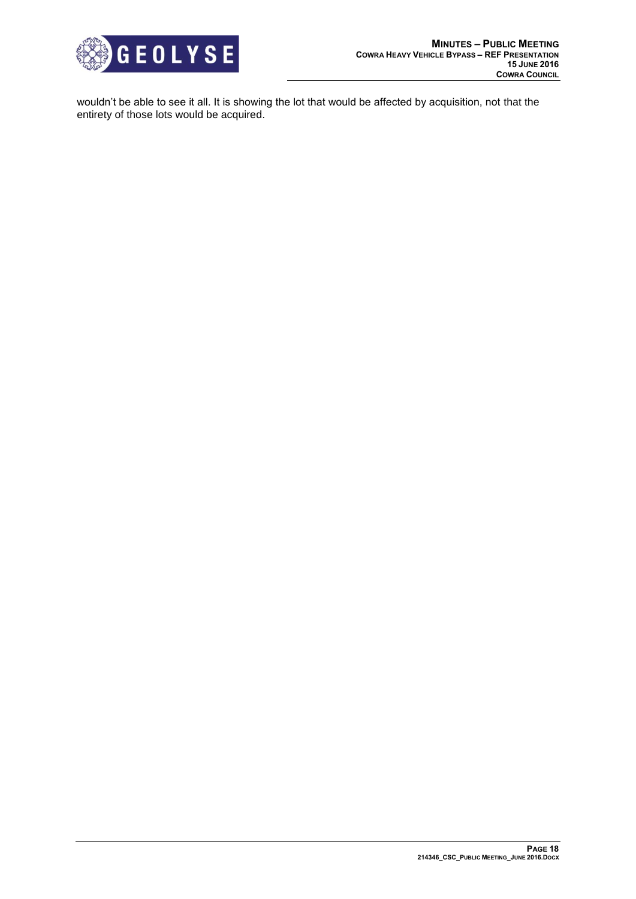wouldn't be able to see it all. It is showing the lot that would be affected by acquisition, not that the entirety of those lots would be acquired.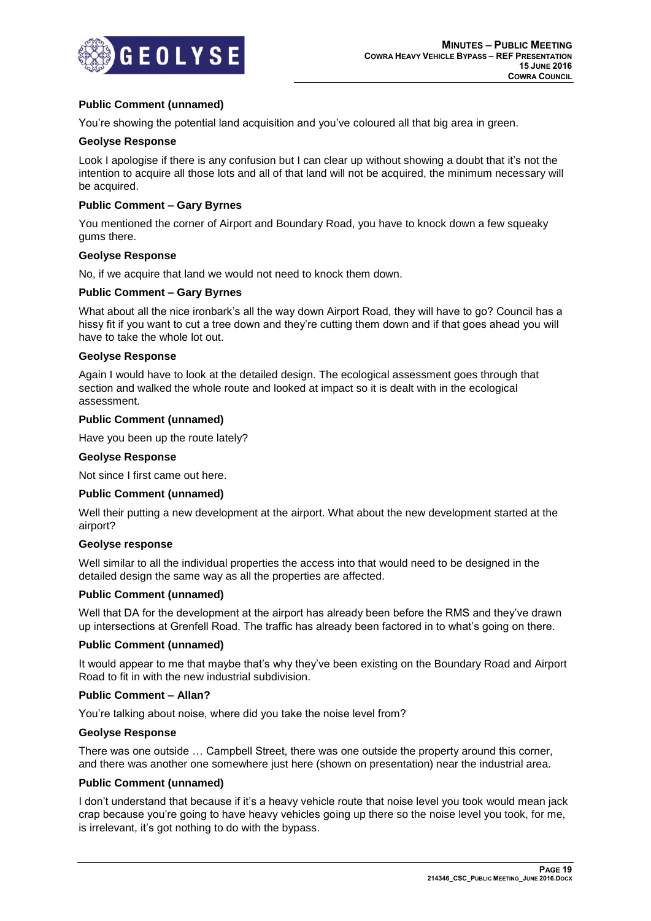**Public Comment (unnamed)**

You're showing the potential land acquisition and you've coloured all that big area in green.

**Geolyse Response**

Look I apologise if there is any confusion but I can clear up without showing a doubt that it's not the intention to acquire all those lots and all of that land will not be acquired, the minimum necessary will be acquired.

**Public Comment – Gary Byrnes**

You mentioned the corner of Airport and Boundary Road, you have to knock down a few squeaky gums there.

**Geolyse Response**

No, if we acquire that land we would not need to knock them down.

**Public Comment – Gary Byrnes**

What about all the nice ironbark's all the way down Airport Road, they will have to go? Council has a hissy fit if you want to cut a tree down and they're cutting them down and if that goes ahead you will have to take the whole lot out.

**Geolyse Response**

Again I would have to look at the detailed design. The ecological assessment goes through that section and walked the whole route and looked at impact so it is dealt with in the ecological assessment.

**Public Comment (unnamed)**

Have you been up the route lately?

**Geolyse Response**

Not since I first came out here.

**Public Comment (unnamed)**

Well their putting a new development at the airport. What about the new development started at the airport?

**Geolyse response**

Well similar to all the individual properties the access into that would need to be designed in the detailed design the same way as all the properties are affected.

**Public Comment (unnamed)**

Well that DA for the development at the airport has already been before the RMS and they've drawn up intersections at Grenfell Road. The traffic has already been factored in to what's going on there.

**Public Comment (unnamed)**

It would appear to me that maybe that's why they've been existing on the Boundary Road and Airport Road to fit in with the new industrial subdivision.

**Public Comment – Allan?**

You're talking about noise, where did you take the noise level from?

**Geolyse Response**

There was one outside … Campbell Street, there was one outside the property around this corner, and there was another one somewhere just here (shown on presentation) near the industrial area.

**Public Comment (unnamed)**

I don't understand that because if it's a heavy vehicle route that noise level you took would mean jack crap because you're going to have heavy vehicles going up there so the noise level you took, for me, is irrelevant, it's got nothing to do with the bypass.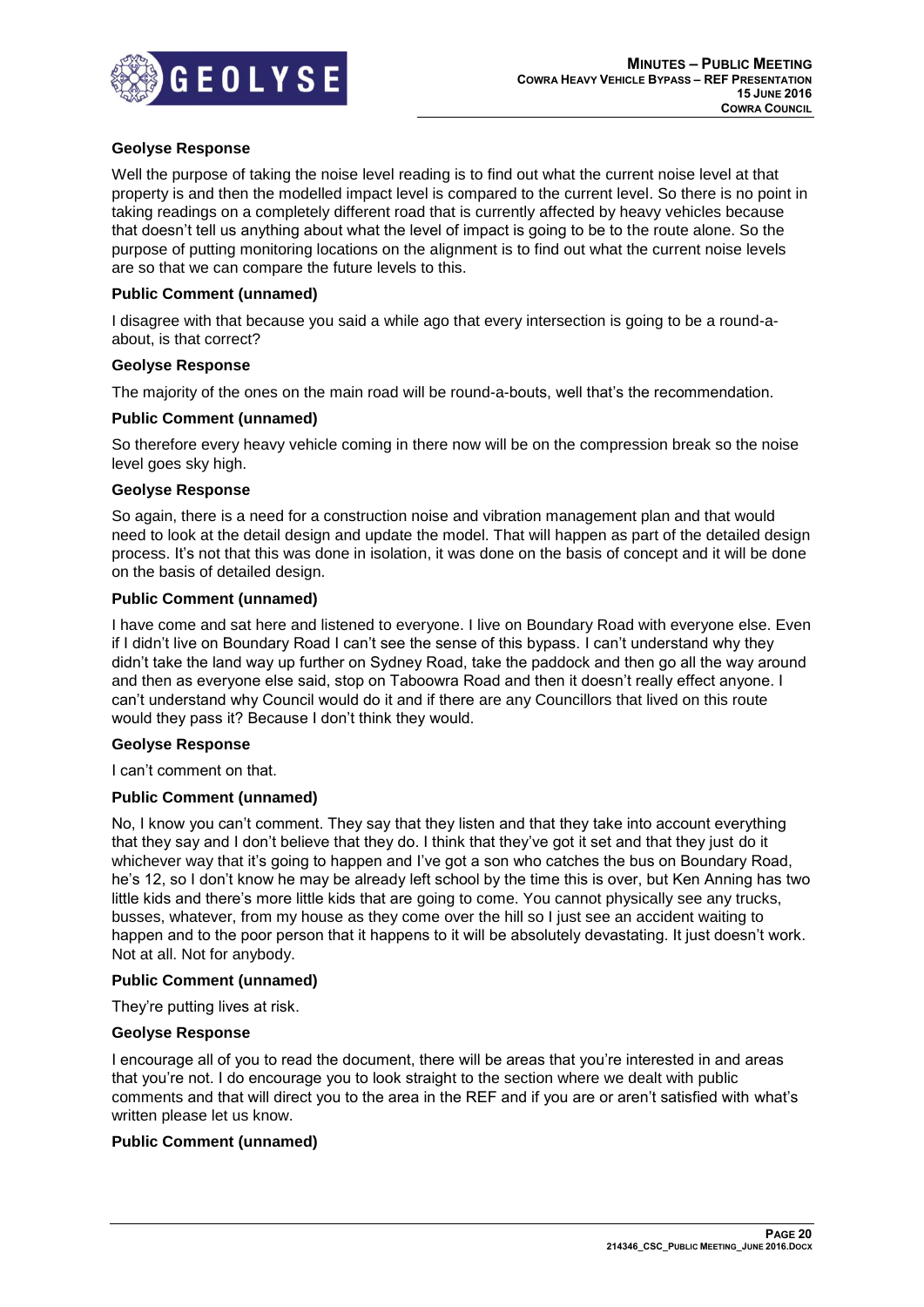**Geolyse Response**

Well the purpose of taking the noise level reading is to find out what the current noise level at that property is and then the modelled impact level is compared to the current level. So there is no point in taking readings on a completely different road that is currently affected by heavy vehicles because that doesn't tell us anything about what the level of impact is going to be to the route alone. So the purpose of putting monitoring locations on the alignment is to find out what the current noise levels are so that we can compare the future levels to this.

**Public Comment (unnamed)**

I disagree with that because you said a while ago that every intersection is going to be a round-a-about, is that correct?

**Geolyse Response**

The majority of the ones on the main road will be round-a-bouts, well that's the recommendation.

**Public Comment (unnamed)**

So therefore every heavy vehicle coming in there now will be on the compression break so the noise level goes sky high.

**Geolyse Response**

So again, there is a need for a construction noise and vibration management plan and that would need to look at the detail design and update the model. That will happen as part of the detailed design process. It's not that this was done in isolation, it was done on the basis of concept and it will be done on the basis of detailed design.

**Public Comment (unnamed)**

I have come and sat here and listened to everyone. I live on Boundary Road with everyone else. Even if I didn't live on Boundary Road I can't see the sense of this bypass. I can't understand why they didn't take the land way up further on Sydney Road, take the paddock and then go all the way around and then as everyone else said, stop on Taboowra Road and then it doesn't really effect anyone. I can't understand why Council would do it and if there are any Councillors that lived on this route would they pass it? Because I don't think they would.

**Geolyse Response**

I can't comment on that.

**Public Comment (unnamed)**

No, I know you can't comment. They say that they listen and that they take into account everything that they say and I don't believe that they do. I think that they've got it set and that they just do it whichever way that it's going to happen and I've got a son who catches the bus on Boundary Road, he's 12, so I don't know he may be already left school by the time this is over, but Ken Anning has two little kids and there's more little kids that are going to come. You cannot physically see any trucks, busses, whatever, from my house as they come over the hill so I just see an accident waiting to happen and to the poor person that it happens to it will be absolutely devastating. It just doesn't work. Not at all. Not for anybody.

**Public Comment (unnamed)**

They're putting lives at risk.

**Geolyse Response**

I encourage all of you to read the document, there will be areas that you're interested in and areas that you're not. I do encourage you to look straight to the section where we dealt with public comments and that will direct you to the area in the REF and if you are or aren't satisfied with what's written please let us know.

**Public Comment (unnamed)**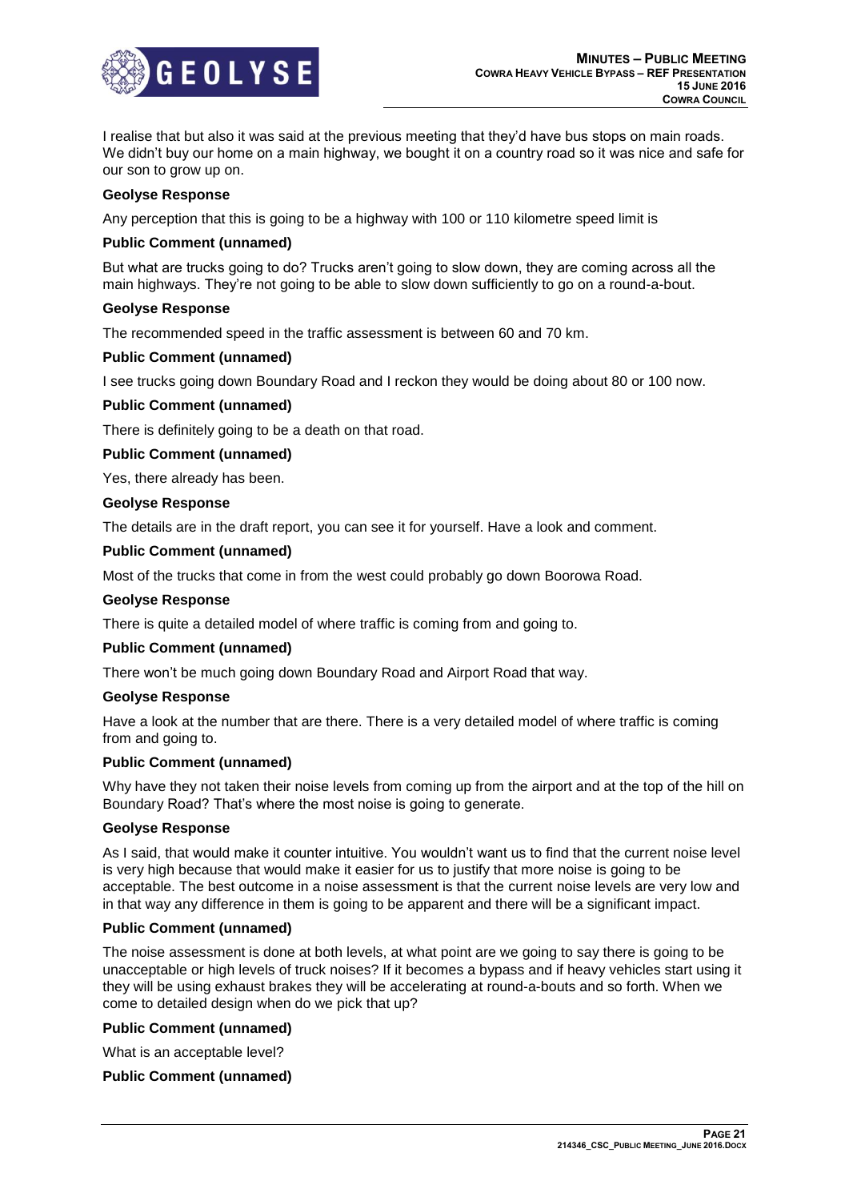I realise that but also it was said at the previous meeting that they'd have bus stops on main roads. We didn't buy our home on a main highway, we bought it on a country road so it was nice and safe for our son to grow up on.

**Geolyse Response**

Any perception that this is going to be a highway with 100 or 110 kilometre speed limit is

**Public Comment (unnamed)**

But what are trucks going to do? Trucks aren't going to slow down, they are coming across all the main highways. They're not going to be able to slow down sufficiently to go on a round-a-bout.

**Geolyse Response**

The recommended speed in the traffic assessment is between 60 and 70 km.

**Public Comment (unnamed)**

I see trucks going down Boundary Road and I reckon they would be doing about 80 or 100 now.

**Public Comment (unnamed)**

There is definitely going to be a death on that road.

**Public Comment (unnamed)**

Yes, there already has been.

**Geolyse Response**

The details are in the draft report, you can see it for yourself. Have a look and comment.

**Public Comment (unnamed)**

Most of the trucks that come in from the west could probably go down Boorowa Road.

**Geolyse Response**

There is quite a detailed model of where traffic is coming from and going to.

**Public Comment (unnamed)**

There won't be much going down Boundary Road and Airport Road that way.

**Geolyse Response**

Have a look at the number that are there. There is a very detailed model of where traffic is coming from and going to.

**Public Comment (unnamed)**

Why have they not taken their noise levels from coming up from the airport and at the top of the hill on Boundary Road? That's where the most noise is going to generate.

**Geolyse Response**

As I said, that would make it counter intuitive. You wouldn't want us to find that the current noise level is very high because that would make it easier for us to justify that more noise is going to be acceptable. The best outcome in a noise assessment is that the current noise levels are very low and in that way any difference in them is going to be apparent and there will be a significant impact.

**Public Comment (unnamed)**

The noise assessment is done at both levels, at what point are we going to say there is going to be unacceptable or high levels of truck noises? If it becomes a bypass and if heavy vehicles start using it they will be using exhaust brakes they will be accelerating at round-a-bouts and so forth. When we come to detailed design when do we pick that up?

**Public Comment (unnamed)**

What is an acceptable level?

**Public Comment (unnamed)**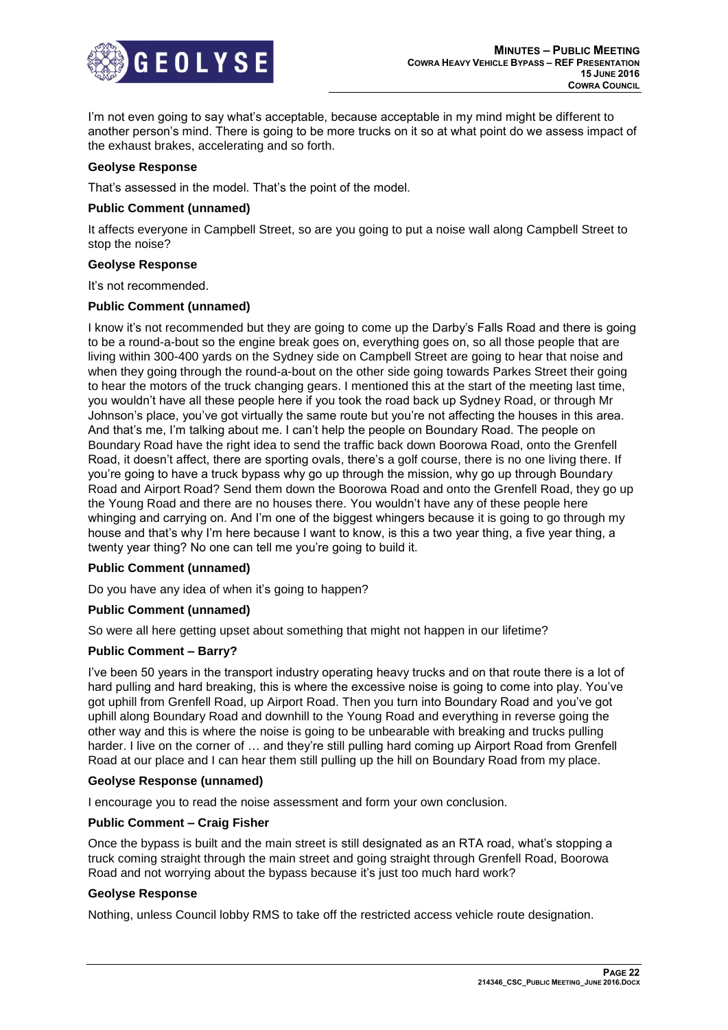I'm not even going to say what's acceptable, because acceptable in my mind might be different to another person's mind. There is going to be more trucks on it so at what point do we assess impact of the exhaust brakes, accelerating and so forth.

**Geolyse Response**

That's assessed in the model. That's the point of the model.

**Public Comment (unnamed)**

It affects everyone in Campbell Street, so are you going to put a noise wall along Campbell Street to stop the noise?

**Geolyse Response**

It's not recommended.

**Public Comment (unnamed)**

I know it's not recommended but they are going to come up the Darby's Falls Road and there is going to be a round-a-bout so the engine break goes on, everything goes on, so all those people that are living within 300-400 yards on the Sydney side on Campbell Street are going to hear that noise and when they going through the round-a-bout on the other side going towards Parkes Street their going to hear the motors of the truck changing gears. I mentioned this at the start of the meeting last time, you wouldn't have all these people here if you took the road back up Sydney Road, or through Mr Johnson's place, you've got virtually the same route but you're not affecting the houses in this area. And that's me, I'm talking about me. I can't help the people on Boundary Road. The people on Boundary Road have the right idea to send the traffic back down Boorowa Road, onto the Grenfell Road, it doesn't affect, there are sporting ovals, there's a golf course, there is no one living there. If you're going to have a truck bypass why go up through the mission, why go up through Boundary Road and Airport Road? Send them down the Boorowa Road and onto the Grenfell Road, they go up the Young Road and there are no houses there. You wouldn't have any of these people here whinging and carrying on. And I'm one of the biggest whingers because it is going to go through my house and that's why I'm here because I want to know, is this a two year thing, a five year thing, a twenty year thing? No one can tell me you're going to build it.

**Public Comment (unnamed)**

Do you have any idea of when it's going to happen?

**Public Comment (unnamed)**

So were all here getting upset about something that might not happen in our lifetime?

**Public Comment – Barry?**

I've been 50 years in the transport industry operating heavy trucks and on that route there is a lot of hard pulling and hard breaking, this is where the excessive noise is going to come into play. You've got uphill from Grenfell Road, up Airport Road. Then you turn into Boundary Road and you've got uphill along Boundary Road and downhill to the Young Road and everything in reverse going the other way and this is where the noise is going to be unbearable with breaking and trucks pulling harder. I live on the corner of … and they're still pulling hard coming up Airport Road from Grenfell Road at our place and I can hear them still pulling up the hill on Boundary Road from my place.

**Geolyse Response (unnamed)**

I encourage you to read the noise assessment and form your own conclusion.

**Public Comment – Craig Fisher**

Once the bypass is built and the main street is still designated as an RTA road, what's stopping a truck coming straight through the main street and going straight through Grenfell Road, Boorowa Road and not worrying about the bypass because it's just too much hard work?

**Geolyse Response**

Nothing, unless Council lobby RMS to take off the restricted access vehicle route designation.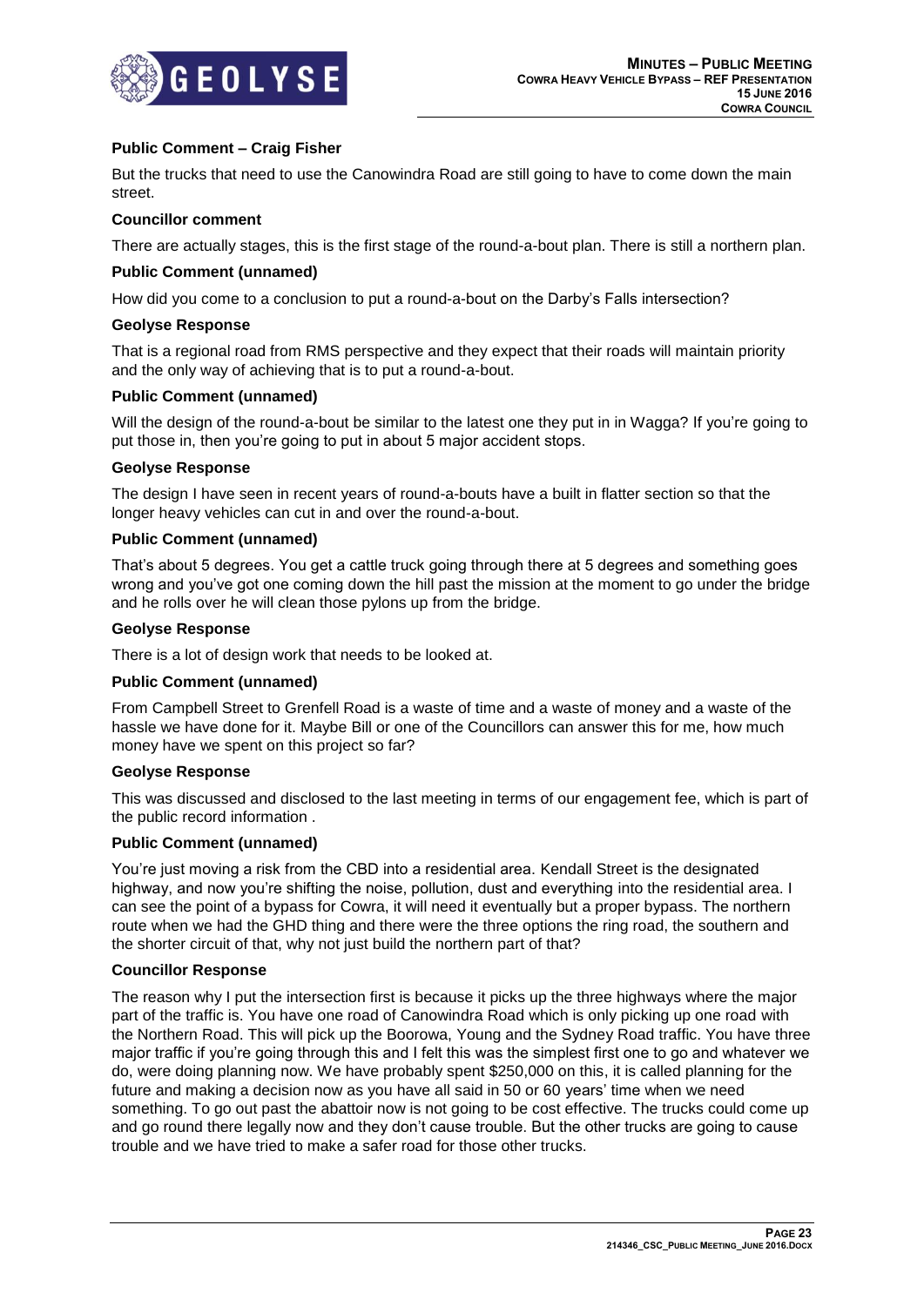**Public Comment – Craig Fisher**

But the trucks that need to use the Canowindra Road are still going to have to come down the main street.

**Councillor comment**

There are actually stages, this is the first stage of the round-a-bout plan. There is still a northern plan.

**Public Comment (unnamed)**

How did you come to a conclusion to put a round-a-bout on the Darby's Falls intersection?

**Geolyse Response**

That is a regional road from RMS perspective and they expect that their roads will maintain priority and the only way of achieving that is to put a round-a-bout.

**Public Comment (unnamed)**

Will the design of the round-a-bout be similar to the latest one they put in in Wagga? If you're going to put those in, then you're going to put in about 5 major accident stops.

**Geolyse Response**

The design I have seen in recent years of round-a-bouts have a built in flatter section so that the longer heavy vehicles can cut in and over the round-a-bout.

**Public Comment (unnamed)**

That's about 5 degrees. You get a cattle truck going through there at 5 degrees and something goes wrong and you've got one coming down the hill past the mission at the moment to go under the bridge and he rolls over he will clean those pylons up from the bridge.

**Geolyse Response**

There is a lot of design work that needs to be looked at.

**Public Comment (unnamed)**

From Campbell Street to Grenfell Road is a waste of time and a waste of money and a waste of the hassle we have done for it. Maybe Bill or one of the Councillors can answer this for me, how much money have we spent on this project so far?

**Geolyse Response**

This was discussed and disclosed to the last meeting in terms of our engagement fee, which is part of the public record information .

**Public Comment (unnamed)**

You're just moving a risk from the CBD into a residential area. Kendall Street is the designated highway, and now you're shifting the noise, pollution, dust and everything into the residential area. I can see the point of a bypass for Cowra, it will need it eventually but a proper bypass. The northern route when we had the GHD thing and there were the three options the ring road, the southern and the shorter circuit of that, why not just build the northern part of that?

**Councillor Response**

The reason why I put the intersection first is because it picks up the three highways where the major part of the traffic is. You have one road of Canowindra Road which is only picking up one road with the Northern Road. This will pick up the Boorowa, Young and the Sydney Road traffic. You have three major traffic if you're going through this and I felt this was the simplest first one to go and whatever we do, were doing planning now. We have probably spent $250,000 on this, it is called planning for the future and making a decision now as you have all said in 50 or 60 years' time when we need something. To go out past the abattoir now is not going to be cost effective. The trucks could come up and go round there legally now and they don't cause trouble. But the other trucks are going to cause trouble and we have tried to make a safer road for those other trucks.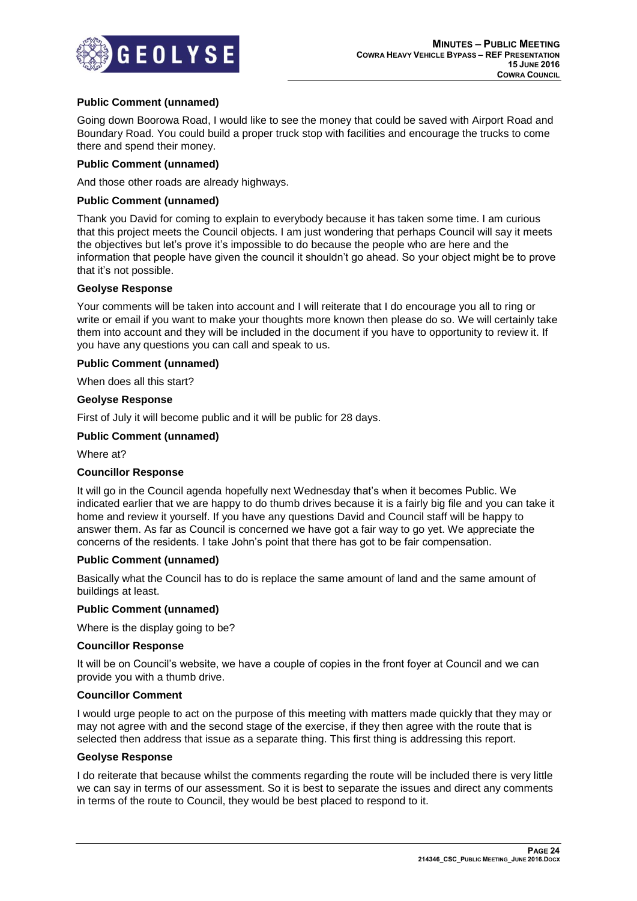**Public Comment (unnamed)**

Going down Boorowa Road, I would like to see the money that could be saved with Airport Road and Boundary Road. You could build a proper truck stop with facilities and encourage the trucks to come there and spend their money.

**Public Comment (unnamed)**

And those other roads are already highways.

**Public Comment (unnamed)**

Thank you David for coming to explain to everybody because it has taken some time. I am curious that this project meets the Council objects. I am just wondering that perhaps Council will say it meets the objectives but let's prove it's impossible to do because the people who are here and the information that people have given the council it shouldn't go ahead. So your object might be to prove that it's not possible.

**Geolyse Response**

Your comments will be taken into account and I will reiterate that I do encourage you all to ring or write or email if you want to make your thoughts more known then please do so. We will certainly take them into account and they will be included in the document if you have to opportunity to review it. If you have any questions you can call and speak to us.

**Public Comment (unnamed)**

When does all this start?

**Geolyse Response**

First of July it will become public and it will be public for 28 days.

**Public Comment (unnamed)**

Where at?

**Councillor Response**

It will go in the Council agenda hopefully next Wednesday that's when it becomes Public. We indicated earlier that we are happy to do thumb drives because it is a fairly big file and you can take it home and review it yourself. If you have any questions David and Council staff will be happy to answer them. As far as Council is concerned we have got a fair way to go yet. We appreciate the concerns of the residents. I take John's point that there has got to be fair compensation.

**Public Comment (unnamed)**

Basically what the Council has to do is replace the same amount of land and the same amount of buildings at least.

**Public Comment (unnamed)**

Where is the display going to be?

**Councillor Response**

It will be on Council's website, we have a couple of copies in the front foyer at Council and we can provide you with a thumb drive.

**Councillor Comment**

I would urge people to act on the purpose of this meeting with matters made quickly that they may or may not agree with and the second stage of the exercise, if they then agree with the route that is selected then address that issue as a separate thing. This first thing is addressing this report.

**Geolyse Response**

I do reiterate that because whilst the comments regarding the route will be included there is very little we can say in terms of our assessment. So it is best to separate the issues and direct any comments in terms of the route to Council, they would be best placed to respond to it.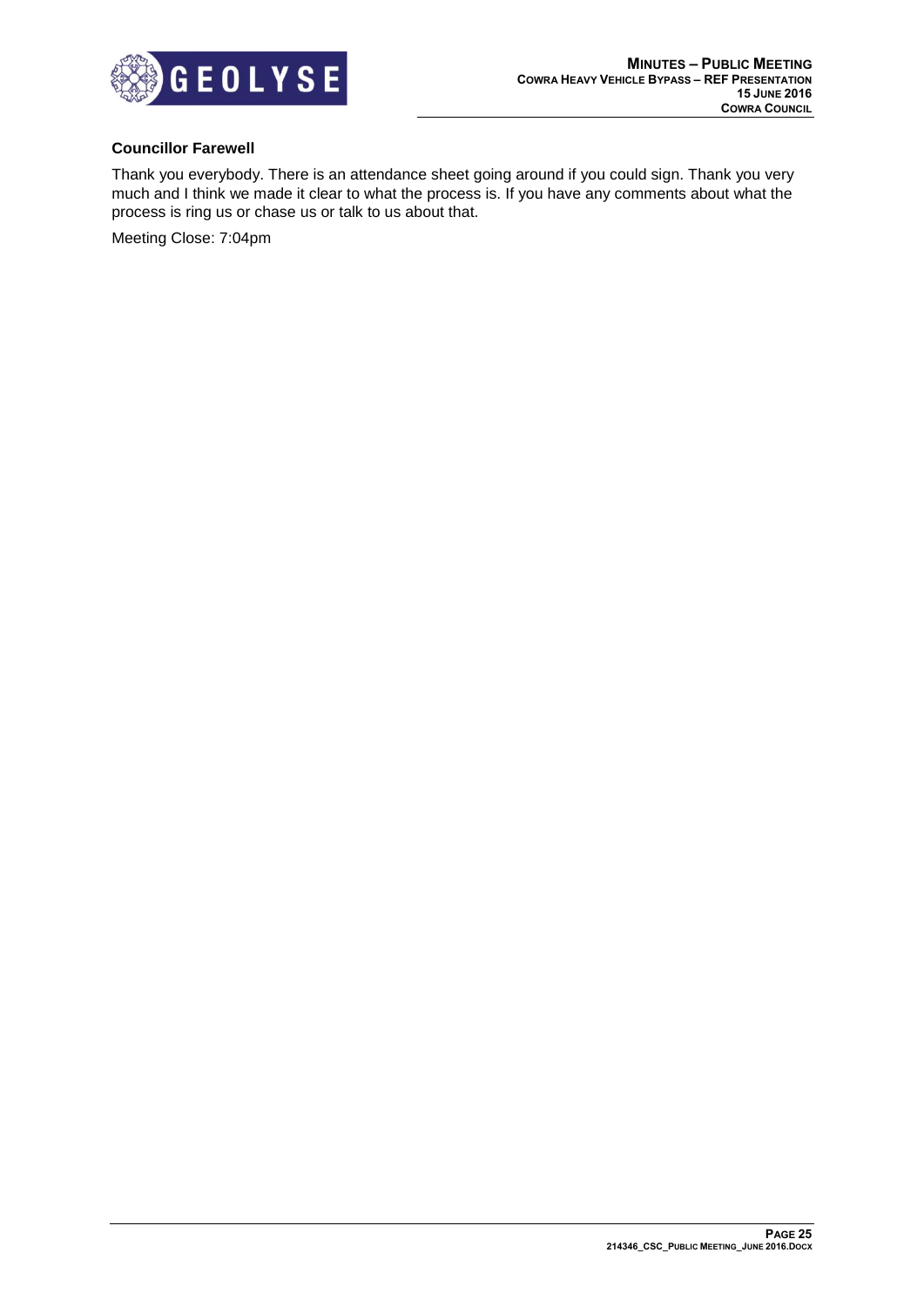**Councillor Farewell**

Thank you everybody. There is an attendance sheet going around if you could sign. Thank you very much and I think we made it clear to what the process is. If you have any comments about what the process is ring us or chase us or talk to us about that.

Meeting Close: 7:04pm